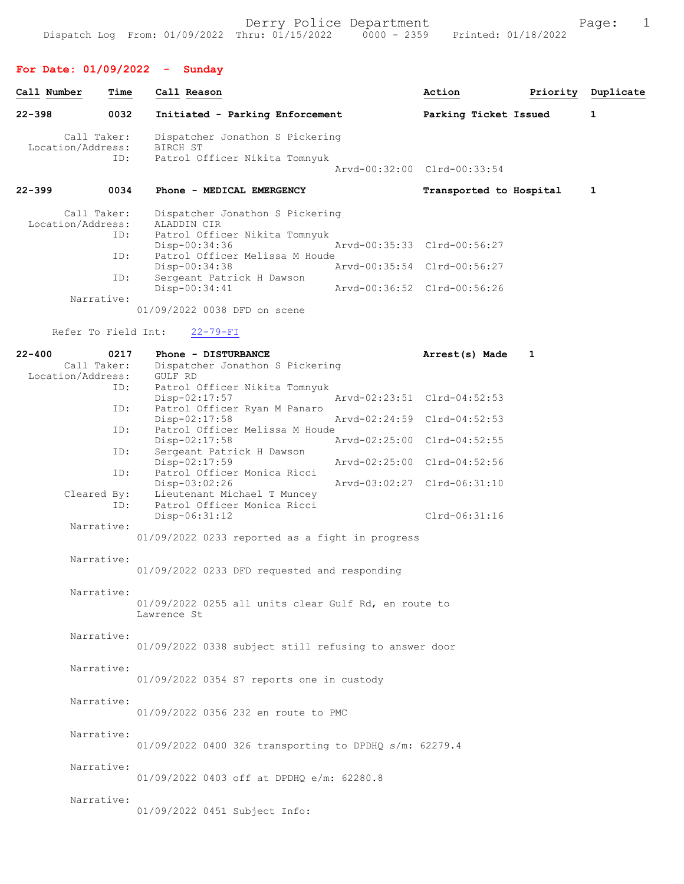Derry Police Department

Dispatch Log From: 01/09/2022 Thru: 01/15/2022 0000 - 2359 Printed: 01/18/2022

## For Date: 01/09/2022 - Sunday

| Call Number | Time | Call Reason | Action | Priority | Duplicate |
|---|---|---|---|---|---|

**22-398** 0032 **Initiated - Parking Enforcement** — **Parking Ticket Issued** 1

Call Taker: Dispatcher Jonathon S Pickering
Location/Address: BIRCH ST
ID: Patrol Officer Nikita Tomnyuk
Arvd-00:32:00 Clrd-00:33:54

**22-399** 0034 **Phone - MEDICAL EMERGENCY** — **Transported to Hospital** 1

Call Taker: Dispatcher Jonathon S Pickering
Location/Address: ALADDIN CIR
ID: Patrol Officer Nikita Tomnyuk
Disp-00:34:36 Arvd-00:35:33 Clrd-00:56:27
ID: Patrol Officer Melissa M Houde
Disp-00:34:38 Arvd-00:35:54 Clrd-00:56:27
ID: Sergeant Patrick H Dawson
Disp-00:34:41 Arvd-00:36:52 Clrd-00:56:26
Narrative:
01/09/2022 0038 DFD on scene

Refer To Field Int: 22-79-FI

**22-400** 0217 **Phone - DISTURBANCE** — **Arrest(s) Made** 1

Call Taker: Dispatcher Jonathon S Pickering
Location/Address: GULF RD
ID: Patrol Officer Nikita Tomnyuk
Disp-02:17:57 Arvd-02:23:51 Clrd-04:52:53
ID: Patrol Officer Ryan M Panaro
Disp-02:17:58 Arvd-02:24:59 Clrd-04:52:53
ID: Patrol Officer Melissa M Houde
Disp-02:17:58 Arvd-02:25:00 Clrd-04:52:55
ID: Sergeant Patrick H Dawson
Disp-02:17:59 Arvd-02:25:00 Clrd-04:52:56
ID: Patrol Officer Monica Ricci
Disp-03:02:26 Arvd-03:02:27 Clrd-06:31:10
Cleared By: Lieutenant Michael T Muncey
ID: Patrol Officer Monica Ricci
Disp-06:31:12 Clrd-06:31:16

Narrative:
01/09/2022 0233 reported as a fight in progress

Narrative:
01/09/2022 0233 DFD requested and responding

Narrative:
01/09/2022 0255 all units clear Gulf Rd, en route to Lawrence St

Narrative:
01/09/2022 0338 subject still refusing to answer door

Narrative:
01/09/2022 0354 S7 reports one in custody

Narrative:
01/09/2022 0356 232 en route to PMC

Narrative:
01/09/2022 0400 326 transporting to DPDHQ s/m: 62279.4

Narrative:
01/09/2022 0403 off at DPDHQ e/m: 62280.8

Narrative:
01/09/2022 0451 Subject Info: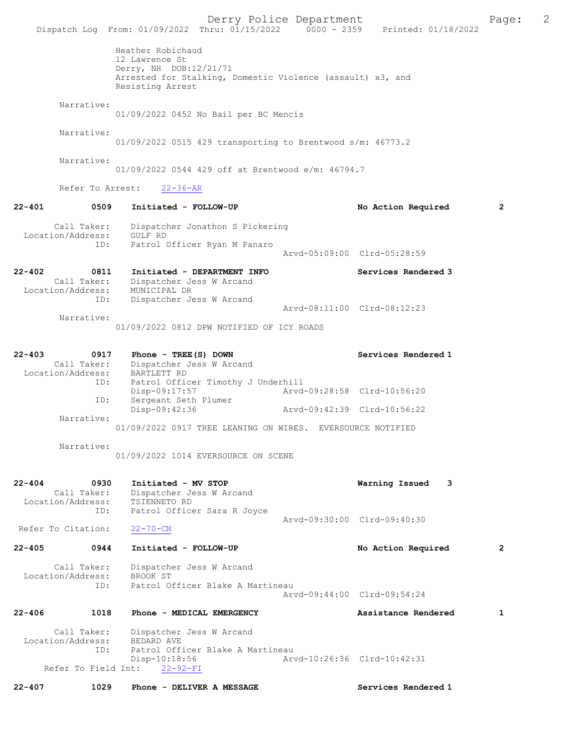Heather Robichaud
12 Lawrence St
Derry, NH DOB:12/21/71
Arrested for Stalking, Domestic Violence (assault) x3, and Resisting Arrest

Narrative:
01/09/2022 0452 No Bail per BC Mencis

Narrative:
01/09/2022 0515 429 transporting to Brentwood s/m: 46773.2

Narrative:
01/09/2022 0544 429 off at Brentwood e/m: 46794.7

Refer To Arrest: 22-36-AR

**22-401 0509 Initiated - FOLLOW-UP — No Action Required 2**

Call Taker: Dispatcher Jonathon S Pickering
Location/Address: GULF RD
ID: Patrol Officer Ryan M Panaro
Arvd-05:09:00 Clrd-05:28:59

**22-402 0811 Initiated - DEPARTMENT INFO — Services Rendered 3**

Call Taker: Dispatcher Jess W Arcand
Location/Address: MUNICIPAL DR
ID: Dispatcher Jess W Arcand
Arvd-08:11:00 Clrd-08:12:23

Narrative:
01/09/2022 0812 DPW NOTIFIED OF ICY ROADS

**22-403 0917 Phone - TREE(S) DOWN — Services Rendered 1**

Call Taker: Dispatcher Jess W Arcand
Location/Address: BARTLETT RD
ID: Patrol Officer Timothy J Underhill
Disp-09:17:57 Arvd-09:28:58 Clrd-10:56:20
ID: Sergeant Seth Plumer
Disp-09:42:36 Arvd-09:42:39 Clrd-10:56:22

Narrative:
01/09/2022 0917 TREE LEANING ON WIRES. EVERSOURCE NOTIFIED

Narrative:
01/09/2022 1014 EVERSOURCE ON SCENE

**22-404 0930 Initiated - MV STOP — Warning Issued 3**

Call Taker: Dispatcher Jess W Arcand
Location/Address: TSIENNETO RD
ID: Patrol Officer Sara R Joyce
Arvd-09:30:00 Clrd-09:40:30

Refer To Citation: 22-70-CN

**22-405 0944 Initiated - FOLLOW-UP — No Action Required 2**

Call Taker: Dispatcher Jess W Arcand
Location/Address: BROOK ST
ID: Patrol Officer Blake A Martineau
Arvd-09:44:00 Clrd-09:54:24

**22-406 1018 Phone - MEDICAL EMERGENCY — Assistance Rendered 1**

Call Taker: Dispatcher Jess W Arcand
Location/Address: BEDARD AVE
ID: Patrol Officer Blake A Martineau
Disp-10:18:56 Arvd-10:26:36 Clrd-10:42:31

Refer To Field Int: 22-92-FI

**22-407 1029 Phone - DELIVER A MESSAGE — Services Rendered 1**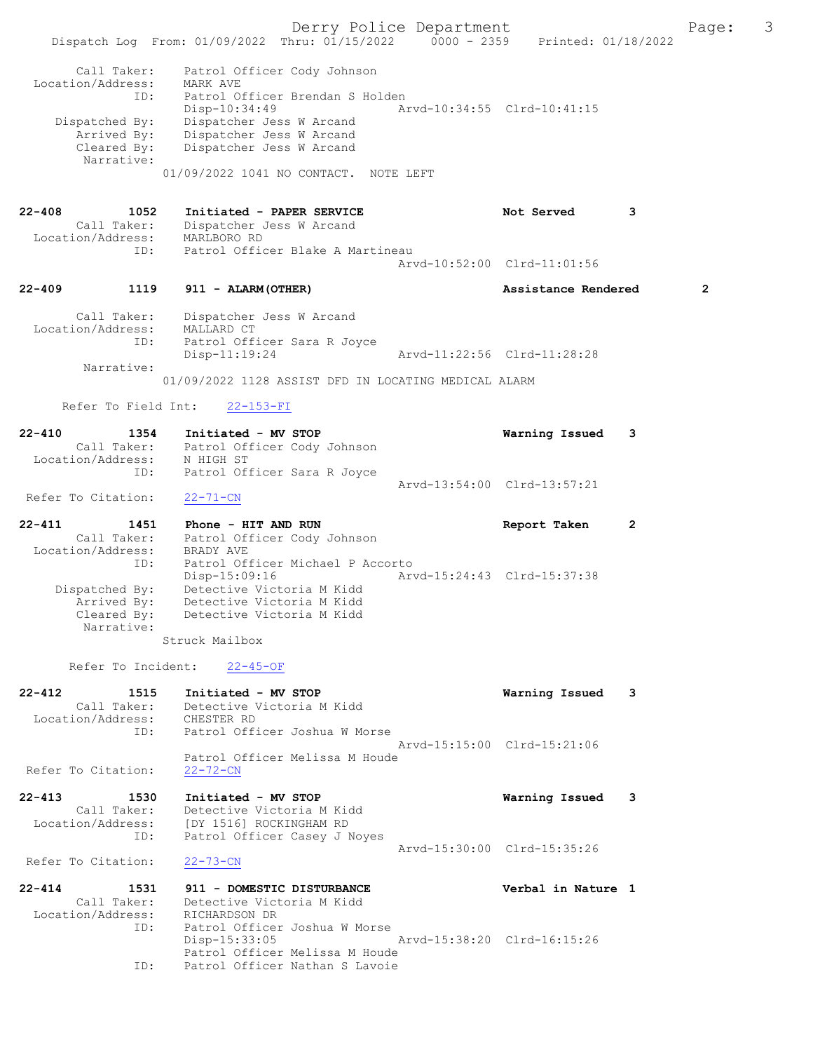```
        Call Taker:    Patrol Officer Cody Johnson
  Location/Address:    MARK AVE
                ID:    Patrol Officer Brendan S Holden
                       Disp-10:34:49                 Arvd-10:34:55  Clrd-10:41:15
     Dispatched By:    Dispatcher Jess W Arcand
        Arrived By:    Dispatcher Jess W Arcand
        Cleared By:    Dispatcher Jess W Arcand
         Narrative:
                    01/09/2022 1041 NO CONTACT.  NOTE LEFT

22-408         1052    Initiated - PAPER SERVICE                    Not Served       3
        Call Taker:    Dispatcher Jess W Arcand
  Location/Address:    MARLBORO RD
                ID:    Patrol Officer Blake A Martineau
                                                     Arvd-10:52:00  Clrd-11:01:56

22-409         1119    911 - ALARM(OTHER)                           Assistance Rendered       2

        Call Taker:    Dispatcher Jess W Arcand
  Location/Address:    MALLARD CT
                ID:    Patrol Officer Sara R Joyce
                       Disp-11:19:24                 Arvd-11:22:56  Clrd-11:28:28
         Narrative:
                    01/09/2022 1128 ASSIST DFD IN LOCATING MEDICAL ALARM

      Refer To Field Int:    22-153-FI

22-410         1354    Initiated - MV STOP                          Warning Issued   3
        Call Taker:    Patrol Officer Cody Johnson
  Location/Address:    N HIGH ST
                ID:    Patrol Officer Sara R Joyce
                                                     Arvd-13:54:00  Clrd-13:57:21
 Refer To Citation:    22-71-CN

22-411         1451    Phone - HIT AND RUN                          Report Taken     2
        Call Taker:    Patrol Officer Cody Johnson
  Location/Address:    BRADY AVE
                ID:    Patrol Officer Michael P Accorto
                       Disp-15:09:16                 Arvd-15:24:43  Clrd-15:37:38
     Dispatched By:    Detective Victoria M Kidd
        Arrived By:    Detective Victoria M Kidd
        Cleared By:    Detective Victoria M Kidd
         Narrative:
                    Struck Mailbox

       Refer To Incident:    22-45-OF

22-412         1515    Initiated - MV STOP                          Warning Issued   3
        Call Taker:    Detective Victoria M Kidd
  Location/Address:    CHESTER RD
                ID:    Patrol Officer Joshua W Morse
                                                     Arvd-15:15:00  Clrd-15:21:06
                       Patrol Officer Melissa M Houde
 Refer To Citation:    22-72-CN

22-413         1530    Initiated - MV STOP                          Warning Issued   3
        Call Taker:    Detective Victoria M Kidd
  Location/Address:    [DY 1516] ROCKINGHAM RD
                ID:    Patrol Officer Casey J Noyes
                                                     Arvd-15:30:00  Clrd-15:35:26
 Refer To Citation:    22-73-CN

22-414         1531    911 - DOMESTIC DISTURBANCE                   Verbal in Nature 1
        Call Taker:    Detective Victoria M Kidd
  Location/Address:    RICHARDSON DR
                ID:    Patrol Officer Joshua W Morse
                       Disp-15:33:05                 Arvd-15:38:20  Clrd-16:15:26
                       Patrol Officer Melissa M Houde
                ID:    Patrol Officer Nathan S Lavoie
```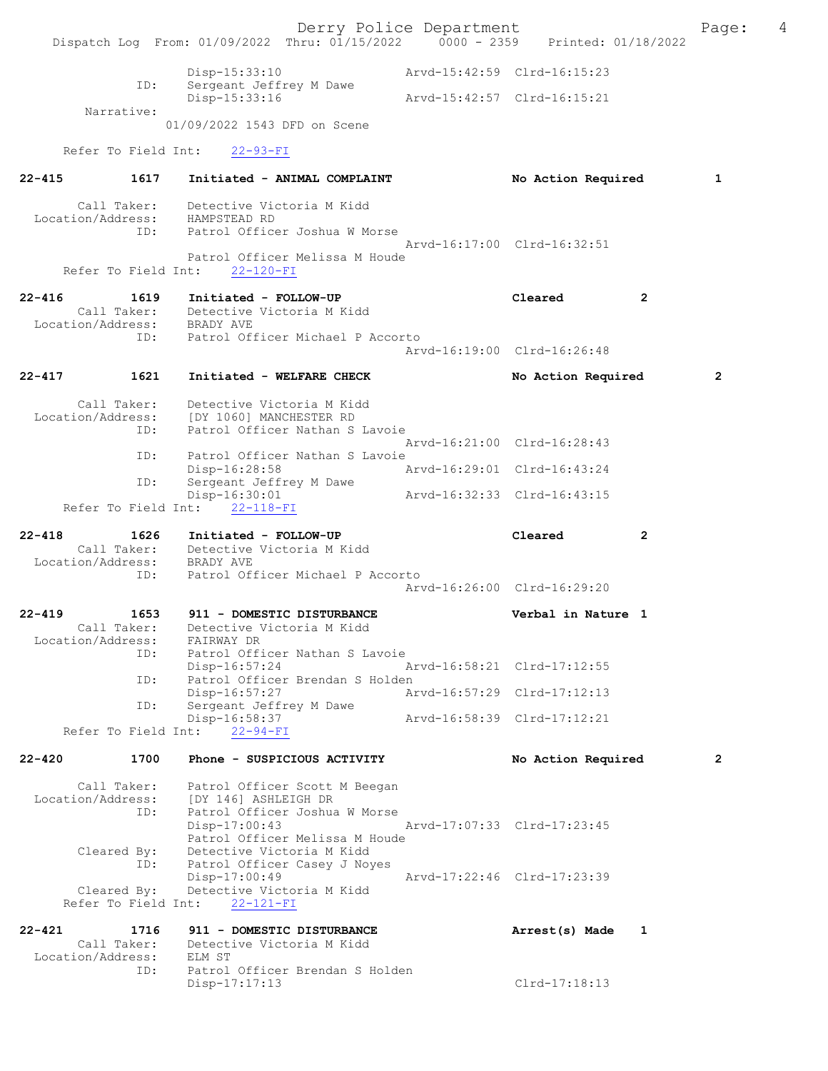Disp-15:33:10 Arvd-15:42:59 Clrd-16:15:23
ID: Sergeant Jeffrey M Dawe
Disp-15:33:16 Arvd-15:42:57 Clrd-16:15:21
Narrative:
01/09/2022 1543 DFD on Scene

Refer To Field Int: 22-93-FI

**22-415 1617 Initiated - ANIMAL COMPLAINT No Action Required 1**

Call Taker: Detective Victoria M Kidd
Location/Address: HAMPSTEAD RD
ID: Patrol Officer Joshua W Morse
Arvd-16:17:00 Clrd-16:32:51
Patrol Officer Melissa M Houde
Refer To Field Int: 22-120-FI

**22-416 1619 Initiated - FOLLOW-UP Cleared 2**
Call Taker: Detective Victoria M Kidd
Location/Address: BRADY AVE
ID: Patrol Officer Michael P Accorto
Arvd-16:19:00 Clrd-16:26:48

**22-417 1621 Initiated - WELFARE CHECK No Action Required 2**

Call Taker: Detective Victoria M Kidd
Location/Address: [DY 1060] MANCHESTER RD
ID: Patrol Officer Nathan S Lavoie
Arvd-16:21:00 Clrd-16:28:43
ID: Patrol Officer Nathan S Lavoie
Disp-16:28:58 Arvd-16:29:01 Clrd-16:43:24
ID: Sergeant Jeffrey M Dawe
Disp-16:30:01 Arvd-16:32:33 Clrd-16:43:15
Refer To Field Int: 22-118-FI

**22-418 1626 Initiated - FOLLOW-UP Cleared 2**
Call Taker: Detective Victoria M Kidd
Location/Address: BRADY AVE
ID: Patrol Officer Michael P Accorto
Arvd-16:26:00 Clrd-16:29:20

**22-419 1653 911 - DOMESTIC DISTURBANCE Verbal in Nature 1**
Call Taker: Detective Victoria M Kidd
Location/Address: FAIRWAY DR
ID: Patrol Officer Nathan S Lavoie
Disp-16:57:24 Arvd-16:58:21 Clrd-17:12:55
ID: Patrol Officer Brendan S Holden
Disp-16:57:27 Arvd-16:57:29 Clrd-17:12:13
ID: Sergeant Jeffrey M Dawe
Disp-16:58:37 Arvd-16:58:39 Clrd-17:12:21
Refer To Field Int: 22-94-FI

**22-420 1700 Phone - SUSPICIOUS ACTIVITY No Action Required 2**

Call Taker: Patrol Officer Scott M Beegan
Location/Address: [DY 146] ASHLEIGH DR
ID: Patrol Officer Joshua W Morse
Disp-17:00:43 Arvd-17:07:33 Clrd-17:23:45
Patrol Officer Melissa M Houde
Cleared By: Detective Victoria M Kidd
ID: Patrol Officer Casey J Noyes
Disp-17:00:49 Arvd-17:22:46 Clrd-17:23:39
Cleared By: Detective Victoria M Kidd
Refer To Field Int: 22-121-FI

**22-421 1716 911 - DOMESTIC DISTURBANCE Arrest(s) Made 1**
Call Taker: Detective Victoria M Kidd
Location/Address: ELM ST
ID: Patrol Officer Brendan S Holden
Disp-17:17:13 Clrd-17:18:13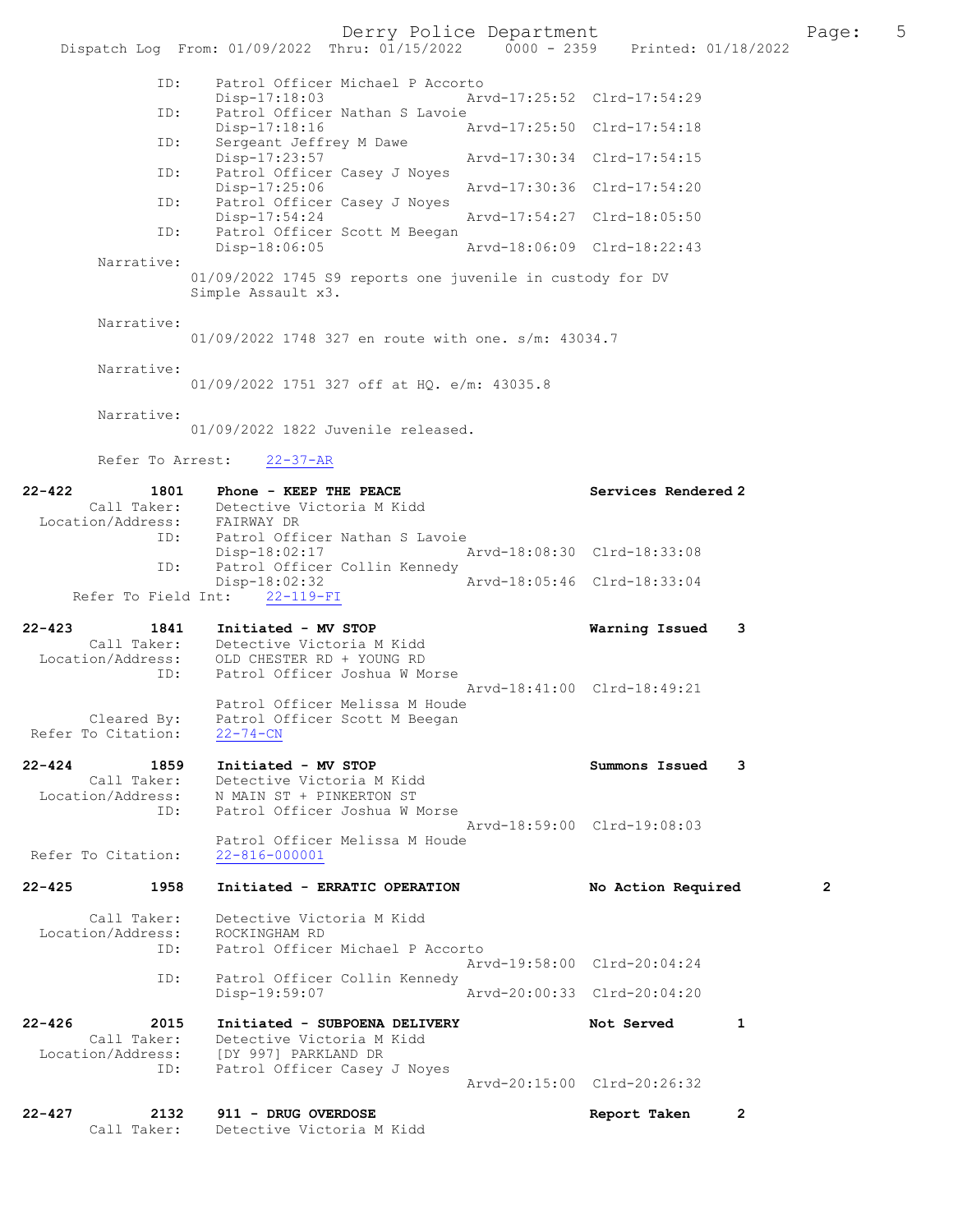```
            ID:      Patrol Officer Michael P Accorto
                     Disp-17:18:03               Arvd-17:25:52  Clrd-17:54:29
            ID:      Patrol Officer Nathan S Lavoie
                     Disp-17:18:16               Arvd-17:25:50  Clrd-17:54:18
            ID:      Sergeant Jeffrey M Dawe
                     Disp-17:23:57               Arvd-17:30:34  Clrd-17:54:15
            ID:      Patrol Officer Casey J Noyes
                     Disp-17:25:06               Arvd-17:30:36  Clrd-17:54:20
            ID:      Patrol Officer Casey J Noyes
                     Disp-17:54:24               Arvd-17:54:27  Clrd-18:05:50
            ID:      Patrol Officer Scott M Beegan
                     Disp-18:06:05               Arvd-18:06:09  Clrd-18:22:43
       Narrative:
                   01/09/2022 1745 S9 reports one juvenile in custody for DV
                   Simple Assault x3.

       Narrative:
                   01/09/2022 1748 327 en route with one. s/m: 43034.7

       Narrative:
                   01/09/2022 1751 327 off at HQ. e/m: 43035.8

       Narrative:
                   01/09/2022 1822 Juvenile released.

       Refer To Arrest:    22-37-AR

22-422        1801    Phone - KEEP THE PEACE                      Services Rendered 2
       Call Taker:    Detective Victoria M Kidd
  Location/Address:   FAIRWAY DR
               ID:    Patrol Officer Nathan S Lavoie
                      Disp-18:02:17               Arvd-18:08:30  Clrd-18:33:08
               ID:    Patrol Officer Collin Kennedy
                      Disp-18:02:32               Arvd-18:05:46  Clrd-18:33:04
     Refer To Field Int:   22-119-FI

22-423        1841    Initiated - MV STOP                         Warning Issued   3
       Call Taker:    Detective Victoria M Kidd
  Location/Address:   OLD CHESTER RD + YOUNG RD
               ID:    Patrol Officer Joshua W Morse
                                                  Arvd-18:41:00  Clrd-18:49:21
                      Patrol Officer Melissa M Houde
       Cleared By:    Patrol Officer Scott M Beegan
  Refer To Citation:  22-74-CN

22-424        1859    Initiated - MV STOP                         Summons Issued   3
       Call Taker:    Detective Victoria M Kidd
  Location/Address:   N MAIN ST + PINKERTON ST
               ID:    Patrol Officer Joshua W Morse
                                                  Arvd-18:59:00  Clrd-19:08:03
                      Patrol Officer Melissa M Houde
  Refer To Citation:  22-816-000001

22-425        1958    Initiated - ERRATIC OPERATION               No Action Required        2

       Call Taker:    Detective Victoria M Kidd
  Location/Address:   ROCKINGHAM RD
               ID:    Patrol Officer Michael P Accorto
                                                  Arvd-19:58:00  Clrd-20:04:24
               ID:    Patrol Officer Collin Kennedy
                      Disp-19:59:07               Arvd-20:00:33  Clrd-20:04:20

22-426        2015    Initiated - SUBPOENA DELIVERY               Not Served       1
       Call Taker:    Detective Victoria M Kidd
  Location/Address:   [DY 997] PARKLAND DR
               ID:    Patrol Officer Casey J Noyes
                                                  Arvd-20:15:00  Clrd-20:26:32

22-427        2132    911 - DRUG OVERDOSE                         Report Taken     2
       Call Taker:    Detective Victoria M Kidd
```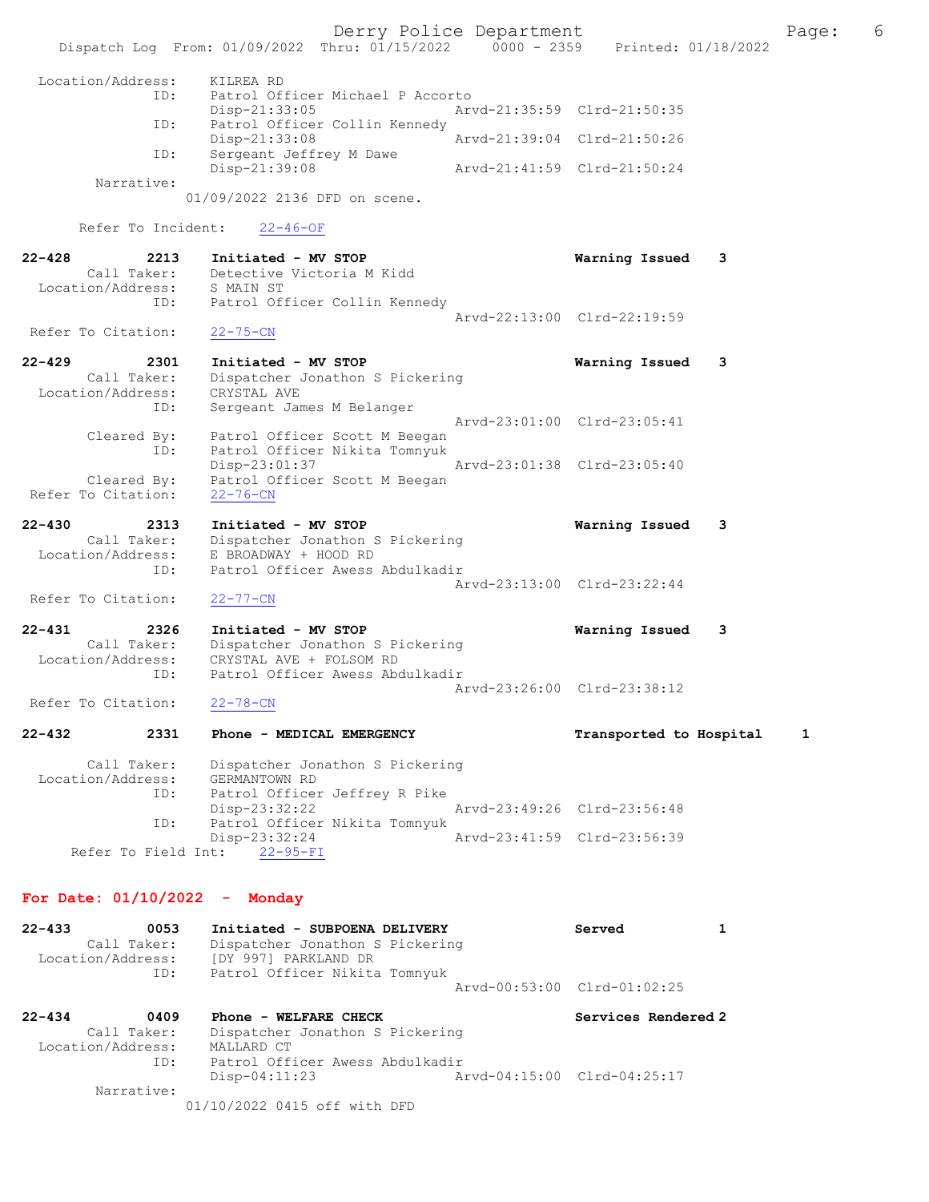```
    Location/Address:    KILREA RD
                  ID:    Patrol Officer Michael P Accorto
                         Disp-21:33:05              Arvd-21:35:59  Clrd-21:50:35
                  ID:    Patrol Officer Collin Kennedy
                         Disp-21:33:08              Arvd-21:39:04  Clrd-21:50:26
                  ID:    Sergeant Jeffrey M Dawe
                         Disp-21:39:08              Arvd-21:41:59  Clrd-21:50:24
           Narrative:
                       01/09/2022 2136 DFD on scene.

        Refer To Incident:    22-46-OF

22-428          2213     Initiated - MV STOP                          Warning Issued    3
         Call Taker:     Detective Victoria M Kidd
    Location/Address:    S MAIN ST
                  ID:    Patrol Officer Collin Kennedy
                                                    Arvd-22:13:00  Clrd-22:19:59
   Refer To Citation:    22-75-CN

22-429          2301     Initiated - MV STOP                          Warning Issued    3
         Call Taker:     Dispatcher Jonathon S Pickering
    Location/Address:    CRYSTAL AVE
                  ID:    Sergeant James M Belanger
                                                    Arvd-23:01:00  Clrd-23:05:41
          Cleared By:    Patrol Officer Scott M Beegan
                  ID:    Patrol Officer Nikita Tomnyuk
                         Disp-23:01:37              Arvd-23:01:38  Clrd-23:05:40
          Cleared By:    Patrol Officer Scott M Beegan
   Refer To Citation:    22-76-CN

22-430          2313     Initiated - MV STOP                          Warning Issued    3
         Call Taker:     Dispatcher Jonathon S Pickering
    Location/Address:    E BROADWAY + HOOD RD
                  ID:    Patrol Officer Awess Abdulkadir
                                                    Arvd-23:13:00  Clrd-23:22:44
   Refer To Citation:    22-77-CN

22-431          2326     Initiated - MV STOP                          Warning Issued    3
         Call Taker:     Dispatcher Jonathon S Pickering
    Location/Address:    CRYSTAL AVE + FOLSOM RD
                  ID:    Patrol Officer Awess Abdulkadir
                                                    Arvd-23:26:00  Clrd-23:38:12
   Refer To Citation:    22-78-CN

22-432          2331     Phone - MEDICAL EMERGENCY                    Transported to Hospital     1

         Call Taker:     Dispatcher Jonathon S Pickering
    Location/Address:    GERMANTOWN RD
                  ID:    Patrol Officer Jeffrey R Pike
                         Disp-23:32:22              Arvd-23:49:26  Clrd-23:56:48
                  ID:    Patrol Officer Nikita Tomnyuk
                         Disp-23:32:24              Arvd-23:41:59  Clrd-23:56:39
      Refer To Field Int:    22-95-FI
```

**For Date: 01/10/2022 - Monday**

```
22-433          0053     Initiated - SUBPOENA DELIVERY                Served            1
         Call Taker:     Dispatcher Jonathon S Pickering
    Location/Address:    [DY 997] PARKLAND DR
                  ID:    Patrol Officer Nikita Tomnyuk
                                                    Arvd-00:53:00  Clrd-01:02:25

22-434          0409     Phone - WELFARE CHECK                        Services Rendered 2
         Call Taker:     Dispatcher Jonathon S Pickering
    Location/Address:    MALLARD CT
                  ID:    Patrol Officer Awess Abdulkadir
                         Disp-04:11:23              Arvd-04:15:00  Clrd-04:25:17
           Narrative:
                       01/10/2022 0415 off with DFD
```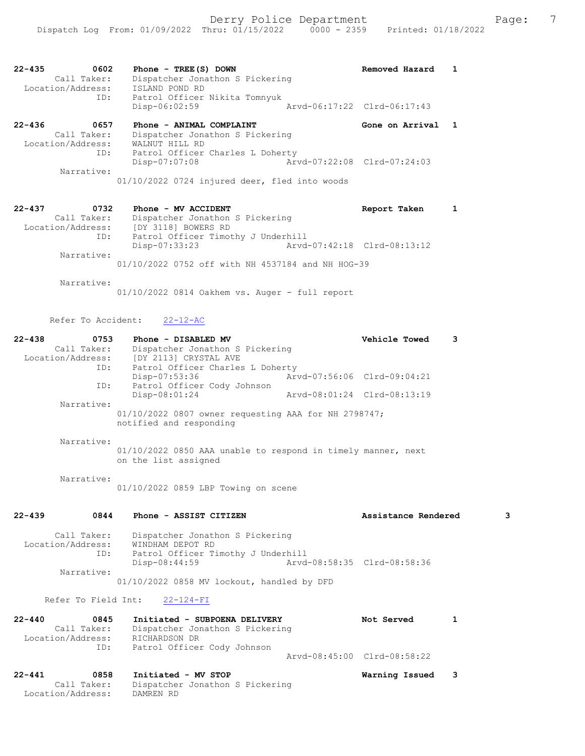22-435 0602 Phone - TREE(S) DOWN Removed Hazard 1
Call Taker: Dispatcher Jonathon S Pickering
Location/Address: ISLAND POND RD
ID: Patrol Officer Nikita Tomnyuk
Disp-06:02:59 Arvd-06:17:22 Clrd-06:17:43

22-436 0657 Phone - ANIMAL COMPLAINT Gone on Arrival 1
Call Taker: Dispatcher Jonathon S Pickering
Location/Address: WALNUT HILL RD
ID: Patrol Officer Charles L Doherty
Disp-07:07:08 Arvd-07:22:08 Clrd-07:24:03
Narrative:
01/10/2022 0724 injured deer, fled into woods

22-437 0732 Phone - MV ACCIDENT Report Taken 1
Call Taker: Dispatcher Jonathon S Pickering
Location/Address: [DY 3118] BOWERS RD
ID: Patrol Officer Timothy J Underhill
Disp-07:33:23 Arvd-07:42:18 Clrd-08:13:12
Narrative:
01/10/2022 0752 off with NH 4537184 and NH HOG-39

Narrative:
01/10/2022 0814 Oakhem vs. Auger - full report

Refer To Accident: 22-12-AC

22-438 0753 Phone - DISABLED MV Vehicle Towed 3
Call Taker: Dispatcher Jonathon S Pickering
Location/Address: [DY 2113] CRYSTAL AVE
ID: Patrol Officer Charles L Doherty
Disp-07:53:36 Arvd-07:56:06 Clrd-09:04:21
ID: Patrol Officer Cody Johnson
Disp-08:01:24 Arvd-08:01:24 Clrd-08:13:19
Narrative:
01/10/2022 0807 owner requesting AAA for NH 2798747; notified and responding

Narrative:
01/10/2022 0850 AAA unable to respond in timely manner, next on the list assigned

Narrative:
01/10/2022 0859 LBP Towing on scene

22-439 0844 Phone - ASSIST CITIZEN Assistance Rendered 3
Call Taker: Dispatcher Jonathon S Pickering
Location/Address: WINDHAM DEPOT RD
ID: Patrol Officer Timothy J Underhill
Disp-08:44:59 Arvd-08:58:35 Clrd-08:58:36
Narrative:
01/10/2022 0858 MV lockout, handled by DFD

Refer To Field Int: 22-124-FI

22-440 0845 Initiated - SUBPOENA DELIVERY Not Served 1
Call Taker: Dispatcher Jonathon S Pickering
Location/Address: RICHARDSON DR
ID: Patrol Officer Cody Johnson
Arvd-08:45:00 Clrd-08:58:22

22-441 0858 Initiated - MV STOP Warning Issued 3
Call Taker: Dispatcher Jonathon S Pickering
Location/Address: DAMREN RD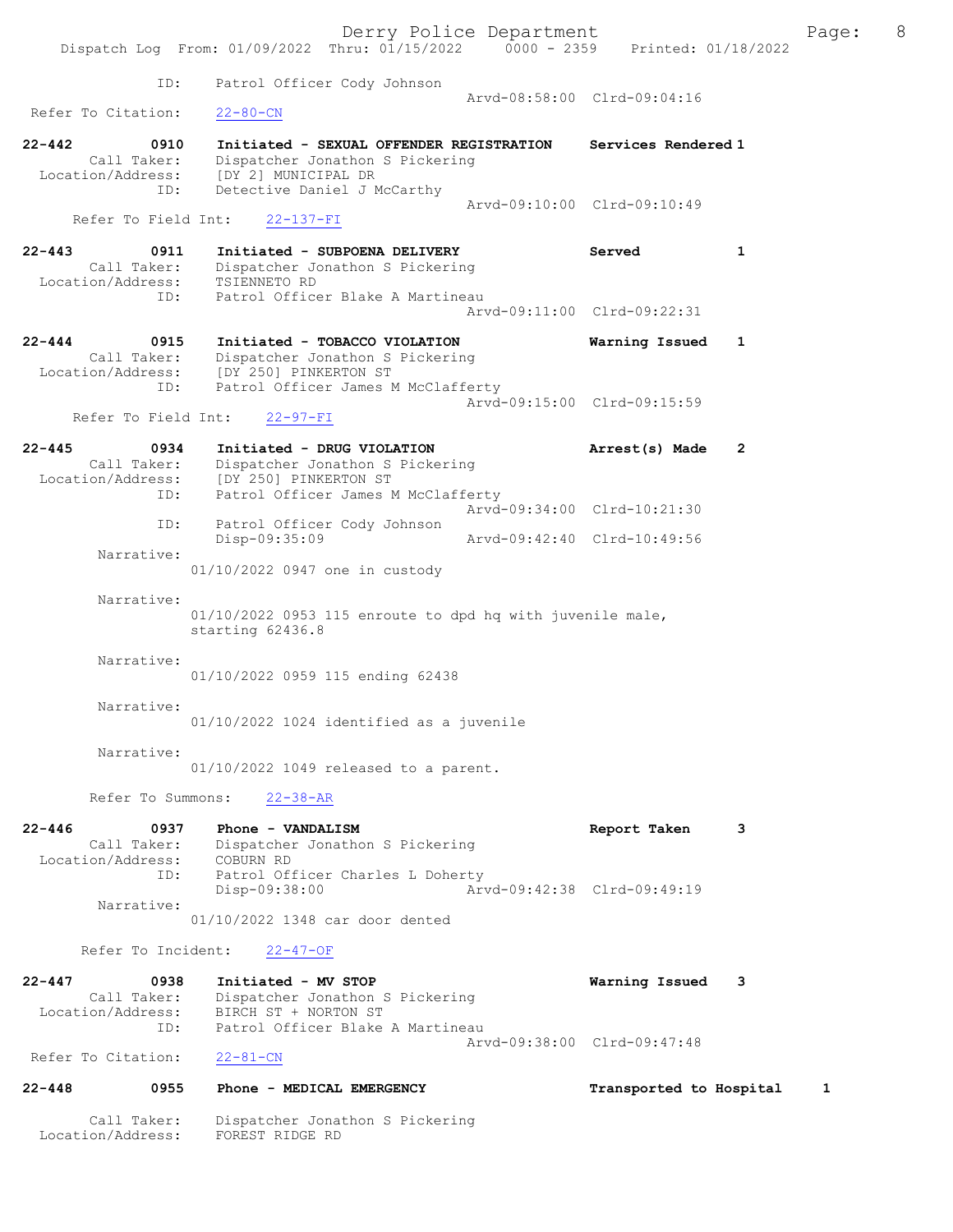ID: Patrol Officer Cody Johnson
Arvd-08:58:00 Clrd-09:04:16
Refer To Citation: 22-80-CN

22-442 0910 Initiated - SEXUAL OFFENDER REGISTRATION Services Rendered 1
Call Taker: Dispatcher Jonathon S Pickering
Location/Address: [DY 2] MUNICIPAL DR
ID: Detective Daniel J McCarthy
Arvd-09:10:00 Clrd-09:10:49
Refer To Field Int: 22-137-FI

22-443 0911 Initiated - SUBPOENA DELIVERY Served 1
Call Taker: Dispatcher Jonathon S Pickering
Location/Address: TSIENNETO RD
ID: Patrol Officer Blake A Martineau
Arvd-09:11:00 Clrd-09:22:31

22-444 0915 Initiated - TOBACCO VIOLATION Warning Issued 1
Call Taker: Dispatcher Jonathon S Pickering
Location/Address: [DY 250] PINKERTON ST
ID: Patrol Officer James M McClafferty
Arvd-09:15:00 Clrd-09:15:59
Refer To Field Int: 22-97-FI

22-445 0934 Initiated - DRUG VIOLATION Arrest(s) Made 2
Call Taker: Dispatcher Jonathon S Pickering
Location/Address: [DY 250] PINKERTON ST
ID: Patrol Officer James M McClafferty
Arvd-09:34:00 Clrd-10:21:30
ID: Patrol Officer Cody Johnson
Disp-09:35:09 Arvd-09:42:40 Clrd-10:49:56
Narrative:
01/10/2022 0947 one in custody

Narrative:
01/10/2022 0953 115 enroute to dpd hq with juvenile male, starting 62436.8

Narrative:
01/10/2022 0959 115 ending 62438

Narrative:
01/10/2022 1024 identified as a juvenile

Narrative:
01/10/2022 1049 released to a parent.

Refer To Summons: 22-38-AR

22-446 0937 Phone - VANDALISM Report Taken 3
Call Taker: Dispatcher Jonathon S Pickering
Location/Address: COBURN RD
ID: Patrol Officer Charles L Doherty
Disp-09:38:00 Arvd-09:42:38 Clrd-09:49:19
Narrative:
01/10/2022 1348 car door dented

Refer To Incident: 22-47-OF

22-447 0938 Initiated - MV STOP Warning Issued 3
Call Taker: Dispatcher Jonathon S Pickering
Location/Address: BIRCH ST + NORTON ST
ID: Patrol Officer Blake A Martineau
Arvd-09:38:00 Clrd-09:47:48
Refer To Citation: 22-81-CN

22-448 0955 Phone - MEDICAL EMERGENCY Transported to Hospital 1
Call Taker: Dispatcher Jonathon S Pickering
Location/Address: FOREST RIDGE RD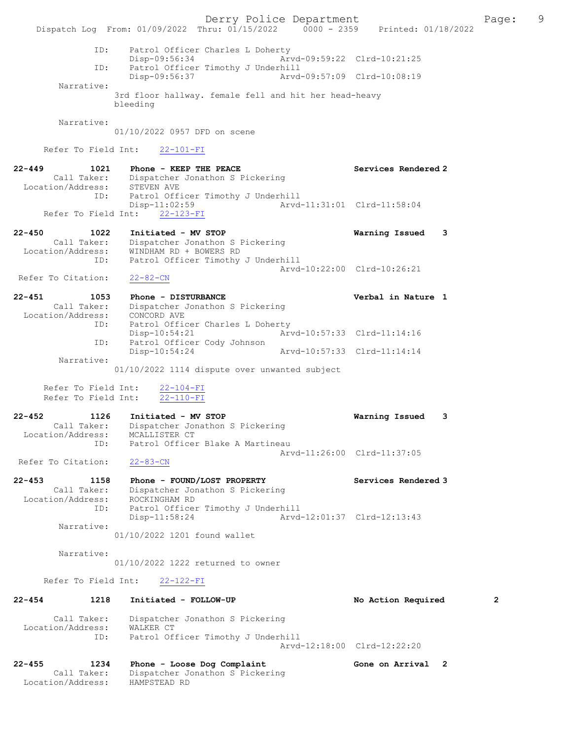```
            ID:    Patrol Officer Charles L Doherty
                   Disp-09:56:34              Arvd-09:59:22  Clrd-10:21:25
            ID:    Patrol Officer Timothy J Underhill
                   Disp-09:56:37              Arvd-09:57:09  Clrd-10:08:19
      Narrative:
                 3rd floor hallway. female fell and hit her head-heavy
                 bleeding

      Narrative:
                 01/10/2022 0957 DFD on scene

    Refer To Field Int:     22-101-FI

22-449         1021    Phone - KEEP THE PEACE                    Services Rendered 2
       Call Taker:     Dispatcher Jonathon S Pickering
   Location/Address:   STEVEN AVE
               ID:     Patrol Officer Timothy J Underhill
                       Disp-11:02:59              Arvd-11:31:01  Clrd-11:58:04
    Refer To Field Int:     22-123-FI

22-450         1022    Initiated - MV STOP                       Warning Issued    3
       Call Taker:     Dispatcher Jonathon S Pickering
   Location/Address:   WINDHAM RD + BOWERS RD
               ID:     Patrol Officer Timothy J Underhill
                                                  Arvd-10:22:00  Clrd-10:26:21
 Refer To Citation:    22-82-CN

22-451         1053    Phone - DISTURBANCE                       Verbal in Nature 1
       Call Taker:     Dispatcher Jonathon S Pickering
   Location/Address:   CONCORD AVE
               ID:     Patrol Officer Charles L Doherty
                       Disp-10:54:21              Arvd-10:57:33  Clrd-11:14:16
               ID:     Patrol Officer Cody Johnson
                       Disp-10:54:24              Arvd-10:57:33  Clrd-11:14:14
      Narrative:
                 01/10/2022 1114 dispute over unwanted subject

    Refer To Field Int:     22-104-FI
    Refer To Field Int:     22-110-FI

22-452         1126    Initiated - MV STOP                       Warning Issued    3
       Call Taker:     Dispatcher Jonathon S Pickering
   Location/Address:   MCALLISTER CT
               ID:     Patrol Officer Blake A Martineau
                                                  Arvd-11:26:00  Clrd-11:37:05
 Refer To Citation:    22-83-CN

22-453         1158    Phone - FOUND/LOST PROPERTY               Services Rendered 3
       Call Taker:     Dispatcher Jonathon S Pickering
   Location/Address:   ROCKINGHAM RD
               ID:     Patrol Officer Timothy J Underhill
                       Disp-11:58:24              Arvd-12:01:37  Clrd-12:13:43
      Narrative:
                 01/10/2022 1201 found wallet

      Narrative:
                 01/10/2022 1222 returned to owner

    Refer To Field Int:     22-122-FI

22-454         1218    Initiated - FOLLOW-UP                     No Action Required        2

       Call Taker:     Dispatcher Jonathon S Pickering
   Location/Address:   WALKER CT
               ID:     Patrol Officer Timothy J Underhill
                                                  Arvd-12:18:00  Clrd-12:22:20

22-455         1234    Phone - Loose Dog Complaint               Gone on Arrival   2
       Call Taker:     Dispatcher Jonathon S Pickering
   Location/Address:   HAMPSTEAD RD
```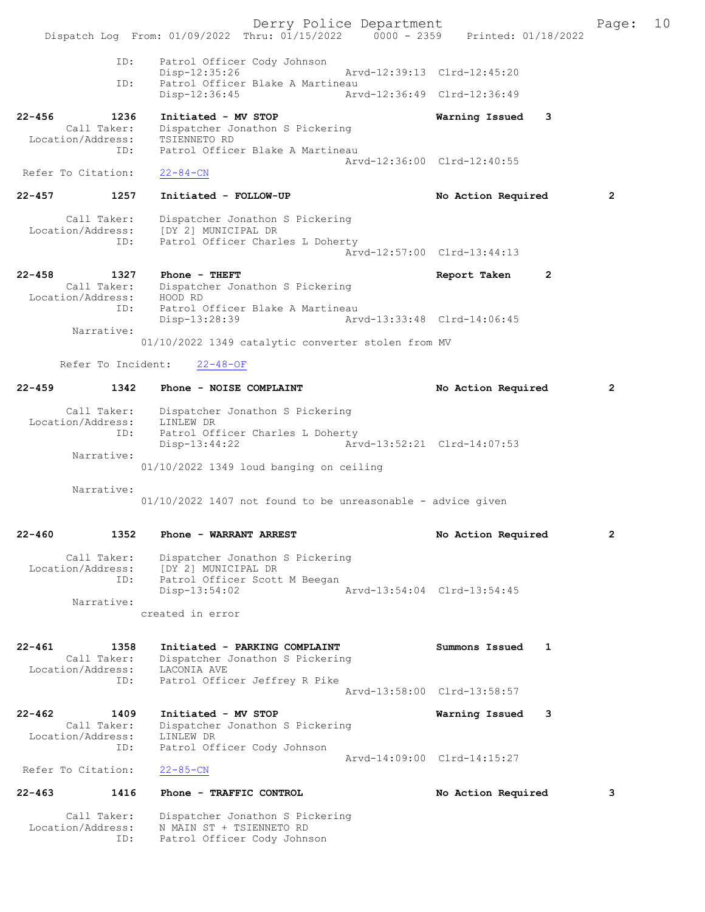```
            ID:      Patrol Officer Cody Johnson
                     Disp-12:35:26                 Arvd-12:39:13  Clrd-12:45:20
            ID:      Patrol Officer Blake A Martineau
                     Disp-12:36:45                 Arvd-12:36:49  Clrd-12:36:49

22-456        1236   Initiated - MV STOP                          Warning Issued    3
      Call Taker:    Dispatcher Jonathon S Pickering
  Location/Address:  TSIENNETO RD
            ID:      Patrol Officer Blake A Martineau
                                                   Arvd-12:36:00  Clrd-12:40:55
 Refer To Citation:  22-84-CN

22-457        1257   Initiated - FOLLOW-UP                        No Action Required        2

      Call Taker:    Dispatcher Jonathon S Pickering
  Location/Address:  [DY 2] MUNICIPAL DR
            ID:      Patrol Officer Charles L Doherty
                                                   Arvd-12:57:00  Clrd-13:44:13

22-458        1327   Phone - THEFT                                Report Taken      2
      Call Taker:    Dispatcher Jonathon S Pickering
  Location/Address:  HOOD RD
            ID:      Patrol Officer Blake A Martineau
                     Disp-13:28:39                 Arvd-13:33:48  Clrd-14:06:45
       Narrative:
                   01/10/2022 1349 catalytic converter stolen from MV

      Refer To Incident:    22-48-OF

22-459        1342   Phone - NOISE COMPLAINT                      No Action Required        2

      Call Taker:    Dispatcher Jonathon S Pickering
  Location/Address:  LINLEW DR
            ID:      Patrol Officer Charles L Doherty
                     Disp-13:44:22                 Arvd-13:52:21  Clrd-14:07:53
       Narrative:
                   01/10/2022 1349 loud banging on ceiling

       Narrative:
                   01/10/2022 1407 not found to be unreasonable - advice given


22-460        1352   Phone - WARRANT ARREST                       No Action Required        2

      Call Taker:    Dispatcher Jonathon S Pickering
  Location/Address:  [DY 2] MUNICIPAL DR
            ID:      Patrol Officer Scott M Beegan
                     Disp-13:54:02                 Arvd-13:54:04  Clrd-13:54:45
       Narrative:
                   created in error


22-461        1358   Initiated - PARKING COMPLAINT                Summons Issued    1
      Call Taker:    Dispatcher Jonathon S Pickering
  Location/Address:  LACONIA AVE
            ID:      Patrol Officer Jeffrey R Pike
                                                   Arvd-13:58:00  Clrd-13:58:57

22-462        1409   Initiated - MV STOP                          Warning Issued    3
      Call Taker:    Dispatcher Jonathon S Pickering
  Location/Address:  LINLEW DR
            ID:      Patrol Officer Cody Johnson
                                                   Arvd-14:09:00  Clrd-14:15:27
 Refer To Citation:  22-85-CN

22-463        1416   Phone - TRAFFIC CONTROL                      No Action Required        3

      Call Taker:    Dispatcher Jonathon S Pickering
  Location/Address:  N MAIN ST + TSIENNETO RD
            ID:      Patrol Officer Cody Johnson
```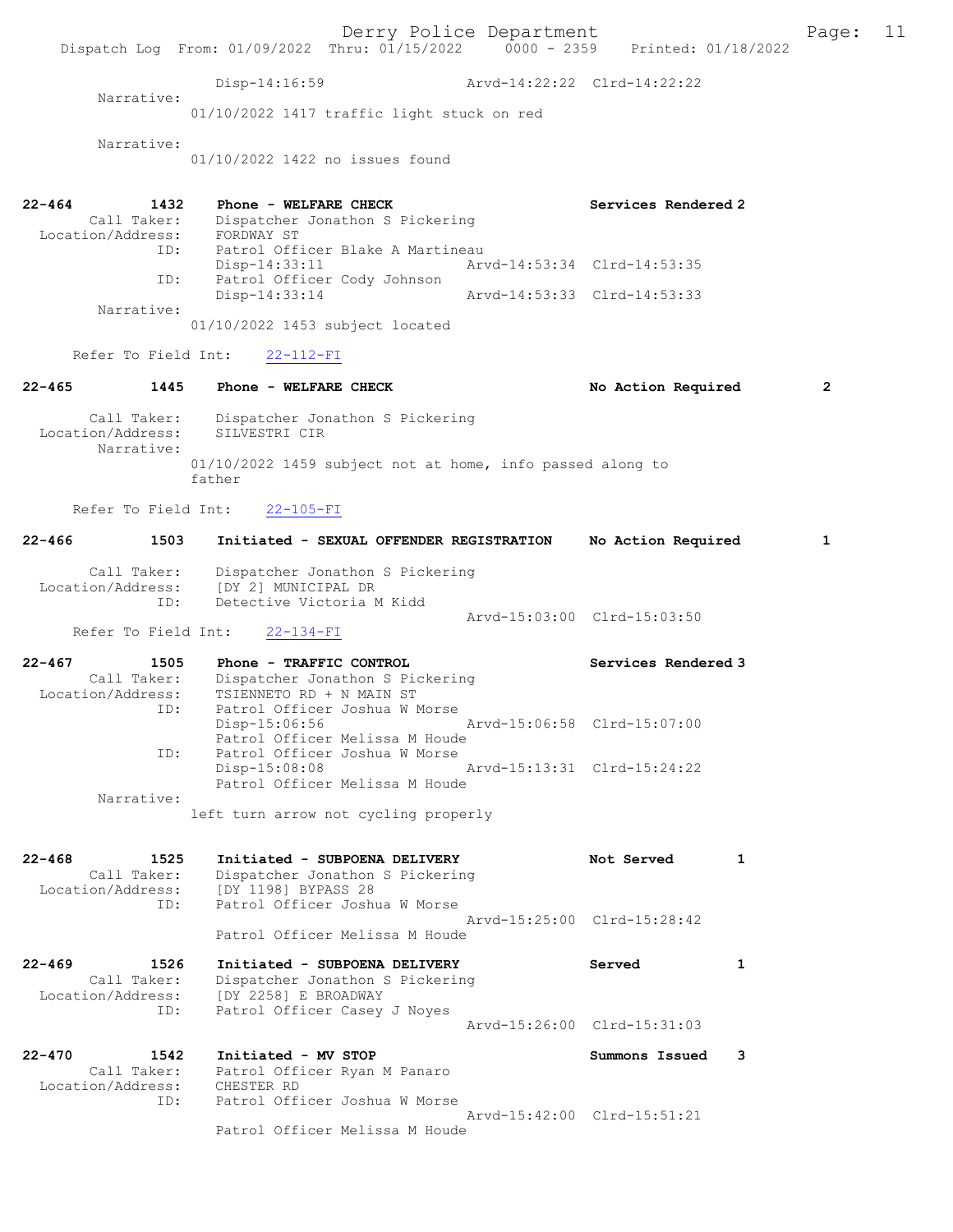```
             Disp-14:16:59              Arvd-14:22:22  Clrd-14:22:22
  Narrative:
           01/10/2022 1417 traffic light stuck on red

  Narrative:
           01/10/2022 1422 no issues found


22-464       1432    Phone - WELFARE CHECK                    Services Rendered 2
     Call Taker:     Dispatcher Jonathon S Pickering
Location/Address:    FORDWAY ST
            ID:      Patrol Officer Blake A Martineau
                     Disp-14:33:11              Arvd-14:53:34  Clrd-14:53:35
            ID:      Patrol Officer Cody Johnson
                     Disp-14:33:14              Arvd-14:53:33  Clrd-14:53:33
      Narrative:
                01/10/2022 1453 subject located

    Refer To Field Int:    22-112-FI

22-465       1445    Phone - WELFARE CHECK                    No Action Required       2

     Call Taker:     Dispatcher Jonathon S Pickering
Location/Address:    SILVESTRI CIR
      Narrative:
                01/10/2022 1459 subject not at home, info passed along to
                father

    Refer To Field Int:    22-105-FI

22-466       1503    Initiated - SEXUAL OFFENDER REGISTRATION    No Action Required       1

     Call Taker:     Dispatcher Jonathon S Pickering
Location/Address:    [DY 2] MUNICIPAL DR
            ID:      Detective Victoria M Kidd
                                                Arvd-15:03:00  Clrd-15:03:50
    Refer To Field Int:    22-134-FI

22-467       1505    Phone - TRAFFIC CONTROL                  Services Rendered 3
     Call Taker:     Dispatcher Jonathon S Pickering
Location/Address:    TSIENNETO RD + N MAIN ST
            ID:      Patrol Officer Joshua W Morse
                     Disp-15:06:56              Arvd-15:06:58  Clrd-15:07:00
                     Patrol Officer Melissa M Houde
            ID:      Patrol Officer Joshua W Morse
                     Disp-15:08:08              Arvd-15:13:31  Clrd-15:24:22
                     Patrol Officer Melissa M Houde
      Narrative:
                left turn arrow not cycling properly


22-468       1525    Initiated - SUBPOENA DELIVERY            Not Served       1
     Call Taker:     Dispatcher Jonathon S Pickering
Location/Address:    [DY 1198] BYPASS 28
            ID:      Patrol Officer Joshua W Morse
                                                Arvd-15:25:00  Clrd-15:28:42
                     Patrol Officer Melissa M Houde

22-469       1526    Initiated - SUBPOENA DELIVERY            Served           1
     Call Taker:     Dispatcher Jonathon S Pickering
Location/Address:    [DY 2258] E BROADWAY
            ID:      Patrol Officer Casey J Noyes
                                                Arvd-15:26:00  Clrd-15:31:03

22-470       1542    Initiated - MV STOP                      Summons Issued   3
     Call Taker:     Patrol Officer Ryan M Panaro
Location/Address:    CHESTER RD
            ID:      Patrol Officer Joshua W Morse
                                                Arvd-15:42:00  Clrd-15:51:21
                     Patrol Officer Melissa M Houde
```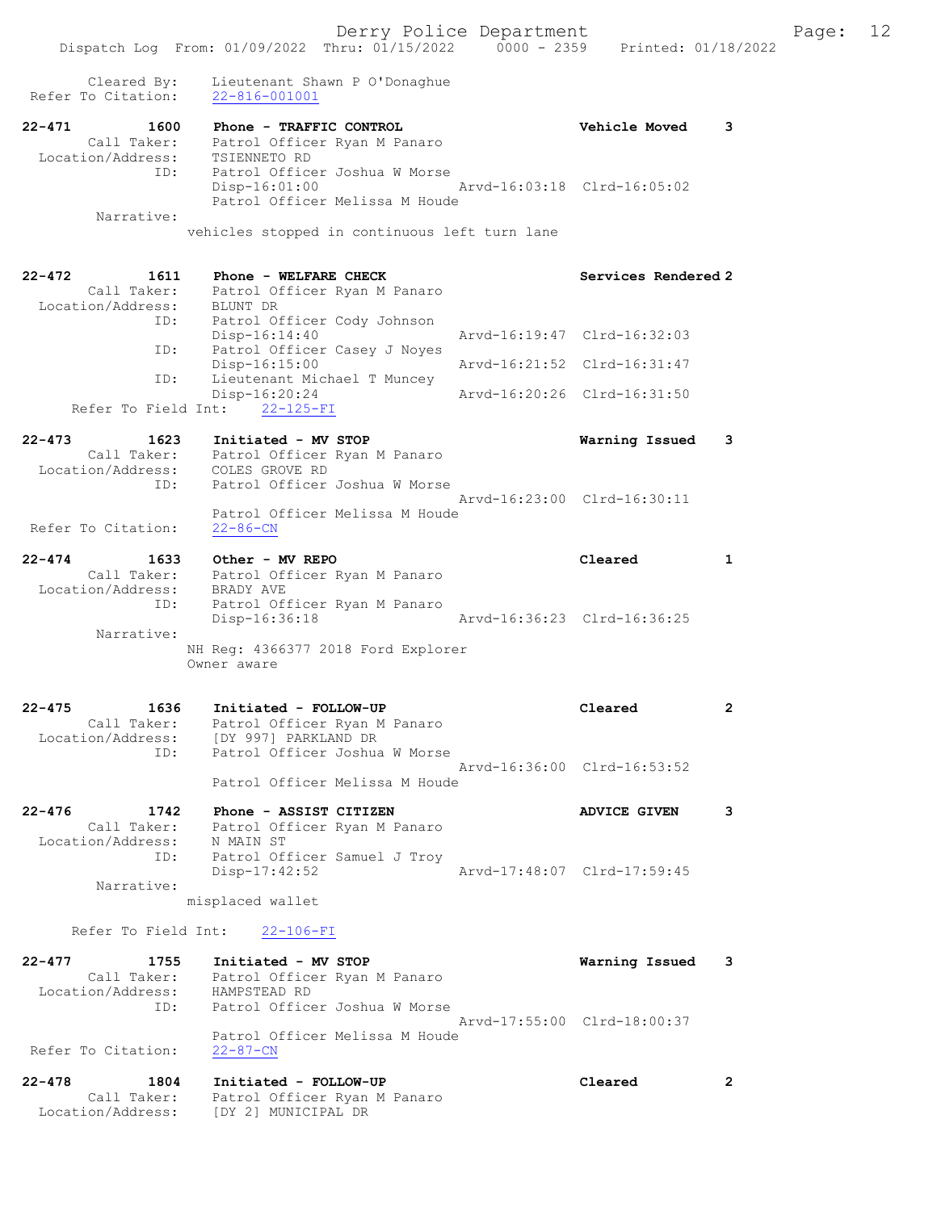Cleared By: Lieutenant Shawn P O'Donaghue
Refer To Citation: 22-816-001001

**22-471** 1600 Phone - TRAFFIC CONTROL — Vehicle Moved 3
Call Taker: Patrol Officer Ryan M Panaro
Location/Address: TSIENNETO RD
ID: Patrol Officer Joshua W Morse
Disp-16:01:00 Arvd-16:03:18 Clrd-16:05:02
Patrol Officer Melissa M Houde
Narrative:
vehicles stopped in continuous left turn lane

**22-472** 1611 Phone - WELFARE CHECK — Services Rendered 2
Call Taker: Patrol Officer Ryan M Panaro
Location/Address: BLUNT DR
ID: Patrol Officer Cody Johnson
Disp-16:14:40 Arvd-16:19:47 Clrd-16:32:03
ID: Patrol Officer Casey J Noyes
Disp-16:15:00 Arvd-16:21:52 Clrd-16:31:47
ID: Lieutenant Michael T Muncey
Disp-16:20:24 Arvd-16:20:26 Clrd-16:31:50
Refer To Field Int: 22-125-FI

**22-473** 1623 Initiated - MV STOP — Warning Issued 3
Call Taker: Patrol Officer Ryan M Panaro
Location/Address: COLES GROVE RD
ID: Patrol Officer Joshua W Morse
Arvd-16:23:00 Clrd-16:30:11
Patrol Officer Melissa M Houde
Refer To Citation: 22-86-CN

**22-474** 1633 Other - MV REPO — Cleared 1
Call Taker: Patrol Officer Ryan M Panaro
Location/Address: BRADY AVE
ID: Patrol Officer Ryan M Panaro
Disp-16:36:18 Arvd-16:36:23 Clrd-16:36:25
Narrative:
NH Reg: 4366377 2018 Ford Explorer
Owner aware

**22-475** 1636 Initiated - FOLLOW-UP — Cleared 2
Call Taker: Patrol Officer Ryan M Panaro
Location/Address: [DY 997] PARKLAND DR
ID: Patrol Officer Joshua W Morse
Arvd-16:36:00 Clrd-16:53:52
Patrol Officer Melissa M Houde

**22-476** 1742 Phone - ASSIST CITIZEN — ADVICE GIVEN 3
Call Taker: Patrol Officer Ryan M Panaro
Location/Address: N MAIN ST
ID: Patrol Officer Samuel J Troy
Disp-17:42:52 Arvd-17:48:07 Clrd-17:59:45
Narrative:
misplaced wallet

Refer To Field Int: 22-106-FI

**22-477** 1755 Initiated - MV STOP — Warning Issued 3
Call Taker: Patrol Officer Ryan M Panaro
Location/Address: HAMPSTEAD RD
ID: Patrol Officer Joshua W Morse
Arvd-17:55:00 Clrd-18:00:37
Patrol Officer Melissa M Houde
Refer To Citation: 22-87-CN

**22-478** 1804 Initiated - FOLLOW-UP — Cleared 2
Call Taker: Patrol Officer Ryan M Panaro
Location/Address: [DY 2] MUNICIPAL DR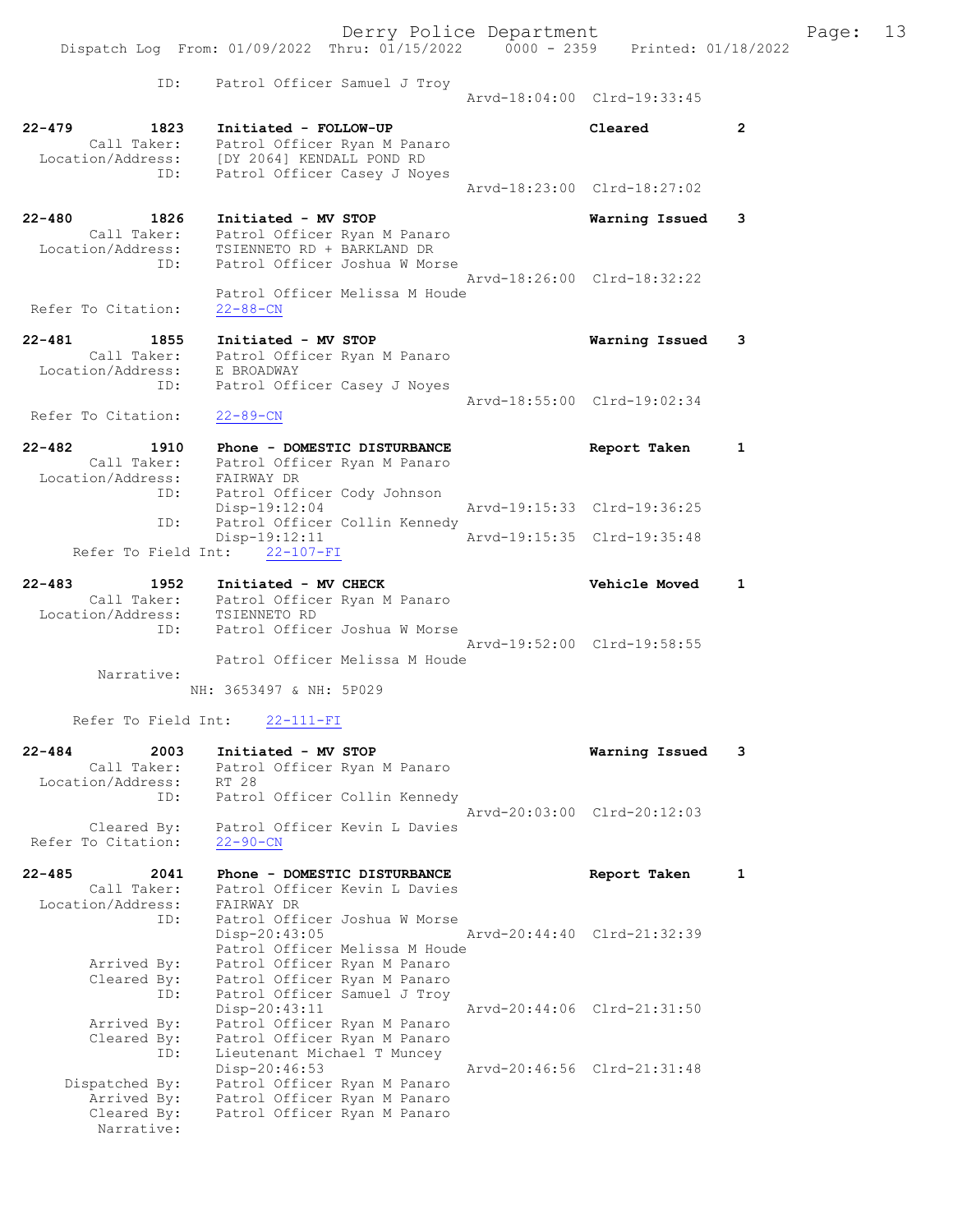```
                ID:     Patrol Officer Samuel J Troy
                                                       Arvd-18:04:00  Clrd-19:33:45

22-479          1823    Initiated - FOLLOW-UP                         Cleared           2
        Call Taker:     Patrol Officer Ryan M Panaro
  Location/Address:     [DY 2064] KENDALL POND RD
                ID:     Patrol Officer Casey J Noyes
                                                       Arvd-18:23:00  Clrd-18:27:02

22-480          1826    Initiated - MV STOP                           Warning Issued    3
        Call Taker:     Patrol Officer Ryan M Panaro
  Location/Address:     TSIENNETO RD + BARKLAND DR
                ID:     Patrol Officer Joshua W Morse
                                                       Arvd-18:26:00  Clrd-18:32:22
                        Patrol Officer Melissa M Houde
 Refer To Citation:     22-88-CN

22-481          1855    Initiated - MV STOP                           Warning Issued    3
        Call Taker:     Patrol Officer Ryan M Panaro
  Location/Address:     E BROADWAY
                ID:     Patrol Officer Casey J Noyes
                                                       Arvd-18:55:00  Clrd-19:02:34
 Refer To Citation:     22-89-CN

22-482          1910    Phone - DOMESTIC DISTURBANCE                  Report Taken      1
        Call Taker:     Patrol Officer Ryan M Panaro
  Location/Address:     FAIRWAY DR
                ID:     Patrol Officer Cody Johnson
                        Disp-19:12:04                  Arvd-19:15:33  Clrd-19:36:25
                ID:     Patrol Officer Collin Kennedy
                        Disp-19:12:11                  Arvd-19:15:35  Clrd-19:35:48
      Refer To Field Int:     22-107-FI

22-483          1952    Initiated - MV CHECK                          Vehicle Moved     1
        Call Taker:     Patrol Officer Ryan M Panaro
  Location/Address:     TSIENNETO RD
                ID:     Patrol Officer Joshua W Morse
                                                       Arvd-19:52:00  Clrd-19:58:55
                        Patrol Officer Melissa M Houde
         Narrative:
                      NH: 3653497 & NH: 5P029

      Refer To Field Int:     22-111-FI

22-484          2003    Initiated - MV STOP                           Warning Issued    3
        Call Taker:     Patrol Officer Ryan M Panaro
  Location/Address:     RT 28
                ID:     Patrol Officer Collin Kennedy
                                                       Arvd-20:03:00  Clrd-20:12:03
        Cleared By:     Patrol Officer Kevin L Davies
 Refer To Citation:     22-90-CN

22-485          2041    Phone - DOMESTIC DISTURBANCE                  Report Taken      1
        Call Taker:     Patrol Officer Kevin L Davies
  Location/Address:     FAIRWAY DR
                ID:     Patrol Officer Joshua W Morse
                        Disp-20:43:05                  Arvd-20:44:40  Clrd-21:32:39
                        Patrol Officer Melissa M Houde
        Arrived By:     Patrol Officer Ryan M Panaro
        Cleared By:     Patrol Officer Ryan M Panaro
                ID:     Patrol Officer Samuel J Troy
                        Disp-20:43:11                  Arvd-20:44:06  Clrd-21:31:50
        Arrived By:     Patrol Officer Ryan M Panaro
        Cleared By:     Patrol Officer Ryan M Panaro
                ID:     Lieutenant Michael T Muncey
                        Disp-20:46:53                  Arvd-20:46:56  Clrd-21:31:48
     Dispatched By:     Patrol Officer Ryan M Panaro
        Arrived By:     Patrol Officer Ryan M Panaro
        Cleared By:     Patrol Officer Ryan M Panaro
         Narrative:
```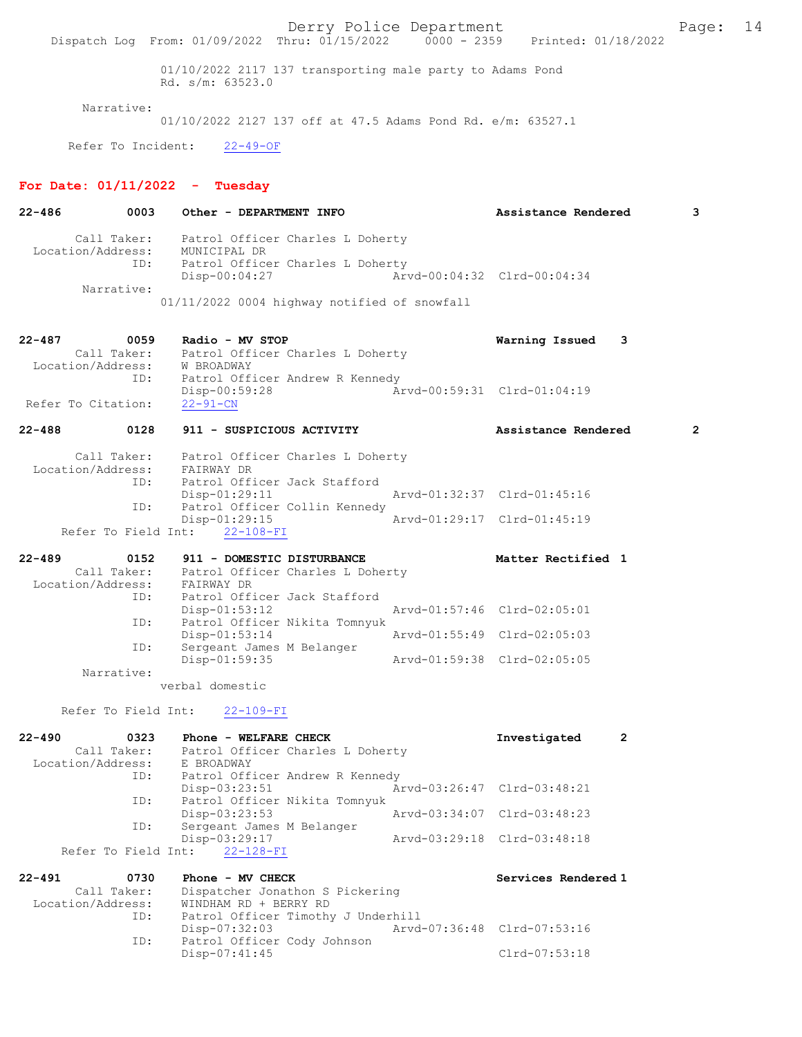01/10/2022 2117 137 transporting male party to Adams Pond Rd. s/m: 63523.0

Narrative:
01/10/2022 2127 137 off at 47.5 Adams Pond Rd. e/m: 63527.1

Refer To Incident: 22-49-OF

## For Date: 01/11/2022 - Tuesday

**22-486 0003 Other - DEPARTMENT INFO — Assistance Rendered 3**

Call Taker: Patrol Officer Charles L Doherty
Location/Address: MUNICIPAL DR
ID: Patrol Officer Charles L Doherty
Disp-00:04:27 Arvd-00:04:32 Clrd-00:04:34
Narrative:
01/11/2022 0004 highway notified of snowfall

**22-487 0059 Radio - MV STOP — Warning Issued 3**

Call Taker: Patrol Officer Charles L Doherty
Location/Address: W BROADWAY
ID: Patrol Officer Andrew R Kennedy
Disp-00:59:28 Arvd-00:59:31 Clrd-01:04:19
Refer To Citation: 22-91-CN

**22-488 0128 911 - SUSPICIOUS ACTIVITY — Assistance Rendered 2**

Call Taker: Patrol Officer Charles L Doherty
Location/Address: FAIRWAY DR
ID: Patrol Officer Jack Stafford
Disp-01:29:11 Arvd-01:32:37 Clrd-01:45:16
ID: Patrol Officer Collin Kennedy
Disp-01:29:15 Arvd-01:29:17 Clrd-01:45:19
Refer To Field Int: 22-108-FI

**22-489 0152 911 - DOMESTIC DISTURBANCE — Matter Rectified 1**

Call Taker: Patrol Officer Charles L Doherty
Location/Address: FAIRWAY DR
ID: Patrol Officer Jack Stafford
Disp-01:53:12 Arvd-01:57:46 Clrd-02:05:01
ID: Patrol Officer Nikita Tomnyuk
Disp-01:53:14 Arvd-01:55:49 Clrd-02:05:03
ID: Sergeant James M Belanger
Disp-01:59:35 Arvd-01:59:38 Clrd-02:05:05
Narrative:
verbal domestic

Refer To Field Int: 22-109-FI

**22-490 0323 Phone - WELFARE CHECK — Investigated 2**

Call Taker: Patrol Officer Charles L Doherty
Location/Address: E BROADWAY
ID: Patrol Officer Andrew R Kennedy
Disp-03:23:51 Arvd-03:26:47 Clrd-03:48:21
ID: Patrol Officer Nikita Tomnyuk
Disp-03:23:53 Arvd-03:34:07 Clrd-03:48:23
ID: Sergeant James M Belanger
Disp-03:29:17 Arvd-03:29:18 Clrd-03:48:18
Refer To Field Int: 22-128-FI

**22-491 0730 Phone - MV CHECK — Services Rendered 1**

Call Taker: Dispatcher Jonathon S Pickering
Location/Address: WINDHAM RD + BERRY RD
ID: Patrol Officer Timothy J Underhill
Disp-07:32:03 Arvd-07:36:48 Clrd-07:53:16
ID: Patrol Officer Cody Johnson
Disp-07:41:45 Clrd-07:53:18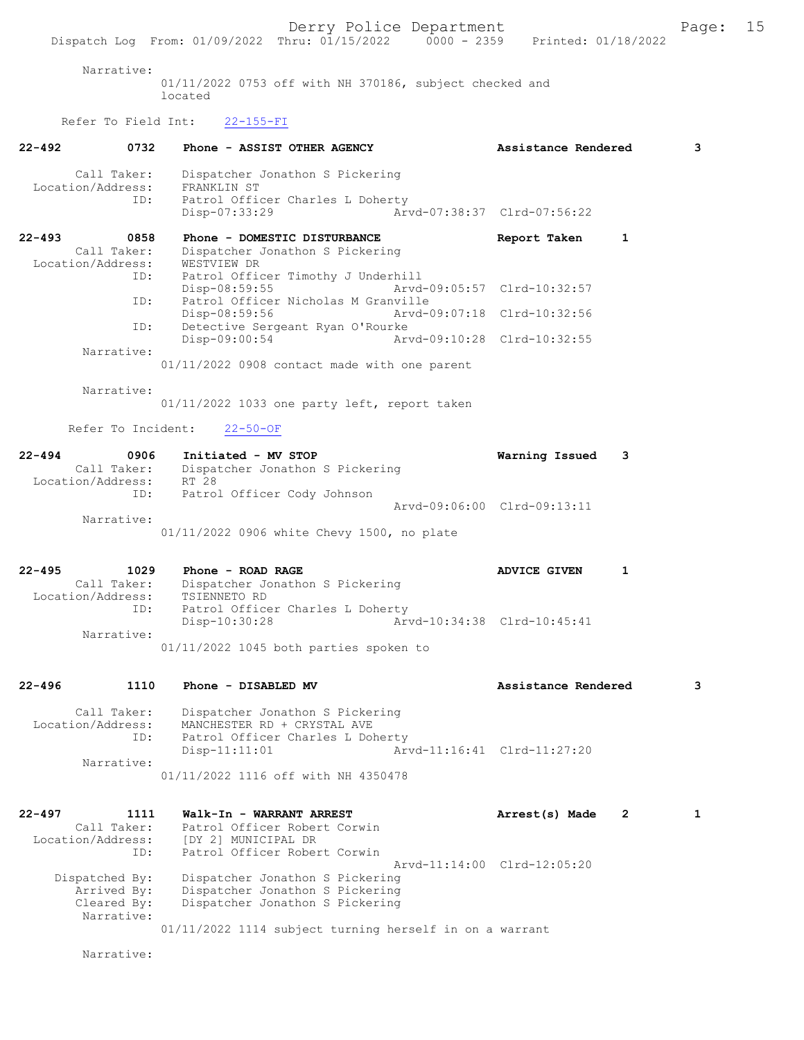Narrative:
01/11/2022 0753 off with NH 370186, subject checked and located

Refer To Field Int: 22-155-FI

**22-492 0732 Phone - ASSIST OTHER AGENCY — Assistance Rendered — 3**

Call Taker: Dispatcher Jonathon S Pickering
Location/Address: FRANKLIN ST
ID: Patrol Officer Charles L Doherty
Disp-07:33:29 Arvd-07:38:37 Clrd-07:56:22

**22-493 0858 Phone - DOMESTIC DISTURBANCE — Report Taken — 1**

Call Taker: Dispatcher Jonathon S Pickering
Location/Address: WESTVIEW DR
ID: Patrol Officer Timothy J Underhill
Disp-08:59:55 Arvd-09:05:57 Clrd-10:32:57
ID: Patrol Officer Nicholas M Granville
Disp-08:59:56 Arvd-09:07:18 Clrd-10:32:56
ID: Detective Sergeant Ryan O'Rourke
Disp-09:00:54 Arvd-09:10:28 Clrd-10:32:55
Narrative:
01/11/2022 0908 contact made with one parent

Narrative:
01/11/2022 1033 one party left, report taken

Refer To Incident: 22-50-OF

**22-494 0906 Initiated - MV STOP — Warning Issued — 3**

Call Taker: Dispatcher Jonathon S Pickering
Location/Address: RT 28
ID: Patrol Officer Cody Johnson
Arvd-09:06:00 Clrd-09:13:11
Narrative:
01/11/2022 0906 white Chevy 1500, no plate

**22-495 1029 Phone - ROAD RAGE — ADVICE GIVEN — 1**

Call Taker: Dispatcher Jonathon S Pickering
Location/Address: TSIENNETO RD
ID: Patrol Officer Charles L Doherty
Disp-10:30:28 Arvd-10:34:38 Clrd-10:45:41
Narrative:
01/11/2022 1045 both parties spoken to

**22-496 1110 Phone - DISABLED MV — Assistance Rendered — 3**

Call Taker: Dispatcher Jonathon S Pickering
Location/Address: MANCHESTER RD + CRYSTAL AVE
ID: Patrol Officer Charles L Doherty
Disp-11:11:01 Arvd-11:16:41 Clrd-11:27:20
Narrative:
01/11/2022 1116 off with NH 4350478

**22-497 1111 Walk-In - WARRANT ARREST — Arrest(s) Made — 2 — 1**

Call Taker: Patrol Officer Robert Corwin
Location/Address: [DY 2] MUNICIPAL DR
ID: Patrol Officer Robert Corwin
Arvd-11:14:00 Clrd-12:05:20
Dispatched By: Dispatcher Jonathon S Pickering
Arrived By: Dispatcher Jonathon S Pickering
Cleared By: Dispatcher Jonathon S Pickering
Narrative:
01/11/2022 1114 subject turning herself in on a warrant

Narrative: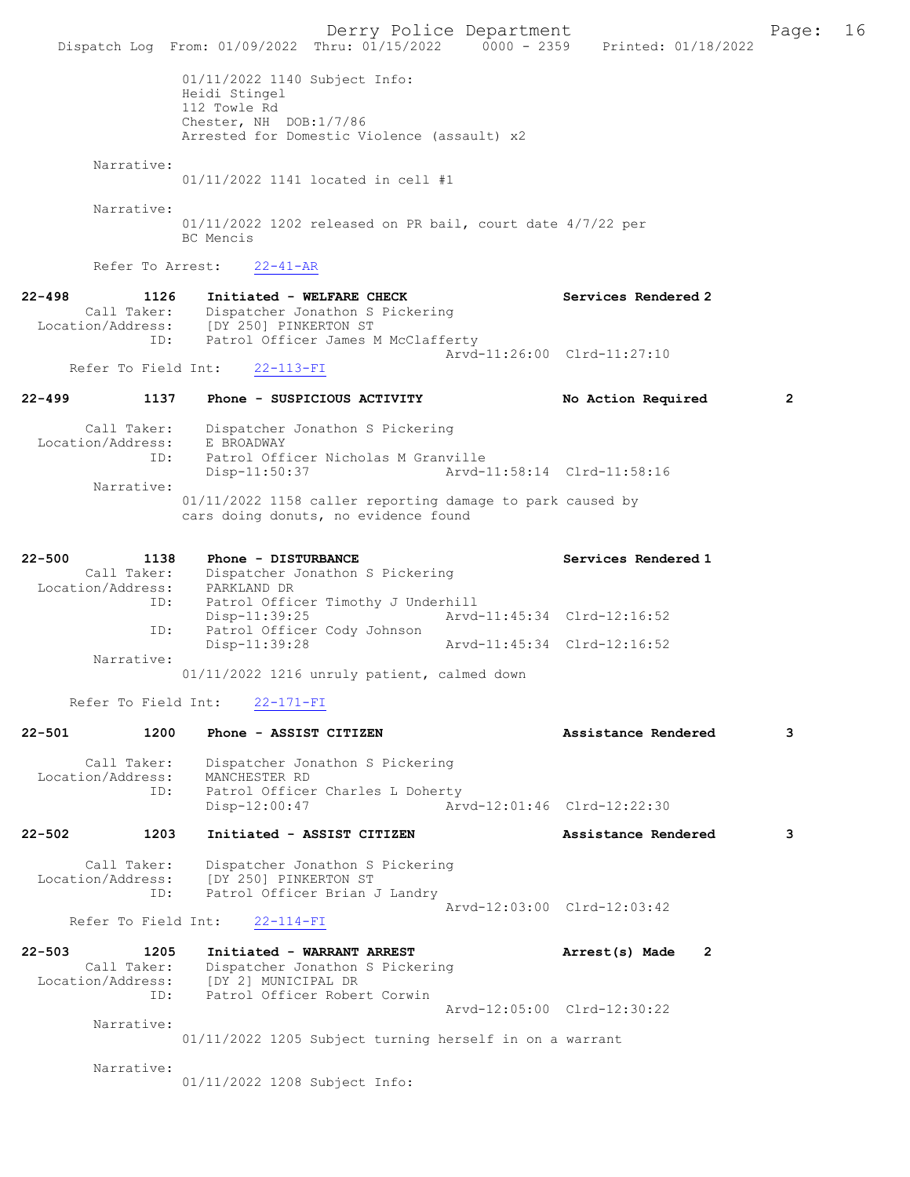01/11/2022 1140 Subject Info:
Heidi Stingel
112 Towle Rd
Chester, NH DOB:1/7/86
Arrested for Domestic Violence (assault) x2

Narrative:
01/11/2022 1141 located in cell #1

Narrative:
01/11/2022 1202 released on PR bail, court date 4/7/22 per BC Mencis

Refer To Arrest: 22-41-AR

**22-498** 1126 **Initiated - WELFARE CHECK** Services Rendered 2
Call Taker: Dispatcher Jonathon S Pickering
Location/Address: [DY 250] PINKERTON ST
ID: Patrol Officer James M McClafferty
Arvd-11:26:00 Clrd-11:27:10
Refer To Field Int: 22-113-FI

**22-499** 1137 **Phone - SUSPICIOUS ACTIVITY** No Action Required 2

Call Taker: Dispatcher Jonathon S Pickering
Location/Address: E BROADWAY
ID: Patrol Officer Nicholas M Granville
Disp-11:50:37 Arvd-11:58:14 Clrd-11:58:16
Narrative:
01/11/2022 1158 caller reporting damage to park caused by cars doing donuts, no evidence found

**22-500** 1138 **Phone - DISTURBANCE** Services Rendered 1
Call Taker: Dispatcher Jonathon S Pickering
Location/Address: PARKLAND DR
ID: Patrol Officer Timothy J Underhill
Disp-11:39:25 Arvd-11:45:34 Clrd-12:16:52
ID: Patrol Officer Cody Johnson
Disp-11:39:28 Arvd-11:45:34 Clrd-12:16:52
Narrative:
01/11/2022 1216 unruly patient, calmed down

Refer To Field Int: 22-171-FI

**22-501** 1200 **Phone - ASSIST CITIZEN** Assistance Rendered 3

Call Taker: Dispatcher Jonathon S Pickering
Location/Address: MANCHESTER RD
ID: Patrol Officer Charles L Doherty
Disp-12:00:47 Arvd-12:01:46 Clrd-12:22:30

**22-502** 1203 **Initiated - ASSIST CITIZEN** Assistance Rendered 3

Call Taker: Dispatcher Jonathon S Pickering
Location/Address: [DY 250] PINKERTON ST
ID: Patrol Officer Brian J Landry
Arvd-12:03:00 Clrd-12:03:42
Refer To Field Int: 22-114-FI

**22-503** 1205 **Initiated - WARRANT ARREST** Arrest(s) Made 2
Call Taker: Dispatcher Jonathon S Pickering
Location/Address: [DY 2] MUNICIPAL DR
ID: Patrol Officer Robert Corwin
Arvd-12:05:00 Clrd-12:30:22
Narrative:
01/11/2022 1205 Subject turning herself in on a warrant

Narrative:
01/11/2022 1208 Subject Info: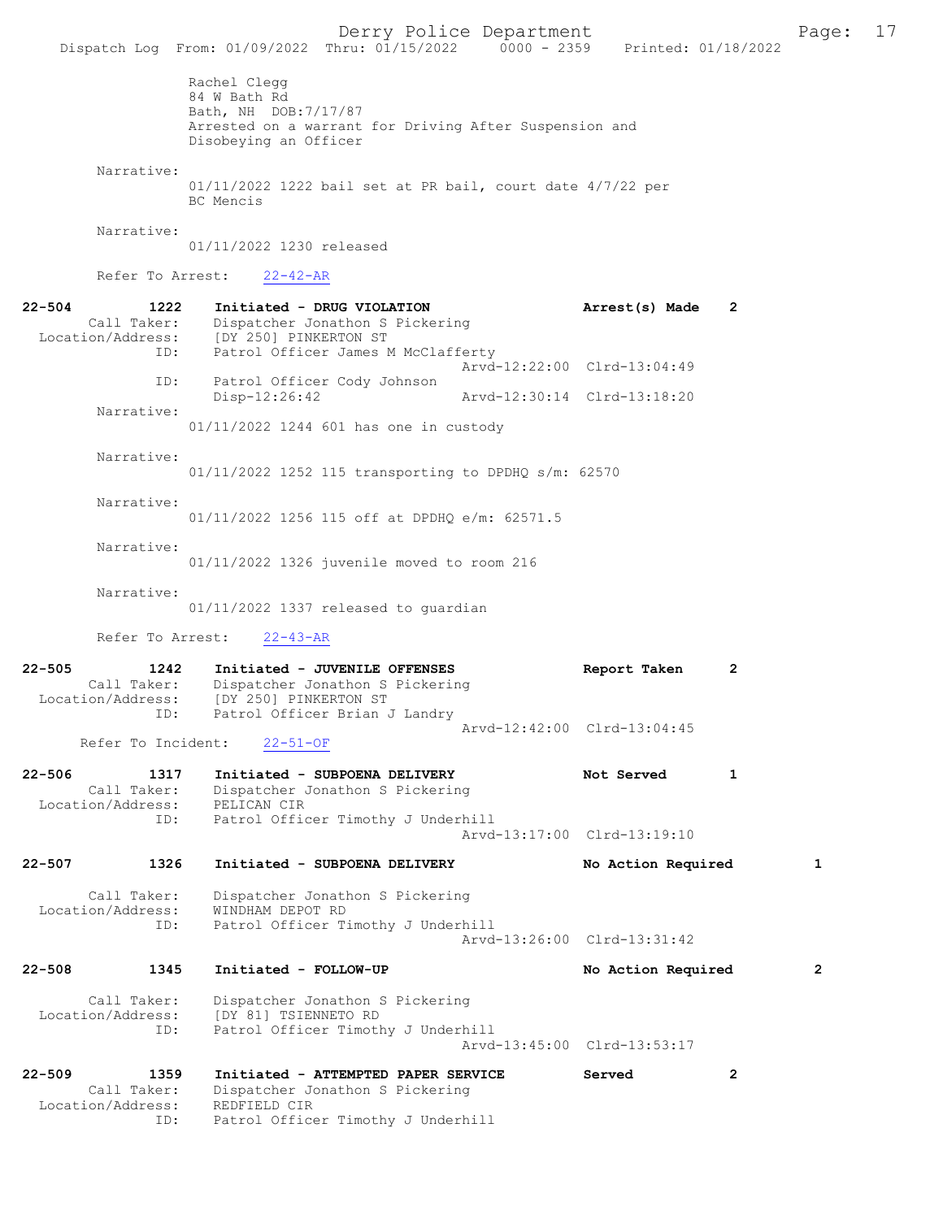Rachel Clegg
84 W Bath Rd
Bath, NH DOB:7/17/87
Arrested on a warrant for Driving After Suspension and Disobeying an Officer

Narrative:
01/11/2022 1222 bail set at PR bail, court date 4/7/22 per BC Mencis

Narrative:
01/11/2022 1230 released

Refer To Arrest: 22-42-AR

**22-504 1222 Initiated - DRUG VIOLATION** Arrest(s) Made 2
Call Taker: Dispatcher Jonathon S Pickering
Location/Address: [DY 250] PINKERTON ST
ID: Patrol Officer James M McClafferty
Arvd-12:22:00 Clrd-13:04:49
ID: Patrol Officer Cody Johnson
Disp-12:26:42 Arvd-12:30:14 Clrd-13:18:20

Narrative:
01/11/2022 1244 601 has one in custody

Narrative:
01/11/2022 1252 115 transporting to DPDHQ s/m: 62570

Narrative:
01/11/2022 1256 115 off at DPDHQ e/m: 62571.5

Narrative:
01/11/2022 1326 juvenile moved to room 216

Narrative:
01/11/2022 1337 released to guardian

Refer To Arrest: 22-43-AR

**22-505 1242 Initiated - JUVENILE OFFENSES** Report Taken 2
Call Taker: Dispatcher Jonathon S Pickering
Location/Address: [DY 250] PINKERTON ST
ID: Patrol Officer Brian J Landry
Arvd-12:42:00 Clrd-13:04:45
Refer To Incident: 22-51-OF

**22-506 1317 Initiated - SUBPOENA DELIVERY** Not Served 1
Call Taker: Dispatcher Jonathon S Pickering
Location/Address: PELICAN CIR
ID: Patrol Officer Timothy J Underhill
Arvd-13:17:00 Clrd-13:19:10

**22-507 1326 Initiated - SUBPOENA DELIVERY** No Action Required 1
Call Taker: Dispatcher Jonathon S Pickering
Location/Address: WINDHAM DEPOT RD
ID: Patrol Officer Timothy J Underhill
Arvd-13:26:00 Clrd-13:31:42

**22-508 1345 Initiated - FOLLOW-UP** No Action Required 2
Call Taker: Dispatcher Jonathon S Pickering
Location/Address: [DY 81] TSIENNETO RD
ID: Patrol Officer Timothy J Underhill
Arvd-13:45:00 Clrd-13:53:17

**22-509 1359 Initiated - ATTEMPTED PAPER SERVICE** Served 2
Call Taker: Dispatcher Jonathon S Pickering
Location/Address: REDFIELD CIR
ID: Patrol Officer Timothy J Underhill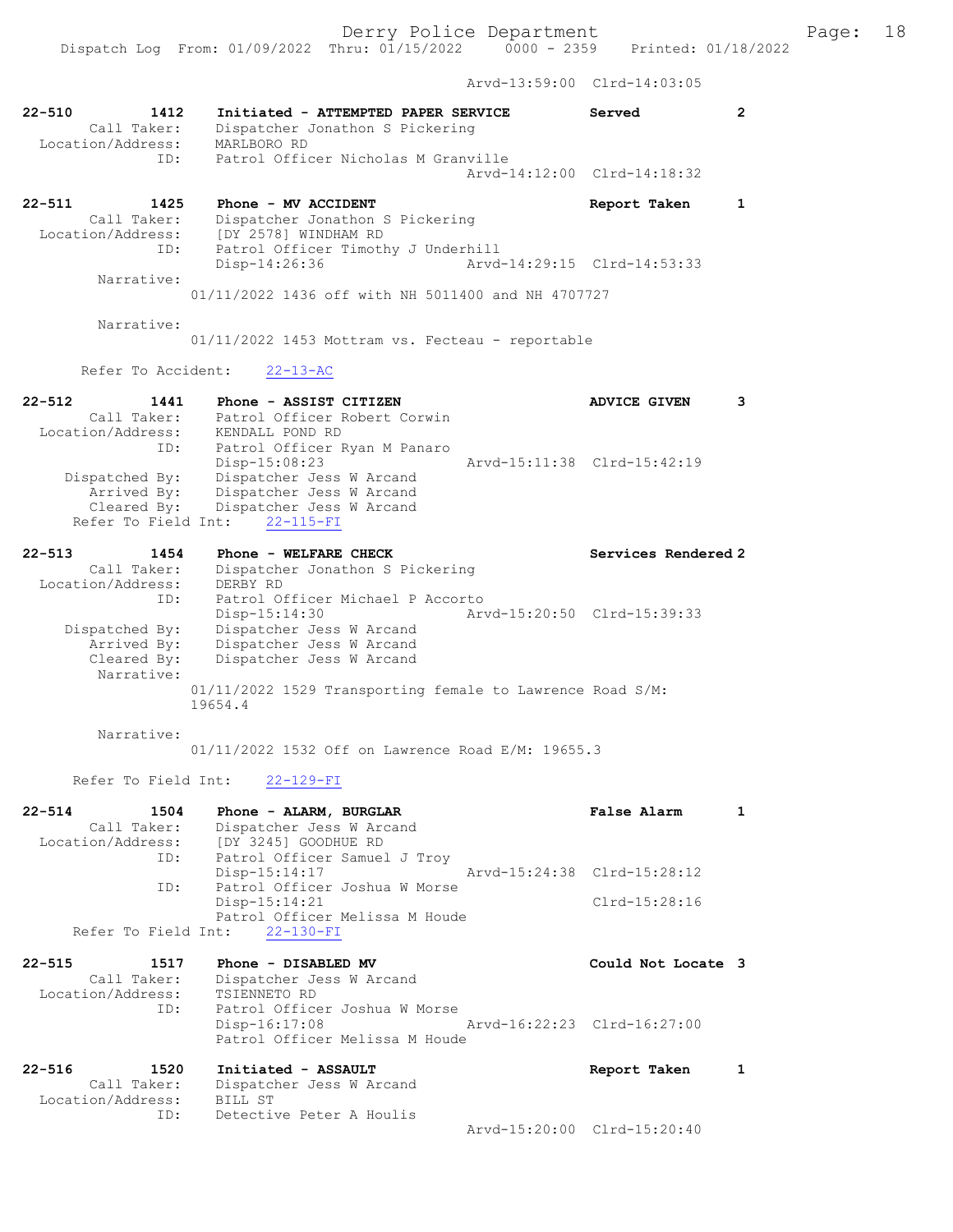Arvd-13:59:00 Clrd-14:03:05

**22-510** 1412 **Initiated - ATTEMPTED PAPER SERVICE** **Served** **2**
Call Taker: Dispatcher Jonathon S Pickering
Location/Address: MARLBORO RD
ID: Patrol Officer Nicholas M Granville
Arvd-14:12:00 Clrd-14:18:32

**22-511** 1425 **Phone - MV ACCIDENT** **Report Taken** **1**
Call Taker: Dispatcher Jonathon S Pickering
Location/Address: [DY 2578] WINDHAM RD
ID: Patrol Officer Timothy J Underhill
Disp-14:26:36 Arvd-14:29:15 Clrd-14:53:33
Narrative:
01/11/2022 1436 off with NH 5011400 and NH 4707727

Narrative:
01/11/2022 1453 Mottram vs. Fecteau - reportable

Refer To Accident: 22-13-AC

**22-512** 1441 **Phone - ASSIST CITIZEN** **ADVICE GIVEN** **3**
Call Taker: Patrol Officer Robert Corwin
Location/Address: KENDALL POND RD
ID: Patrol Officer Ryan M Panaro
Disp-15:08:23 Arvd-15:11:38 Clrd-15:42:19
Dispatched By: Dispatcher Jess W Arcand
Arrived By: Dispatcher Jess W Arcand
Cleared By: Dispatcher Jess W Arcand
Refer To Field Int: 22-115-FI

**22-513** 1454 **Phone - WELFARE CHECK** **Services Rendered** **2**
Call Taker: Dispatcher Jonathon S Pickering
Location/Address: DERBY RD
ID: Patrol Officer Michael P Accorto
Disp-15:14:30 Arvd-15:20:50 Clrd-15:39:33
Dispatched By: Dispatcher Jess W Arcand
Arrived By: Dispatcher Jess W Arcand
Cleared By: Dispatcher Jess W Arcand
Narrative:
01/11/2022 1529 Transporting female to Lawrence Road S/M: 19654.4

Narrative:
01/11/2022 1532 Off on Lawrence Road E/M: 19655.3

Refer To Field Int: 22-129-FI

**22-514** 1504 **Phone - ALARM, BURGLAR** **False Alarm** **1**
Call Taker: Dispatcher Jess W Arcand
Location/Address: [DY 3245] GOODHUE RD
ID: Patrol Officer Samuel J Troy
Disp-15:14:17 Arvd-15:24:38 Clrd-15:28:12
ID: Patrol Officer Joshua W Morse
Disp-15:14:21 Clrd-15:28:16
Patrol Officer Melissa M Houde
Refer To Field Int: 22-130-FI

**22-515** 1517 **Phone - DISABLED MV** **Could Not Locate** **3**
Call Taker: Dispatcher Jess W Arcand
Location/Address: TSIENNETO RD
ID: Patrol Officer Joshua W Morse
Disp-16:17:08 Arvd-16:22:23 Clrd-16:27:00
Patrol Officer Melissa M Houde

**22-516** 1520 **Initiated - ASSAULT** **Report Taken** **1**
Call Taker: Dispatcher Jess W Arcand
Location/Address: BILL ST
ID: Detective Peter A Houlis
Arvd-15:20:00 Clrd-15:20:40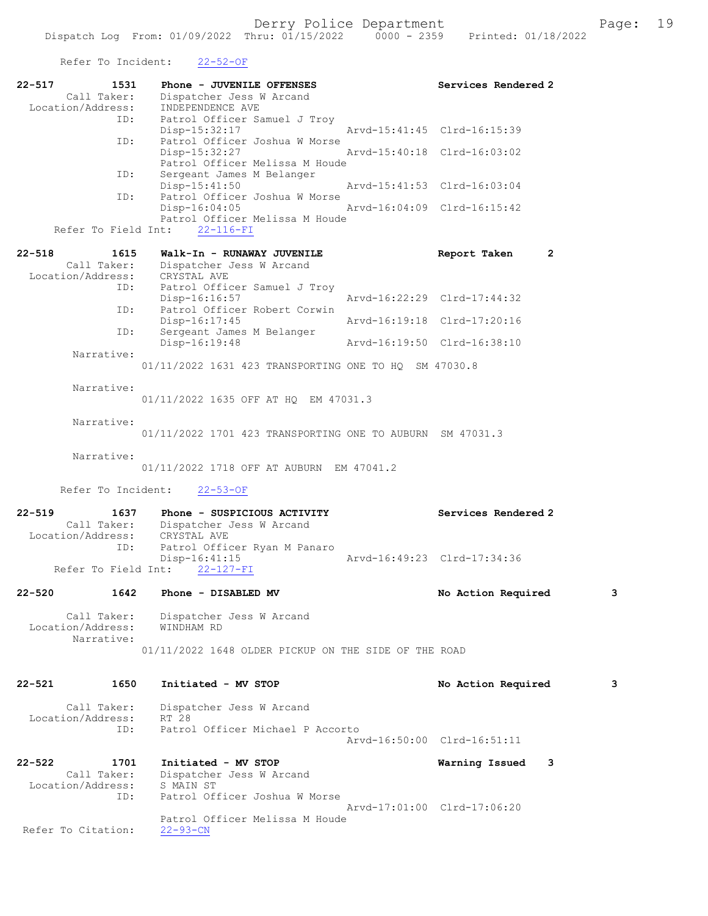Refer To Incident: 22-52-OF

```
22-517        1531    Phone - JUVENILE OFFENSES                  Services Rendered 2
       Call Taker:    Dispatcher Jess W Arcand
  Location/Address:   INDEPENDENCE AVE
               ID:    Patrol Officer Samuel J Troy
                      Disp-15:32:17              Arvd-15:41:45  Clrd-16:15:39
               ID:    Patrol Officer Joshua W Morse
                      Disp-15:32:27              Arvd-15:40:18  Clrd-16:03:02
                      Patrol Officer Melissa M Houde
               ID:    Sergeant James M Belanger
                      Disp-15:41:50              Arvd-15:41:53  Clrd-16:03:04
               ID:    Patrol Officer Joshua W Morse
                      Disp-16:04:05              Arvd-16:04:09  Clrd-16:15:42
                      Patrol Officer Melissa M Houde
     Refer To Field Int:    22-116-FI

22-518        1615    Walk-In - RUNAWAY JUVENILE                 Report Taken      2
       Call Taker:    Dispatcher Jess W Arcand
  Location/Address:   CRYSTAL AVE
               ID:    Patrol Officer Samuel J Troy
                      Disp-16:16:57              Arvd-16:22:29  Clrd-17:44:32
               ID:    Patrol Officer Robert Corwin
                      Disp-16:17:45              Arvd-16:19:18  Clrd-17:20:16
               ID:    Sergeant James M Belanger
                      Disp-16:19:48              Arvd-16:19:50  Clrd-16:38:10
        Narrative:
                 01/11/2022 1631 423 TRANSPORTING ONE TO HQ  SM 47030.8

        Narrative:
                 01/11/2022 1635 OFF AT HQ  EM 47031.3

        Narrative:
                 01/11/2022 1701 423 TRANSPORTING ONE TO AUBURN  SM 47031.3

        Narrative:
                 01/11/2022 1718 OFF AT AUBURN  EM 47041.2

       Refer To Incident:    22-53-OF

22-519        1637    Phone - SUSPICIOUS ACTIVITY                Services Rendered 2
       Call Taker:    Dispatcher Jess W Arcand
  Location/Address:   CRYSTAL AVE
               ID:    Patrol Officer Ryan M Panaro
                      Disp-16:41:15              Arvd-16:49:23  Clrd-17:34:36
     Refer To Field Int:    22-127-FI

22-520        1642    Phone - DISABLED MV                        No Action Required       3

       Call Taker:    Dispatcher Jess W Arcand
  Location/Address:   WINDHAM RD
        Narrative:
                 01/11/2022 1648 OLDER PICKUP ON THE SIDE OF THE ROAD

22-521        1650    Initiated - MV STOP                        No Action Required       3

       Call Taker:    Dispatcher Jess W Arcand
  Location/Address:   RT 28
               ID:    Patrol Officer Michael P Accorto
                                                 Arvd-16:50:00  Clrd-16:51:11

22-522        1701    Initiated - MV STOP                        Warning Issued    3
       Call Taker:    Dispatcher Jess W Arcand
  Location/Address:   S MAIN ST
               ID:    Patrol Officer Joshua W Morse
                                                 Arvd-17:01:00  Clrd-17:06:20
                      Patrol Officer Melissa M Houde
 Refer To Citation:   22-93-CN
```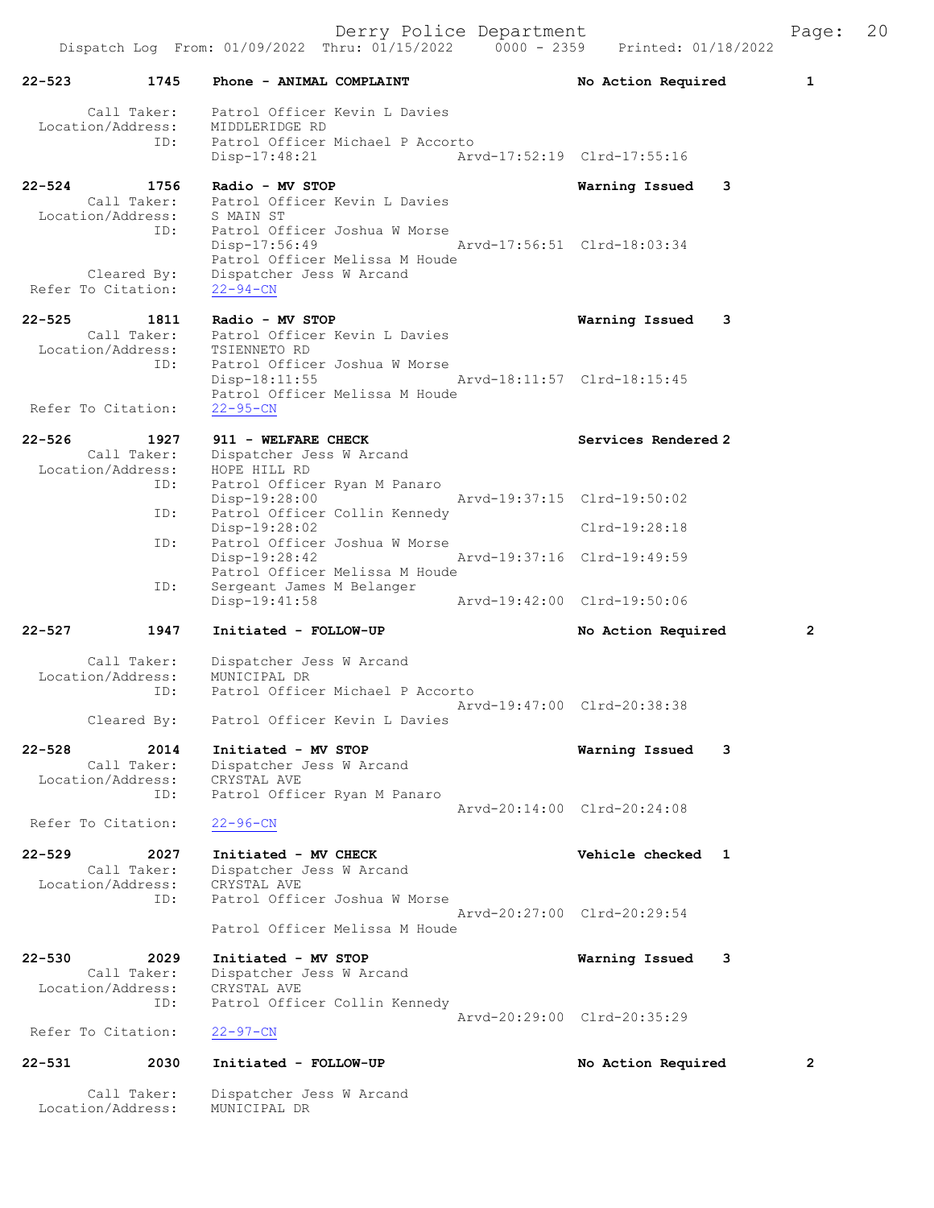22-523 1745 Phone - ANIMAL COMPLAINT No Action Required 1

Call Taker: Patrol Officer Kevin L Davies
Location/Address: MIDDLERIDGE RD
ID: Patrol Officer Michael P Accorto
Disp-17:48:21 Arvd-17:52:19 Clrd-17:55:16

22-524 1756 Radio - MV STOP Warning Issued 3
Call Taker: Patrol Officer Kevin L Davies
Location/Address: S MAIN ST
ID: Patrol Officer Joshua W Morse
Disp-17:56:49 Arvd-17:56:51 Clrd-18:03:34
Patrol Officer Melissa M Houde
Cleared By: Dispatcher Jess W Arcand
Refer To Citation: 22-94-CN

22-525 1811 Radio - MV STOP Warning Issued 3
Call Taker: Patrol Officer Kevin L Davies
Location/Address: TSIENNETO RD
ID: Patrol Officer Joshua W Morse
Disp-18:11:55 Arvd-18:11:57 Clrd-18:15:45
Patrol Officer Melissa M Houde
Refer To Citation: 22-95-CN

22-526 1927 911 - WELFARE CHECK Services Rendered 2
Call Taker: Dispatcher Jess W Arcand
Location/Address: HOPE HILL RD
ID: Patrol Officer Ryan M Panaro
Disp-19:28:00 Arvd-19:37:15 Clrd-19:50:02
ID: Patrol Officer Collin Kennedy
Disp-19:28:02 Clrd-19:28:18
ID: Patrol Officer Joshua W Morse
Disp-19:28:42 Arvd-19:37:16 Clrd-19:49:59
Patrol Officer Melissa M Houde
ID: Sergeant James M Belanger
Disp-19:41:58 Arvd-19:42:00 Clrd-19:50:06

22-527 1947 Initiated - FOLLOW-UP No Action Required 2

Call Taker: Dispatcher Jess W Arcand
Location/Address: MUNICIPAL DR
ID: Patrol Officer Michael P Accorto
Arvd-19:47:00 Clrd-20:38:38
Cleared By: Patrol Officer Kevin L Davies

22-528 2014 Initiated - MV STOP Warning Issued 3
Call Taker: Dispatcher Jess W Arcand
Location/Address: CRYSTAL AVE
ID: Patrol Officer Ryan M Panaro
Arvd-20:14:00 Clrd-20:24:08
Refer To Citation: 22-96-CN

22-529 2027 Initiated - MV CHECK Vehicle checked 1
Call Taker: Dispatcher Jess W Arcand
Location/Address: CRYSTAL AVE
ID: Patrol Officer Joshua W Morse
Arvd-20:27:00 Clrd-20:29:54
Patrol Officer Melissa M Houde

22-530 2029 Initiated - MV STOP Warning Issued 3
Call Taker: Dispatcher Jess W Arcand
Location/Address: CRYSTAL AVE
ID: Patrol Officer Collin Kennedy
Arvd-20:29:00 Clrd-20:35:29
Refer To Citation: 22-97-CN

22-531 2030 Initiated - FOLLOW-UP No Action Required 2

Call Taker: Dispatcher Jess W Arcand
Location/Address: MUNICIPAL DR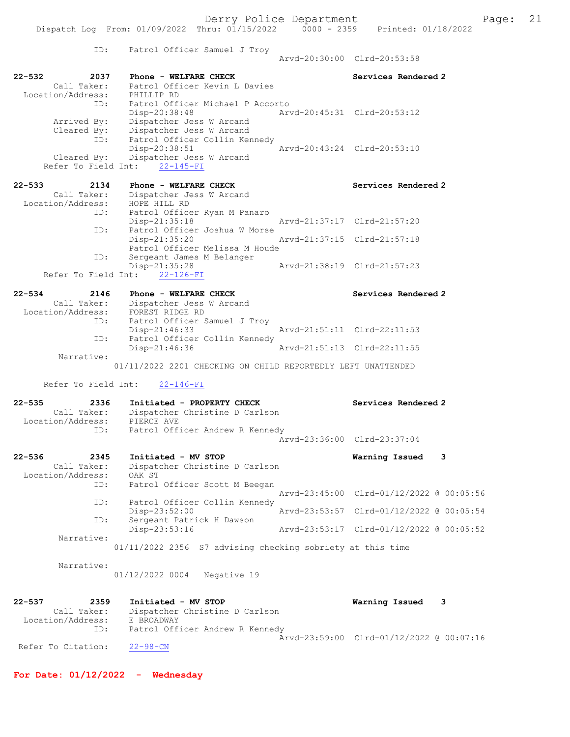ID: Patrol Officer Samuel J Troy
Arvd-20:30:00 Clrd-20:53:58

**22-532 2037 Phone - WELFARE CHECK** Services Rendered 2
Call Taker: Patrol Officer Kevin L Davies
Location/Address: PHILLIP RD
ID: Patrol Officer Michael P Accorto
Disp-20:38:48 Arvd-20:45:31 Clrd-20:53:12
Arrived By: Dispatcher Jess W Arcand
Cleared By: Dispatcher Jess W Arcand
ID: Patrol Officer Collin Kennedy
Disp-20:38:51 Arvd-20:43:24 Clrd-20:53:10
Cleared By: Dispatcher Jess W Arcand
Refer To Field Int: 22-145-FI

**22-533 2134 Phone - WELFARE CHECK** Services Rendered 2
Call Taker: Dispatcher Jess W Arcand
Location/Address: HOPE HILL RD
ID: Patrol Officer Ryan M Panaro
Disp-21:35:18 Arvd-21:37:17 Clrd-21:57:20
ID: Patrol Officer Joshua W Morse
Disp-21:35:20 Arvd-21:37:15 Clrd-21:57:18
Patrol Officer Melissa M Houde
ID: Sergeant James M Belanger
Disp-21:35:28 Arvd-21:38:19 Clrd-21:57:23
Refer To Field Int: 22-126-FI

**22-534 2146 Phone - WELFARE CHECK** Services Rendered 2
Call Taker: Dispatcher Jess W Arcand
Location/Address: FOREST RIDGE RD
ID: Patrol Officer Samuel J Troy
Disp-21:46:33 Arvd-21:51:11 Clrd-22:11:53
ID: Patrol Officer Collin Kennedy
Disp-21:46:36 Arvd-21:51:13 Clrd-22:11:55
Narrative:
01/11/2022 2201 CHECKING ON CHILD REPORTEDLY LEFT UNATTENDED

Refer To Field Int: 22-146-FI

**22-535 2336 Initiated - PROPERTY CHECK** Services Rendered 2
Call Taker: Dispatcher Christine D Carlson
Location/Address: PIERCE AVE
ID: Patrol Officer Andrew R Kennedy
Arvd-23:36:00 Clrd-23:37:04

**22-536 2345 Initiated - MV STOP** Warning Issued 3
Call Taker: Dispatcher Christine D Carlson
Location/Address: OAK ST
ID: Patrol Officer Scott M Beegan
Arvd-23:45:00 Clrd-01/12/2022 @ 00:05:56
ID: Patrol Officer Collin Kennedy
Disp-23:52:00 Arvd-23:53:57 Clrd-01/12/2022 @ 00:05:54
ID: Sergeant Patrick H Dawson
Disp-23:53:16 Arvd-23:53:17 Clrd-01/12/2022 @ 00:05:52
Narrative:
01/11/2022 2356 S7 advising checking sobriety at this time

Narrative:
01/12/2022 0004 Negative 19

**22-537 2359 Initiated - MV STOP** Warning Issued 3
Call Taker: Dispatcher Christine D Carlson
Location/Address: E BROADWAY
ID: Patrol Officer Andrew R Kennedy
Arvd-23:59:00 Clrd-01/12/2022 @ 00:07:16
Refer To Citation: 22-98-CN

## For Date: 01/12/2022 - Wednesday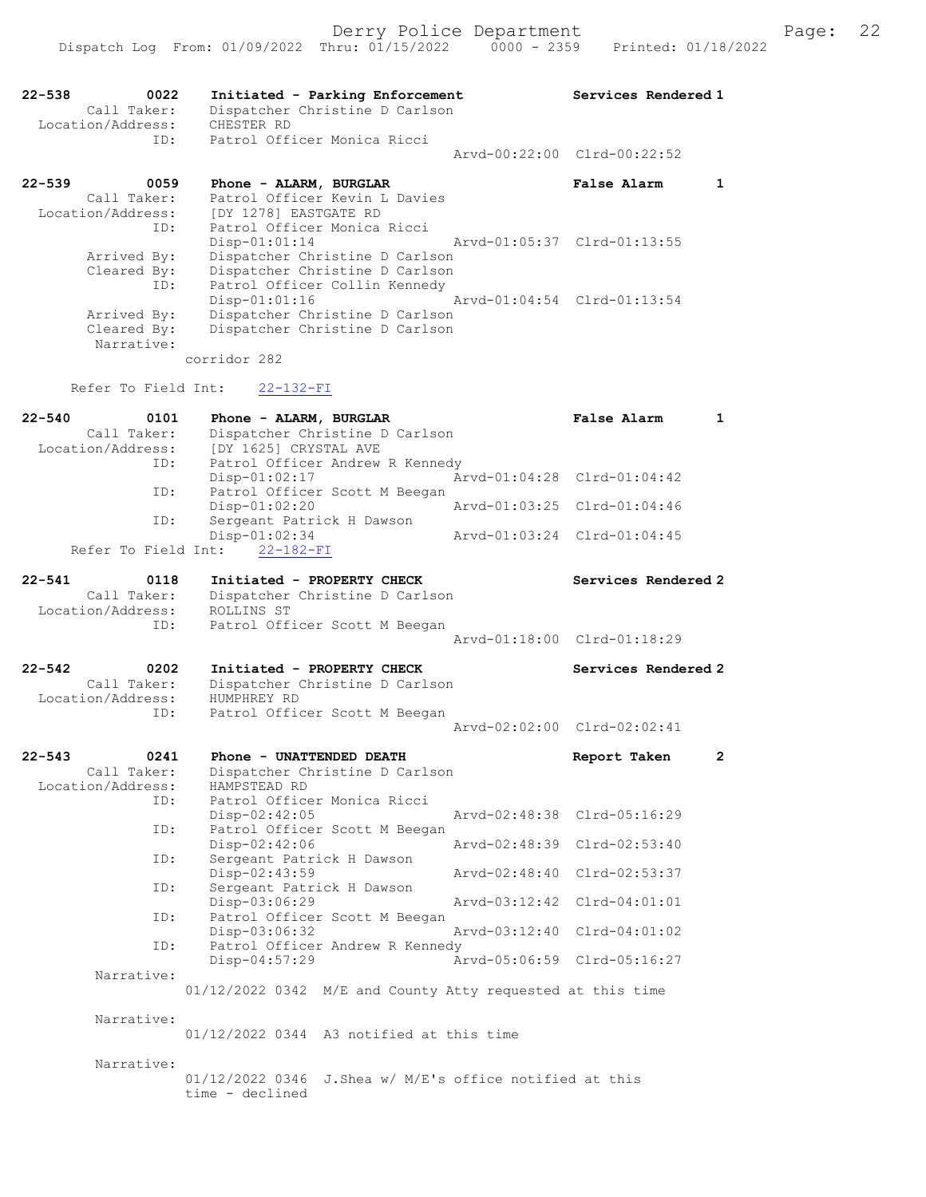```
22-538        0022    Initiated - Parking Enforcement          Services Rendered 1
      Call Taker:     Dispatcher Christine D Carlson
  Location/Address:   CHESTER RD
               ID:    Patrol Officer Monica Ricci
                                                 Arvd-00:22:00  Clrd-00:22:52

22-539        0059    Phone - ALARM, BURGLAR                   False Alarm      1
      Call Taker:     Patrol Officer Kevin L Davies
  Location/Address:   [DY 1278] EASTGATE RD
               ID:    Patrol Officer Monica Ricci
                      Disp-01:01:14              Arvd-01:05:37  Clrd-01:13:55
      Arrived By:     Dispatcher Christine D Carlson
      Cleared By:     Dispatcher Christine D Carlson
               ID:    Patrol Officer Collin Kennedy
                      Disp-01:01:16              Arvd-01:04:54  Clrd-01:13:54
      Arrived By:     Dispatcher Christine D Carlson
      Cleared By:     Dispatcher Christine D Carlson
       Narrative:
                  corridor 282

     Refer To Field Int:    22-132-FI

22-540        0101    Phone - ALARM, BURGLAR                   False Alarm      1
      Call Taker:     Dispatcher Christine D Carlson
  Location/Address:   [DY 1625] CRYSTAL AVE
               ID:    Patrol Officer Andrew R Kennedy
                      Disp-01:02:17              Arvd-01:04:28  Clrd-01:04:42
               ID:    Patrol Officer Scott M Beegan
                      Disp-01:02:20              Arvd-01:03:25  Clrd-01:04:46
               ID:    Sergeant Patrick H Dawson
                      Disp-01:02:34              Arvd-01:03:24  Clrd-01:04:45
     Refer To Field Int:    22-182-FI

22-541        0118    Initiated - PROPERTY CHECK               Services Rendered 2
      Call Taker:     Dispatcher Christine D Carlson
  Location/Address:   ROLLINS ST
               ID:    Patrol Officer Scott M Beegan
                                                 Arvd-01:18:00  Clrd-01:18:29

22-542        0202    Initiated - PROPERTY CHECK               Services Rendered 2
      Call Taker:     Dispatcher Christine D Carlson
  Location/Address:   HUMPHREY RD
               ID:    Patrol Officer Scott M Beegan
                                                 Arvd-02:02:00  Clrd-02:02:41

22-543        0241    Phone - UNATTENDED DEATH                 Report Taken     2
      Call Taker:     Dispatcher Christine D Carlson
  Location/Address:   HAMPSTEAD RD
               ID:    Patrol Officer Monica Ricci
                      Disp-02:42:05              Arvd-02:48:38  Clrd-05:16:29
               ID:    Patrol Officer Scott M Beegan
                      Disp-02:42:06              Arvd-02:48:39  Clrd-02:53:40
               ID:    Sergeant Patrick H Dawson
                      Disp-02:43:59              Arvd-02:48:40  Clrd-02:53:37
               ID:    Sergeant Patrick H Dawson
                      Disp-03:06:29              Arvd-03:12:42  Clrd-04:01:01
               ID:    Patrol Officer Scott M Beegan
                      Disp-03:06:32              Arvd-03:12:40  Clrd-04:01:02
               ID:    Patrol Officer Andrew R Kennedy
                      Disp-04:57:29              Arvd-05:06:59  Clrd-05:16:27
       Narrative:
                  01/12/2022 0342  M/E and County Atty requested at this time

       Narrative:
                  01/12/2022 0344  A3 notified at this time

       Narrative:
                  01/12/2022 0346  J.Shea w/ M/E's office notified at this
                  time - declined
```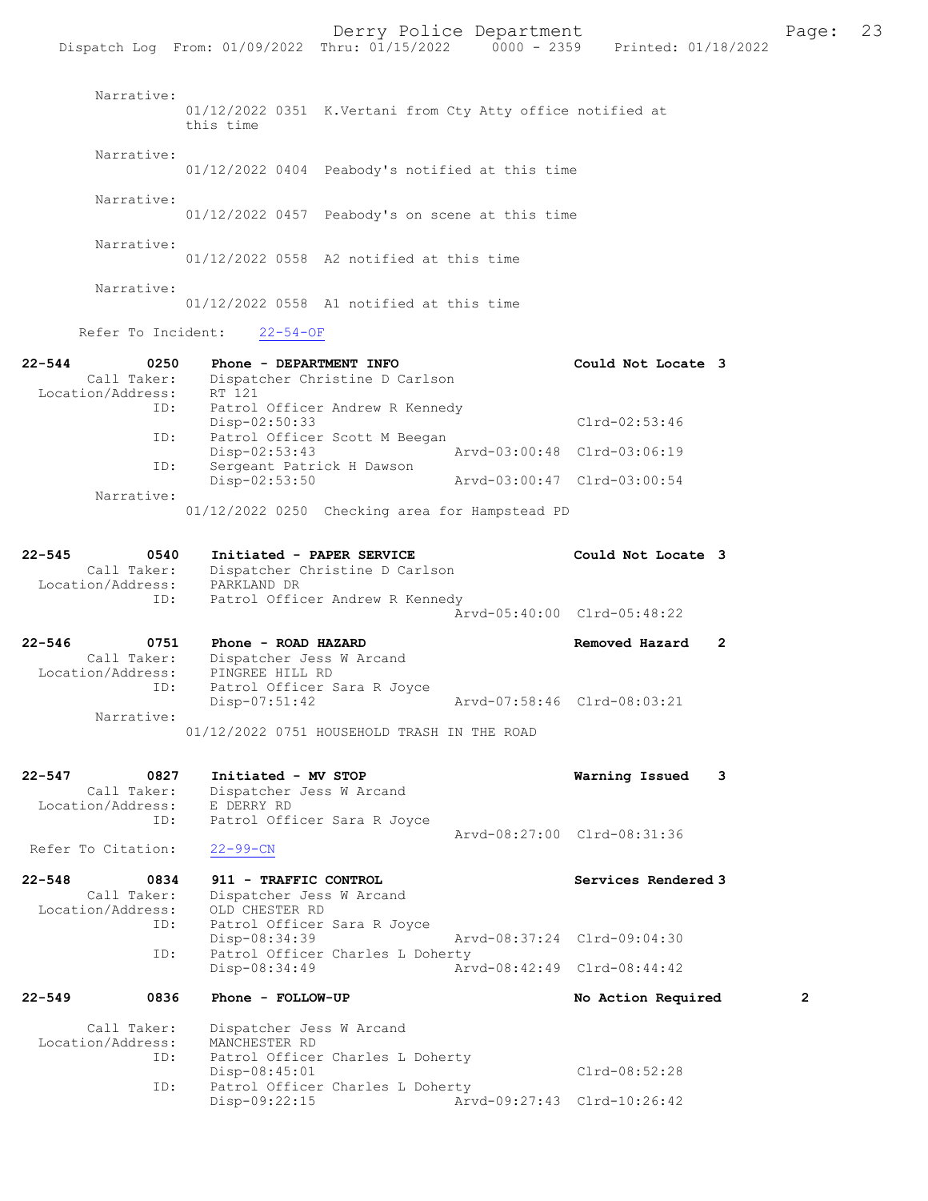Narrative:
01/12/2022 0351 K.Vertani from Cty Atty office notified at this time

Narrative:
01/12/2022 0404 Peabody's notified at this time

Narrative:
01/12/2022 0457 Peabody's on scene at this time

Narrative:
01/12/2022 0558 A2 notified at this time

Narrative:
01/12/2022 0558 A1 notified at this time

Refer To Incident: 22-54-OF

**22-544 0250 Phone - DEPARTMENT INFO — Could Not Locate 3**
Call Taker: Dispatcher Christine D Carlson
Location/Address: RT 121
ID: Patrol Officer Andrew R Kennedy
Disp-02:50:33 Clrd-02:53:46
ID: Patrol Officer Scott M Beegan
Disp-02:53:43 Arvd-03:00:48 Clrd-03:06:19
ID: Sergeant Patrick H Dawson
Disp-02:53:50 Arvd-03:00:47 Clrd-03:00:54
Narrative:
01/12/2022 0250 Checking area for Hampstead PD

**22-545 0540 Initiated - PAPER SERVICE — Could Not Locate 3**
Call Taker: Dispatcher Christine D Carlson
Location/Address: PARKLAND DR
ID: Patrol Officer Andrew R Kennedy
Arvd-05:40:00 Clrd-05:48:22

**22-546 0751 Phone - ROAD HAZARD — Removed Hazard 2**
Call Taker: Dispatcher Jess W Arcand
Location/Address: PINGREE HILL RD
ID: Patrol Officer Sara R Joyce
Disp-07:51:42 Arvd-07:58:46 Clrd-08:03:21
Narrative:
01/12/2022 0751 HOUSEHOLD TRASH IN THE ROAD

**22-547 0827 Initiated - MV STOP — Warning Issued 3**
Call Taker: Dispatcher Jess W Arcand
Location/Address: E DERRY RD
ID: Patrol Officer Sara R Joyce
Arvd-08:27:00 Clrd-08:31:36
Refer To Citation: 22-99-CN

**22-548 0834 911 - TRAFFIC CONTROL — Services Rendered 3**
Call Taker: Dispatcher Jess W Arcand
Location/Address: OLD CHESTER RD
ID: Patrol Officer Sara R Joyce
Disp-08:34:39 Arvd-08:37:24 Clrd-09:04:30
ID: Patrol Officer Charles L Doherty
Disp-08:34:49 Arvd-08:42:49 Clrd-08:44:42

**22-549 0836 Phone - FOLLOW-UP — No Action Required 2**
Call Taker: Dispatcher Jess W Arcand
Location/Address: MANCHESTER RD
ID: Patrol Officer Charles L Doherty
Disp-08:45:01 Clrd-08:52:28
ID: Patrol Officer Charles L Doherty
Disp-09:22:15 Arvd-09:27:43 Clrd-10:26:42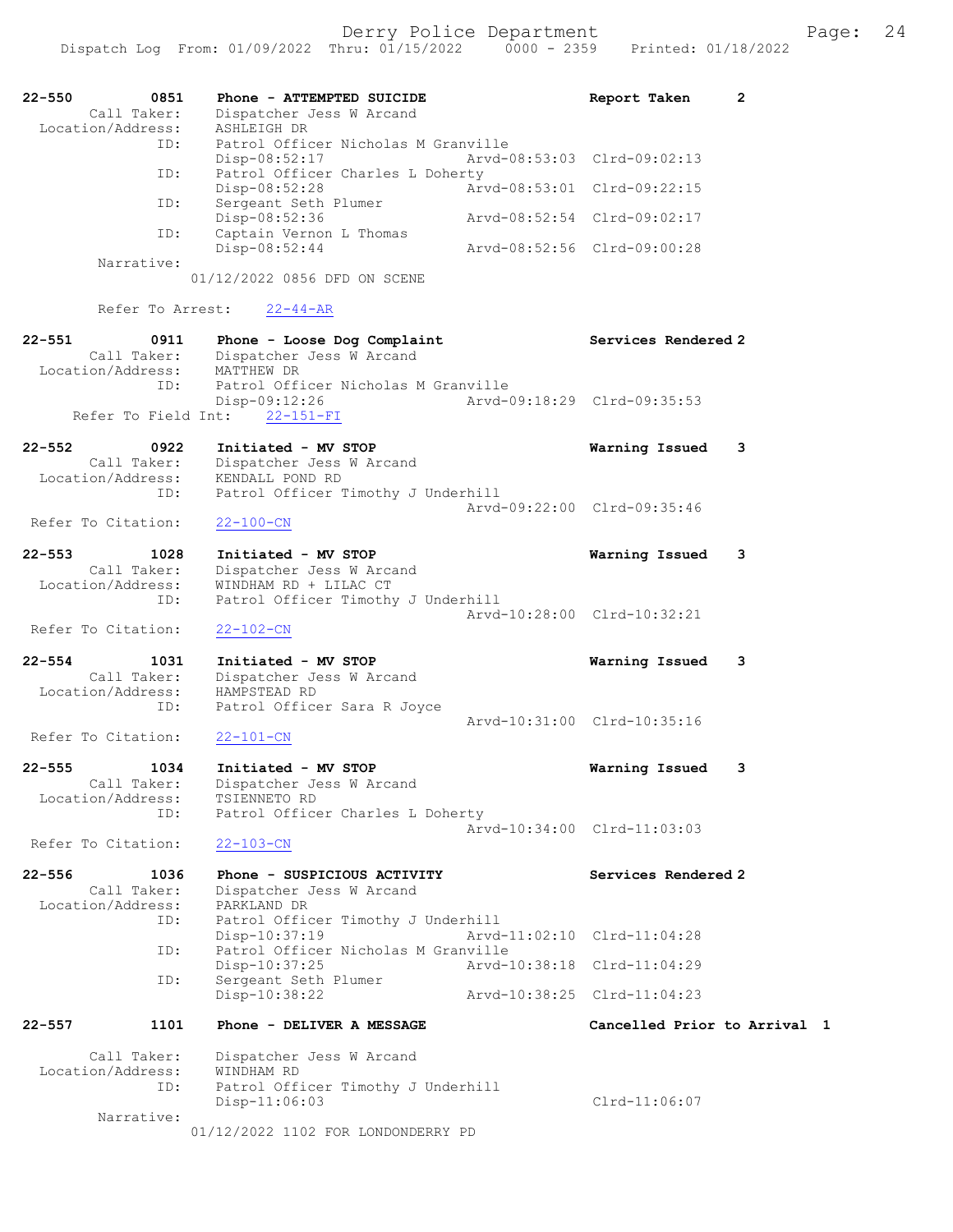Dispatch Log From: 01/09/2022 Thru: 01/15/2022 0000 - 2359 Printed: 01/18/2022

```
22-550        0851    Phone - ATTEMPTED SUICIDE                 Report Taken      2
        Call Taker:    Dispatcher Jess W Arcand
  Location/Address:    ASHLEIGH DR
               ID:    Patrol Officer Nicholas M Granville
                      Disp-08:52:17              Arvd-08:53:03  Clrd-09:02:13
               ID:    Patrol Officer Charles L Doherty
                      Disp-08:52:28              Arvd-08:53:01  Clrd-09:22:15
               ID:    Sergeant Seth Plumer
                      Disp-08:52:36              Arvd-08:52:54  Clrd-09:02:17
               ID:    Captain Vernon L Thomas
                      Disp-08:52:44              Arvd-08:52:56  Clrd-09:00:28
         Narrative:
                   01/12/2022 0856 DFD ON SCENE

         Refer To Arrest:    22-44-AR

22-551        0911    Phone - Loose Dog Complaint               Services Rendered 2
        Call Taker:    Dispatcher Jess W Arcand
  Location/Address:    MATTHEW DR
               ID:    Patrol Officer Nicholas M Granville
                      Disp-09:12:26              Arvd-09:18:29  Clrd-09:35:53
      Refer To Field Int:    22-151-FI

22-552        0922    Initiated - MV STOP                       Warning Issued    3
        Call Taker:    Dispatcher Jess W Arcand
  Location/Address:    KENDALL POND RD
               ID:    Patrol Officer Timothy J Underhill
                                                 Arvd-09:22:00  Clrd-09:35:46
  Refer To Citation:    22-100-CN

22-553        1028    Initiated - MV STOP                       Warning Issued    3
        Call Taker:    Dispatcher Jess W Arcand
  Location/Address:    WINDHAM RD + LILAC CT
               ID:    Patrol Officer Timothy J Underhill
                                                 Arvd-10:28:00  Clrd-10:32:21
  Refer To Citation:    22-102-CN

22-554        1031    Initiated - MV STOP                       Warning Issued    3
        Call Taker:    Dispatcher Jess W Arcand
  Location/Address:    HAMPSTEAD RD
               ID:    Patrol Officer Sara R Joyce
                                                 Arvd-10:31:00  Clrd-10:35:16
  Refer To Citation:    22-101-CN

22-555        1034    Initiated - MV STOP                       Warning Issued    3
        Call Taker:    Dispatcher Jess W Arcand
  Location/Address:    TSIENNETO RD
               ID:    Patrol Officer Charles L Doherty
                                                 Arvd-10:34:00  Clrd-11:03:03
  Refer To Citation:    22-103-CN

22-556        1036    Phone - SUSPICIOUS ACTIVITY               Services Rendered 2
        Call Taker:    Dispatcher Jess W Arcand
  Location/Address:    PARKLAND DR
               ID:    Patrol Officer Timothy J Underhill
                      Disp-10:37:19              Arvd-11:02:10  Clrd-11:04:28
               ID:    Patrol Officer Nicholas M Granville
                      Disp-10:37:25              Arvd-10:38:18  Clrd-11:04:29
               ID:    Sergeant Seth Plumer
                      Disp-10:38:22              Arvd-10:38:25  Clrd-11:04:23

22-557        1101    Phone - DELIVER A MESSAGE                 Cancelled Prior to Arrival  1

        Call Taker:    Dispatcher Jess W Arcand
  Location/Address:    WINDHAM RD
               ID:    Patrol Officer Timothy J Underhill
                      Disp-11:06:03                             Clrd-11:06:07
         Narrative:
                   01/12/2022 1102 FOR LONDONDERRY PD
```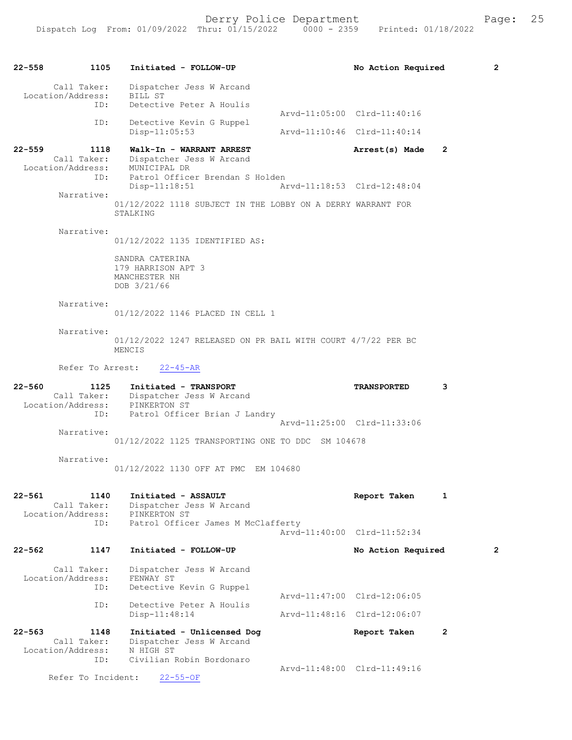**22-558 1105 Initiated - FOLLOW-UP — No Action Required — 2**

Call Taker: Dispatcher Jess W Arcand
Location/Address: BILL ST
ID: Detective Peter A Houlis
Arvd-11:05:00 Clrd-11:40:16
ID: Detective Kevin G Ruppel
Disp-11:05:53 Arvd-11:10:46 Clrd-11:40:14

**22-559 1118 Walk-In - WARRANT ARREST — Arrest(s) Made — 2**

Call Taker: Dispatcher Jess W Arcand
Location/Address: MUNICIPAL DR
ID: Patrol Officer Brendan S Holden
Disp-11:18:51 Arvd-11:18:53 Clrd-12:48:04

Narrative:
01/12/2022 1118 SUBJECT IN THE LOBBY ON A DERRY WARRANT FOR STALKING

Narrative:
01/12/2022 1135 IDENTIFIED AS:

SANDRA CATERINA
179 HARRISON APT 3
MANCHESTER NH
DOB 3/21/66

Narrative:
01/12/2022 1146 PLACED IN CELL 1

Narrative:
01/12/2022 1247 RELEASED ON PR BAIL WITH COURT 4/7/22 PER BC MENCIS

Refer To Arrest: 22-45-AR

**22-560 1125 Initiated - TRANSPORT — TRANSPORTED — 3**

Call Taker: Dispatcher Jess W Arcand
Location/Address: PINKERTON ST
ID: Patrol Officer Brian J Landry
Arvd-11:25:00 Clrd-11:33:06

Narrative:
01/12/2022 1125 TRANSPORTING ONE TO DDC SM 104678

Narrative:
01/12/2022 1130 OFF AT PMC EM 104680

**22-561 1140 Initiated - ASSAULT — Report Taken — 1**

Call Taker: Dispatcher Jess W Arcand
Location/Address: PINKERTON ST
ID: Patrol Officer James M McClafferty
Arvd-11:40:00 Clrd-11:52:34

**22-562 1147 Initiated - FOLLOW-UP — No Action Required — 2**

Call Taker: Dispatcher Jess W Arcand
Location/Address: FENWAY ST
ID: Detective Kevin G Ruppel
Arvd-11:47:00 Clrd-12:06:05
ID: Detective Peter A Houlis
Disp-11:48:14 Arvd-11:48:16 Clrd-12:06:07

**22-563 1148 Initiated - Unlicensed Dog — Report Taken — 2**

Call Taker: Dispatcher Jess W Arcand
Location/Address: N HIGH ST
ID: Civilian Robin Bordonaro
Arvd-11:48:00 Clrd-11:49:16

Refer To Incident: 22-55-OF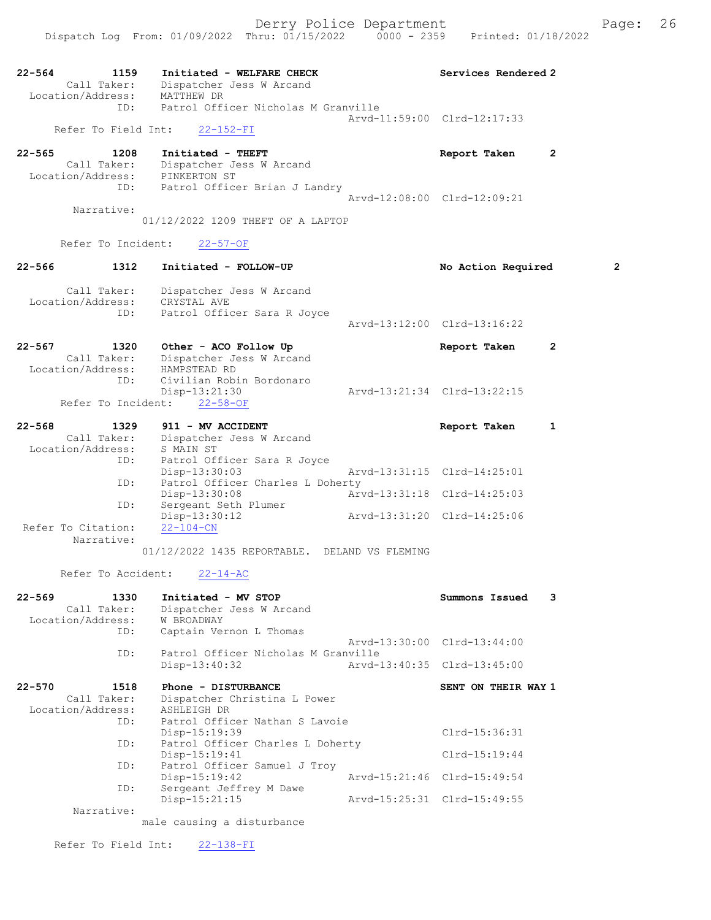22-564 1159 Initiated - WELFARE CHECK Services Rendered 2
Call Taker: Dispatcher Jess W Arcand
Location/Address: MATTHEW DR
ID: Patrol Officer Nicholas M Granville
Arvd-11:59:00 Clrd-12:17:33
Refer To Field Int: 22-152-FI

22-565 1208 Initiated - THEFT Report Taken 2
Call Taker: Dispatcher Jess W Arcand
Location/Address: PINKERTON ST
ID: Patrol Officer Brian J Landry
Arvd-12:08:00 Clrd-12:09:21
Narrative:
01/12/2022 1209 THEFT OF A LAPTOP

Refer To Incident: 22-57-OF

22-566 1312 Initiated - FOLLOW-UP No Action Required 2

Call Taker: Dispatcher Jess W Arcand
Location/Address: CRYSTAL AVE
ID: Patrol Officer Sara R Joyce
Arvd-13:12:00 Clrd-13:16:22

22-567 1320 Other - ACO Follow Up Report Taken 2
Call Taker: Dispatcher Jess W Arcand
Location/Address: HAMPSTEAD RD
ID: Civilian Robin Bordonaro
Disp-13:21:30 Arvd-13:21:34 Clrd-13:22:15
Refer To Incident: 22-58-OF

22-568 1329 911 - MV ACCIDENT Report Taken 1
Call Taker: Dispatcher Jess W Arcand
Location/Address: S MAIN ST
ID: Patrol Officer Sara R Joyce
Disp-13:30:03 Arvd-13:31:15 Clrd-14:25:01
ID: Patrol Officer Charles L Doherty
Disp-13:30:08 Arvd-13:31:18 Clrd-14:25:03
ID: Sergeant Seth Plumer
Disp-13:30:12 Arvd-13:31:20 Clrd-14:25:06
Refer To Citation: 22-104-CN
Narrative:
01/12/2022 1435 REPORTABLE. DELAND VS FLEMING

Refer To Accident: 22-14-AC

22-569 1330 Initiated - MV STOP Summons Issued 3
Call Taker: Dispatcher Jess W Arcand
Location/Address: W BROADWAY
ID: Captain Vernon L Thomas
Arvd-13:30:00 Clrd-13:44:00
ID: Patrol Officer Nicholas M Granville
Disp-13:40:32 Arvd-13:40:35 Clrd-13:45:00

22-570 1518 Phone - DISTURBANCE SENT ON THEIR WAY 1
Call Taker: Dispatcher Christina L Power
Location/Address: ASHLEIGH DR
ID: Patrol Officer Nathan S Lavoie
Disp-15:19:39 Clrd-15:36:31
ID: Patrol Officer Charles L Doherty
Disp-15:19:41 Clrd-15:19:44
ID: Patrol Officer Samuel J Troy
Disp-15:19:42 Arvd-15:21:46 Clrd-15:49:54
ID: Sergeant Jeffrey M Dawe
Disp-15:21:15 Arvd-15:25:31 Clrd-15:49:55
Narrative:
male causing a disturbance

Refer To Field Int: 22-138-FI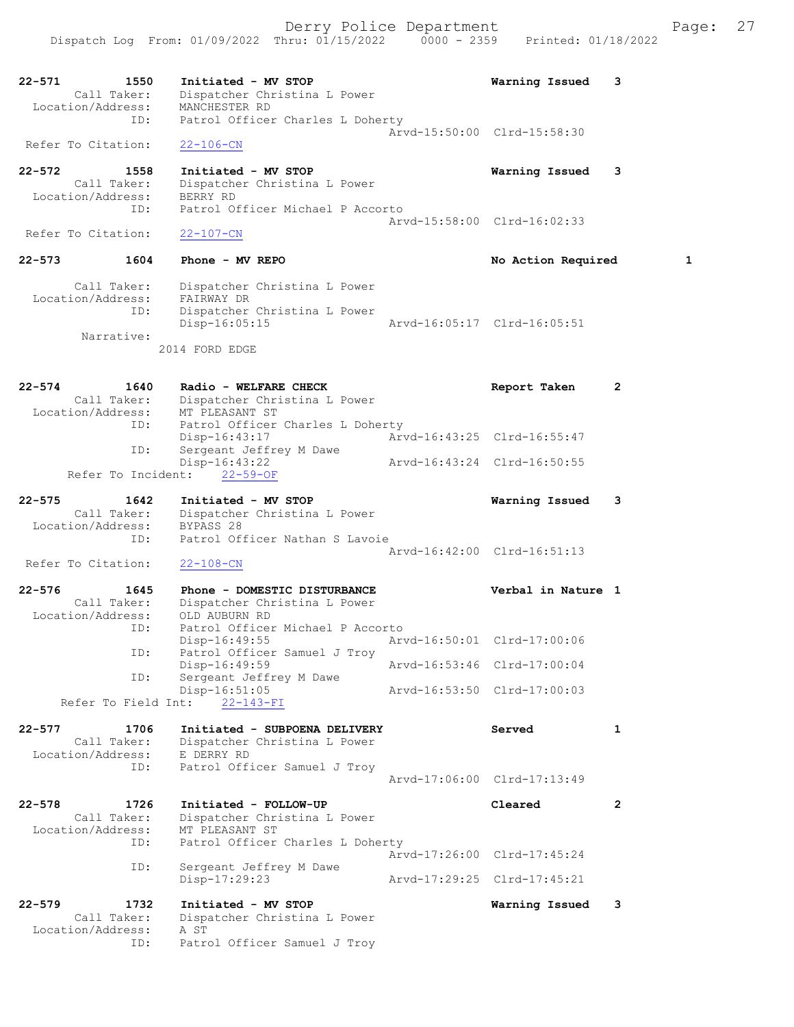22-571 1550 Initiated - MV STOP Warning Issued 3
 Call Taker: Dispatcher Christina L Power
 Location/Address: MANCHESTER RD
 ID: Patrol Officer Charles L Doherty
 Arvd-15:50:00 Clrd-15:58:30
 Refer To Citation: 22-106-CN

22-572 1558 Initiated - MV STOP Warning Issued 3
 Call Taker: Dispatcher Christina L Power
 Location/Address: BERRY RD
 ID: Patrol Officer Michael P Accorto
 Arvd-15:58:00 Clrd-16:02:33
 Refer To Citation: 22-107-CN

22-573 1604 Phone - MV REPO No Action Required 1

 Call Taker: Dispatcher Christina L Power
 Location/Address: FAIRWAY DR
 ID: Dispatcher Christina L Power
 Disp-16:05:15 Arvd-16:05:17 Clrd-16:05:51
 Narrative:
 2014 FORD EDGE

22-574 1640 Radio - WELFARE CHECK Report Taken 2
 Call Taker: Dispatcher Christina L Power
 Location/Address: MT PLEASANT ST
 ID: Patrol Officer Charles L Doherty
 Disp-16:43:17 Arvd-16:43:25 Clrd-16:55:47
 ID: Sergeant Jeffrey M Dawe
 Disp-16:43:22 Arvd-16:43:24 Clrd-16:50:55
 Refer To Incident: 22-59-OF

22-575 1642 Initiated - MV STOP Warning Issued 3
 Call Taker: Dispatcher Christina L Power
 Location/Address: BYPASS 28
 ID: Patrol Officer Nathan S Lavoie
 Arvd-16:42:00 Clrd-16:51:13
 Refer To Citation: 22-108-CN

22-576 1645 Phone - DOMESTIC DISTURBANCE Verbal in Nature 1
 Call Taker: Dispatcher Christina L Power
 Location/Address: OLD AUBURN RD
 ID: Patrol Officer Michael P Accorto
 Disp-16:49:55 Arvd-16:50:01 Clrd-17:00:06
 ID: Patrol Officer Samuel J Troy
 Disp-16:49:59 Arvd-16:53:46 Clrd-17:00:04
 ID: Sergeant Jeffrey M Dawe
 Disp-16:51:05 Arvd-16:53:50 Clrd-17:00:03
 Refer To Field Int: 22-143-FI

22-577 1706 Initiated - SUBPOENA DELIVERY Served 1
 Call Taker: Dispatcher Christina L Power
 Location/Address: E DERRY RD
 ID: Patrol Officer Samuel J Troy
 Arvd-17:06:00 Clrd-17:13:49

22-578 1726 Initiated - FOLLOW-UP Cleared 2
 Call Taker: Dispatcher Christina L Power
 Location/Address: MT PLEASANT ST
 ID: Patrol Officer Charles L Doherty
 Arvd-17:26:00 Clrd-17:45:24
 ID: Sergeant Jeffrey M Dawe
 Disp-17:29:23 Arvd-17:29:25 Clrd-17:45:21

22-579 1732 Initiated - MV STOP Warning Issued 3
 Call Taker: Dispatcher Christina L Power
 Location/Address: A ST
 ID: Patrol Officer Samuel J Troy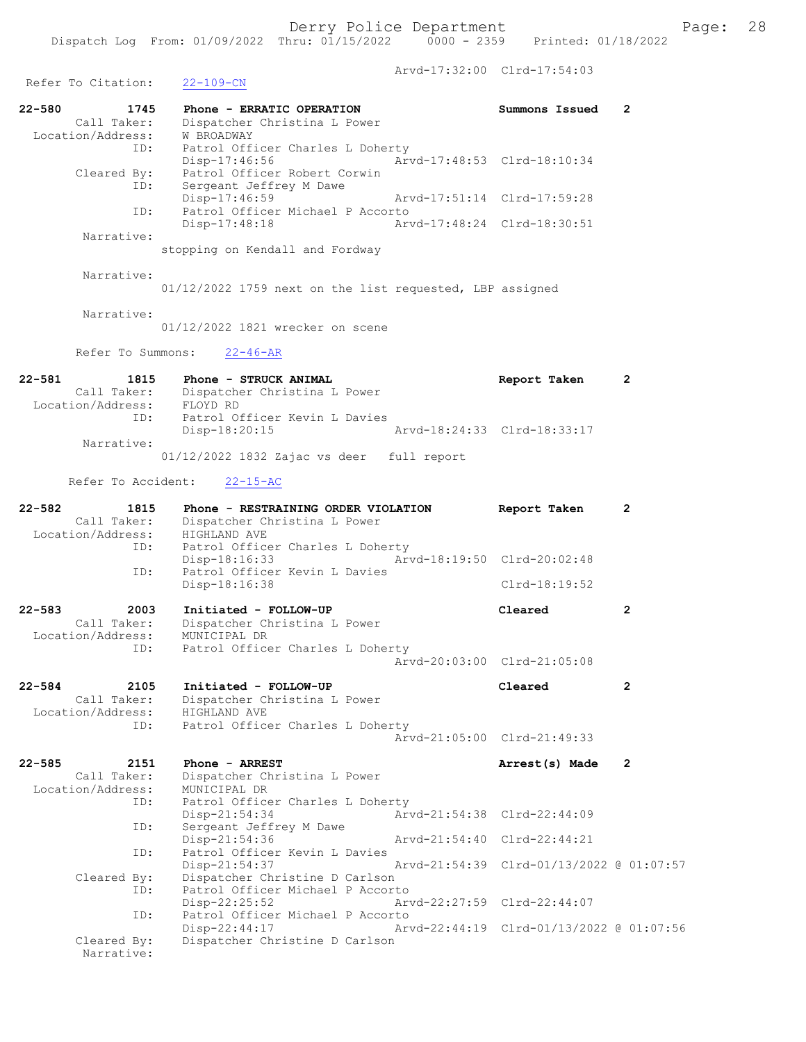Arvd-17:32:00 Clrd-17:54:03

Refer To Citation: 22-109-CN

```
22-580       1745    Phone - ERRATIC OPERATION                    Summons Issued    2
      Call Taker:    Dispatcher Christina L Power
 Location/Address:   W BROADWAY
              ID:    Patrol Officer Charles L Doherty
                     Disp-17:46:56              Arvd-17:48:53  Clrd-18:10:34
      Cleared By:    Patrol Officer Robert Corwin
              ID:    Sergeant Jeffrey M Dawe
                     Disp-17:46:59              Arvd-17:51:14  Clrd-17:59:28
              ID:    Patrol Officer Michael P Accorto
                     Disp-17:48:18              Arvd-17:48:24  Clrd-18:30:51
       Narrative:
                  stopping on Kendall and Fordway

       Narrative:
                  01/12/2022 1759 next on the list requested, LBP assigned

       Narrative:
                  01/12/2022 1821 wrecker on scene

      Refer To Summons:    22-46-AR

22-581       1815    Phone - STRUCK ANIMAL                        Report Taken      2
      Call Taker:    Dispatcher Christina L Power
 Location/Address:   FLOYD RD
              ID:    Patrol Officer Kevin L Davies
                     Disp-18:20:15              Arvd-18:24:33  Clrd-18:33:17
       Narrative:
                  01/12/2022 1832 Zajac vs deer   full report

      Refer To Accident:    22-15-AC

22-582       1815    Phone - RESTRAINING ORDER VIOLATION          Report Taken      2
      Call Taker:    Dispatcher Christina L Power
 Location/Address:   HIGHLAND AVE
              ID:    Patrol Officer Charles L Doherty
                     Disp-18:16:33              Arvd-18:19:50  Clrd-20:02:48
              ID:    Patrol Officer Kevin L Davies
                     Disp-18:16:38                             Clrd-18:19:52

22-583       2003    Initiated - FOLLOW-UP                        Cleared           2
      Call Taker:    Dispatcher Christina L Power
 Location/Address:   MUNICIPAL DR
              ID:    Patrol Officer Charles L Doherty
                                                Arvd-20:03:00  Clrd-21:05:08

22-584       2105    Initiated - FOLLOW-UP                        Cleared           2
      Call Taker:    Dispatcher Christina L Power
 Location/Address:   HIGHLAND AVE
              ID:    Patrol Officer Charles L Doherty
                                                Arvd-21:05:00  Clrd-21:49:33

22-585       2151    Phone - ARREST                               Arrest(s) Made    2
      Call Taker:    Dispatcher Christina L Power
 Location/Address:   MUNICIPAL DR
              ID:    Patrol Officer Charles L Doherty
                     Disp-21:54:34              Arvd-21:54:38  Clrd-22:44:09
              ID:    Sergeant Jeffrey M Dawe
                     Disp-21:54:36              Arvd-21:54:40  Clrd-22:44:21
              ID:    Patrol Officer Kevin L Davies
                     Disp-21:54:37              Arvd-21:54:39  Clrd-01/13/2022 @ 01:07:57
      Cleared By:    Dispatcher Christine D Carlson
              ID:    Patrol Officer Michael P Accorto
                     Disp-22:25:52              Arvd-22:27:59  Clrd-22:44:07
              ID:    Patrol Officer Michael P Accorto
                     Disp-22:44:17              Arvd-22:44:19  Clrd-01/13/2022 @ 01:07:56
      Cleared By:    Dispatcher Christine D Carlson
       Narrative:
```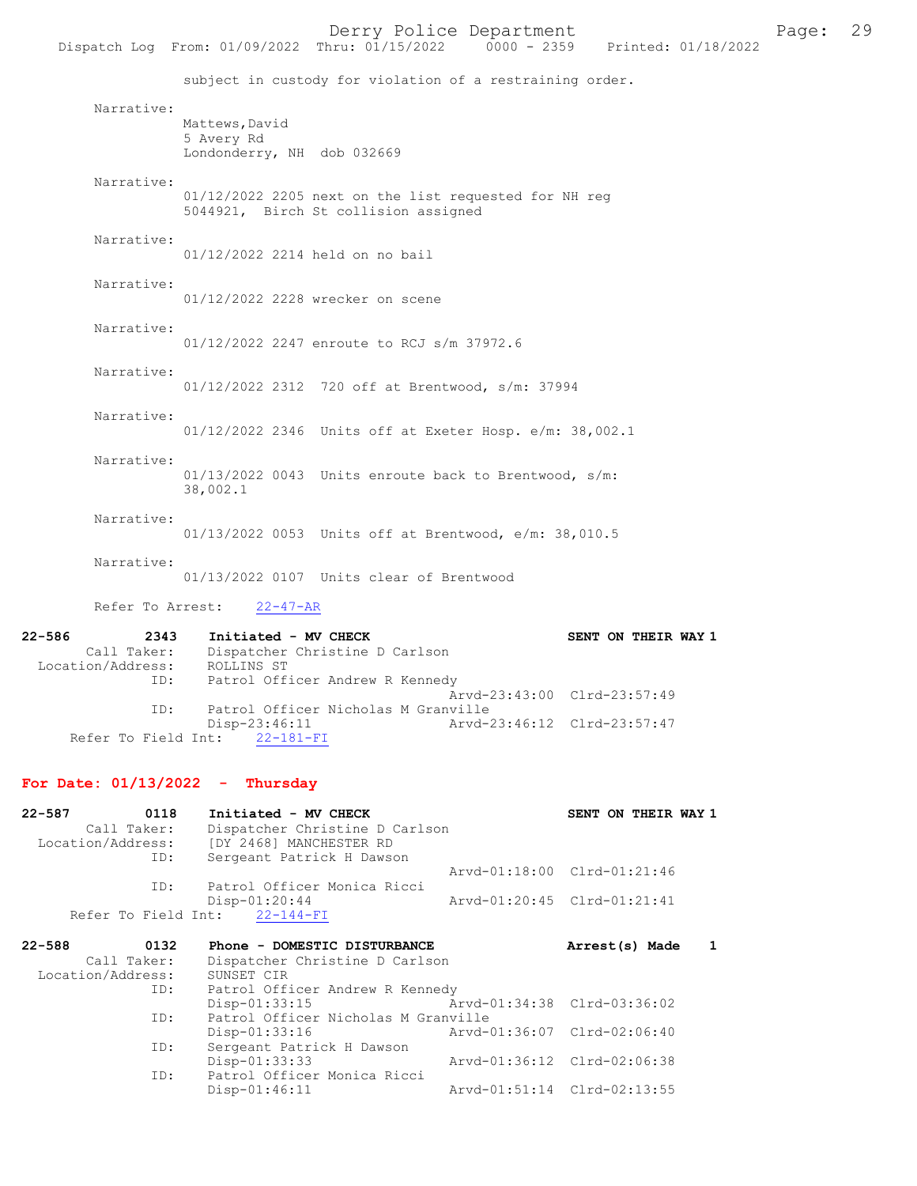subject in custody for violation of a restraining order.

Narrative:
Mattews,David
5 Avery Rd
Londonderry, NH dob 032669

Narrative:
01/12/2022 2205 next on the list requested for NH reg 5044921, Birch St collision assigned

Narrative:
01/12/2022 2214 held on no bail

Narrative:
01/12/2022 2228 wrecker on scene

Narrative:
01/12/2022 2247 enroute to RCJ s/m 37972.6

Narrative:
01/12/2022 2312 720 off at Brentwood, s/m: 37994

Narrative:
01/12/2022 2346 Units off at Exeter Hosp. e/m: 38,002.1

Narrative:
01/13/2022 0043 Units enroute back to Brentwood, s/m: 38,002.1

Narrative:
01/13/2022 0053 Units off at Brentwood, e/m: 38,010.5

Narrative:
01/13/2022 0107 Units clear of Brentwood

Refer To Arrest: 22-47-AR

**22-586 2343 Initiated - MV CHECK SENT ON THEIR WAY 1**
Call Taker: Dispatcher Christine D Carlson
Location/Address: ROLLINS ST
ID: Patrol Officer Andrew R Kennedy
Arvd-23:43:00 Clrd-23:57:49
ID: Patrol Officer Nicholas M Granville
Disp-23:46:11 Arvd-23:46:12 Clrd-23:57:47
Refer To Field Int: 22-181-FI

## For Date: 01/13/2022 - Thursday

**22-587 0118 Initiated - MV CHECK SENT ON THEIR WAY 1**
Call Taker: Dispatcher Christine D Carlson
Location/Address: [DY 2468] MANCHESTER RD
ID: Sergeant Patrick H Dawson
Arvd-01:18:00 Clrd-01:21:46
ID: Patrol Officer Monica Ricci
Disp-01:20:44 Arvd-01:20:45 Clrd-01:21:41
Refer To Field Int: 22-144-FI

**22-588 0132 Phone - DOMESTIC DISTURBANCE Arrest(s) Made 1**
Call Taker: Dispatcher Christine D Carlson
Location/Address: SUNSET CIR
ID: Patrol Officer Andrew R Kennedy
Disp-01:33:15 Arvd-01:34:38 Clrd-03:36:02
ID: Patrol Officer Nicholas M Granville
Disp-01:33:16 Arvd-01:36:07 Clrd-02:06:40
ID: Sergeant Patrick H Dawson
Disp-01:33:33 Arvd-01:36:12 Clrd-02:06:38
ID: Patrol Officer Monica Ricci
Disp-01:46:11 Arvd-01:51:14 Clrd-02:13:55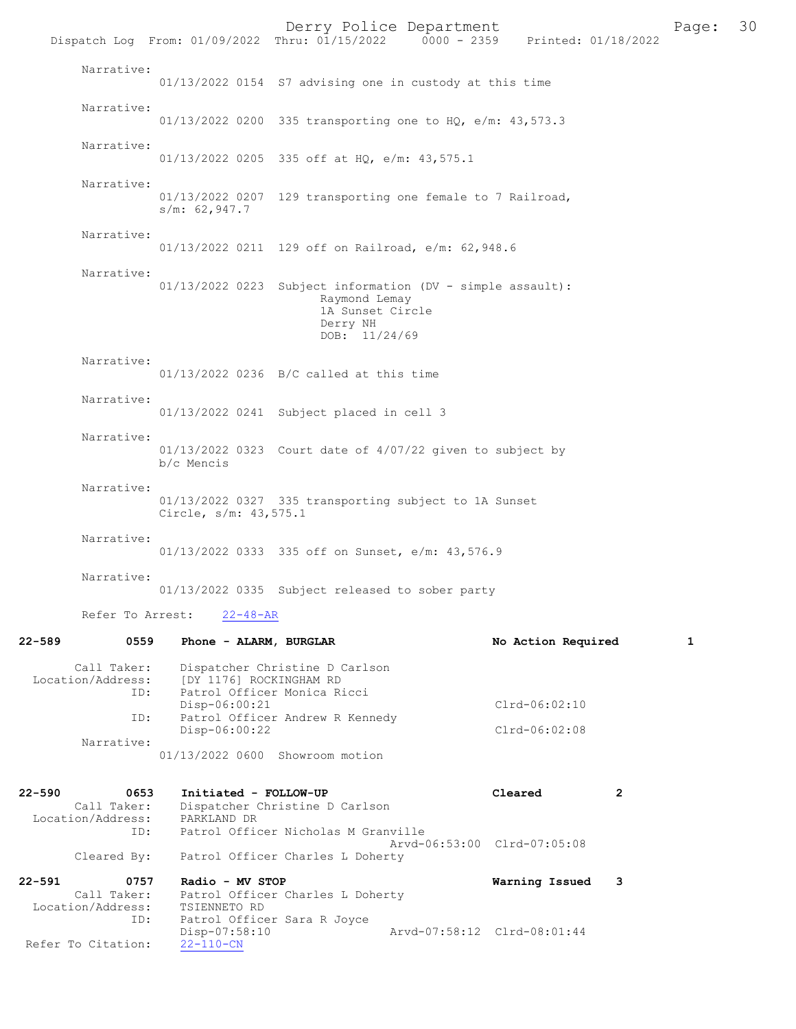Narrative:
01/13/2022 0154 S7 advising one in custody at this time

Narrative:
01/13/2022 0200 335 transporting one to HQ, e/m: 43,573.3

Narrative:
01/13/2022 0205 335 off at HQ, e/m: 43,575.1

Narrative:
01/13/2022 0207 129 transporting one female to 7 Railroad, s/m: 62,947.7

Narrative:
01/13/2022 0211 129 off on Railroad, e/m: 62,948.6

Narrative:
01/13/2022 0223 Subject information (DV - simple assault):
Raymond Lemay
1A Sunset Circle
Derry NH
DOB: 11/24/69

Narrative:
01/13/2022 0236 B/C called at this time

Narrative:
01/13/2022 0241 Subject placed in cell 3

Narrative:
01/13/2022 0323 Court date of 4/07/22 given to subject by b/c Mencis

Narrative:
01/13/2022 0327 335 transporting subject to 1A Sunset Circle, s/m: 43,575.1

Narrative:
01/13/2022 0333 335 off on Sunset, e/m: 43,576.9

Narrative:
01/13/2022 0335 Subject released to sober party

Refer To Arrest: 22-48-AR

**22-589 0559 Phone - ALARM, BURGLAR — No Action Required 1**

Call Taker: Dispatcher Christine D Carlson
Location/Address: [DY 1176] ROCKINGHAM RD
ID: Patrol Officer Monica Ricci
Disp-06:00:21 Clrd-06:02:10
ID: Patrol Officer Andrew R Kennedy
Disp-06:00:22 Clrd-06:02:08
Narrative:
01/13/2022 0600 Showroom motion

**22-590 0653 Initiated - FOLLOW-UP — Cleared 2**

Call Taker: Dispatcher Christine D Carlson
Location/Address: PARKLAND DR
ID: Patrol Officer Nicholas M Granville
Arvd-06:53:00 Clrd-07:05:08
Cleared By: Patrol Officer Charles L Doherty

**22-591 0757 Radio - MV STOP — Warning Issued 3**

Call Taker: Patrol Officer Charles L Doherty
Location/Address: TSIENNETO RD
ID: Patrol Officer Sara R Joyce
Disp-07:58:10 Arvd-07:58:12 Clrd-08:01:44
Refer To Citation: 22-110-CN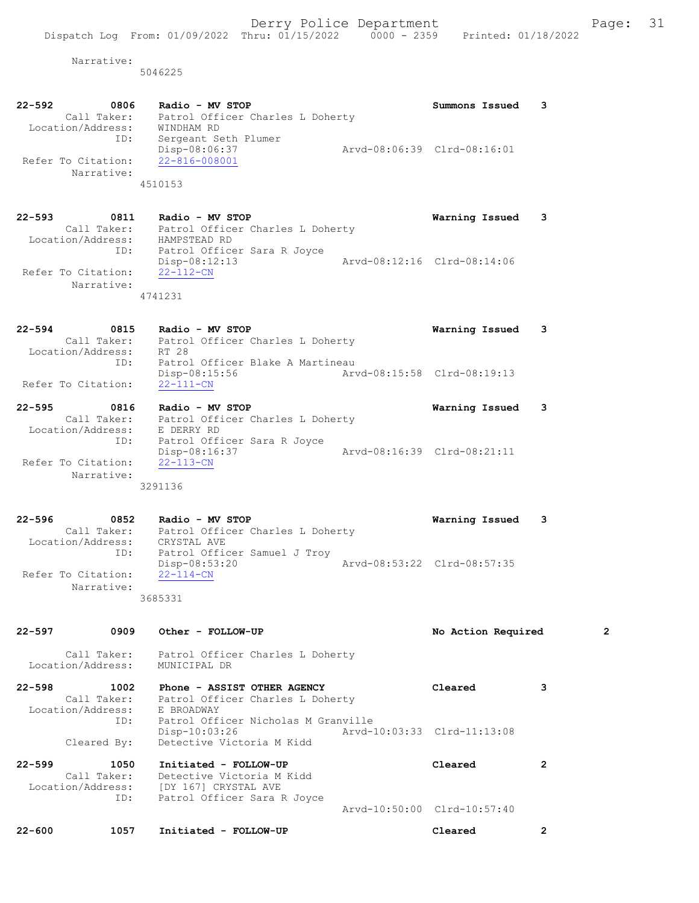Narrative:
5046225

22-592 0806 Radio - MV STOP Summons Issued 3
Call Taker: Patrol Officer Charles L Doherty
Location/Address: WINDHAM RD
ID: Sergeant Seth Plumer
Disp-08:06:37 Arvd-08:06:39 Clrd-08:16:01
Refer To Citation: 22-816-008001
Narrative:
4510153

22-593 0811 Radio - MV STOP Warning Issued 3
Call Taker: Patrol Officer Charles L Doherty
Location/Address: HAMPSTEAD RD
ID: Patrol Officer Sara R Joyce
Disp-08:12:13 Arvd-08:12:16 Clrd-08:14:06
Refer To Citation: 22-112-CN
Narrative:
4741231

22-594 0815 Radio - MV STOP Warning Issued 3
Call Taker: Patrol Officer Charles L Doherty
Location/Address: RT 28
ID: Patrol Officer Blake A Martineau
Disp-08:15:56 Arvd-08:15:58 Clrd-08:19:13
Refer To Citation: 22-111-CN

22-595 0816 Radio - MV STOP Warning Issued 3
Call Taker: Patrol Officer Charles L Doherty
Location/Address: E DERRY RD
ID: Patrol Officer Sara R Joyce
Disp-08:16:37 Arvd-08:16:39 Clrd-08:21:11
Refer To Citation: 22-113-CN
Narrative:
3291136

22-596 0852 Radio - MV STOP Warning Issued 3
Call Taker: Patrol Officer Charles L Doherty
Location/Address: CRYSTAL AVE
ID: Patrol Officer Samuel J Troy
Disp-08:53:20 Arvd-08:53:22 Clrd-08:57:35
Refer To Citation: 22-114-CN
Narrative:
3685331

22-597 0909 Other - FOLLOW-UP No Action Required 2
Call Taker: Patrol Officer Charles L Doherty
Location/Address: MUNICIPAL DR

22-598 1002 Phone - ASSIST OTHER AGENCY Cleared 3
Call Taker: Patrol Officer Charles L Doherty
Location/Address: E BROADWAY
ID: Patrol Officer Nicholas M Granville
Disp-10:03:26 Arvd-10:03:33 Clrd-11:13:08
Cleared By: Detective Victoria M Kidd

22-599 1050 Initiated - FOLLOW-UP Cleared 2
Call Taker: Detective Victoria M Kidd
Location/Address: [DY 167] CRYSTAL AVE
ID: Patrol Officer Sara R Joyce
Arvd-10:50:00 Clrd-10:57:40

22-600 1057 Initiated - FOLLOW-UP Cleared 2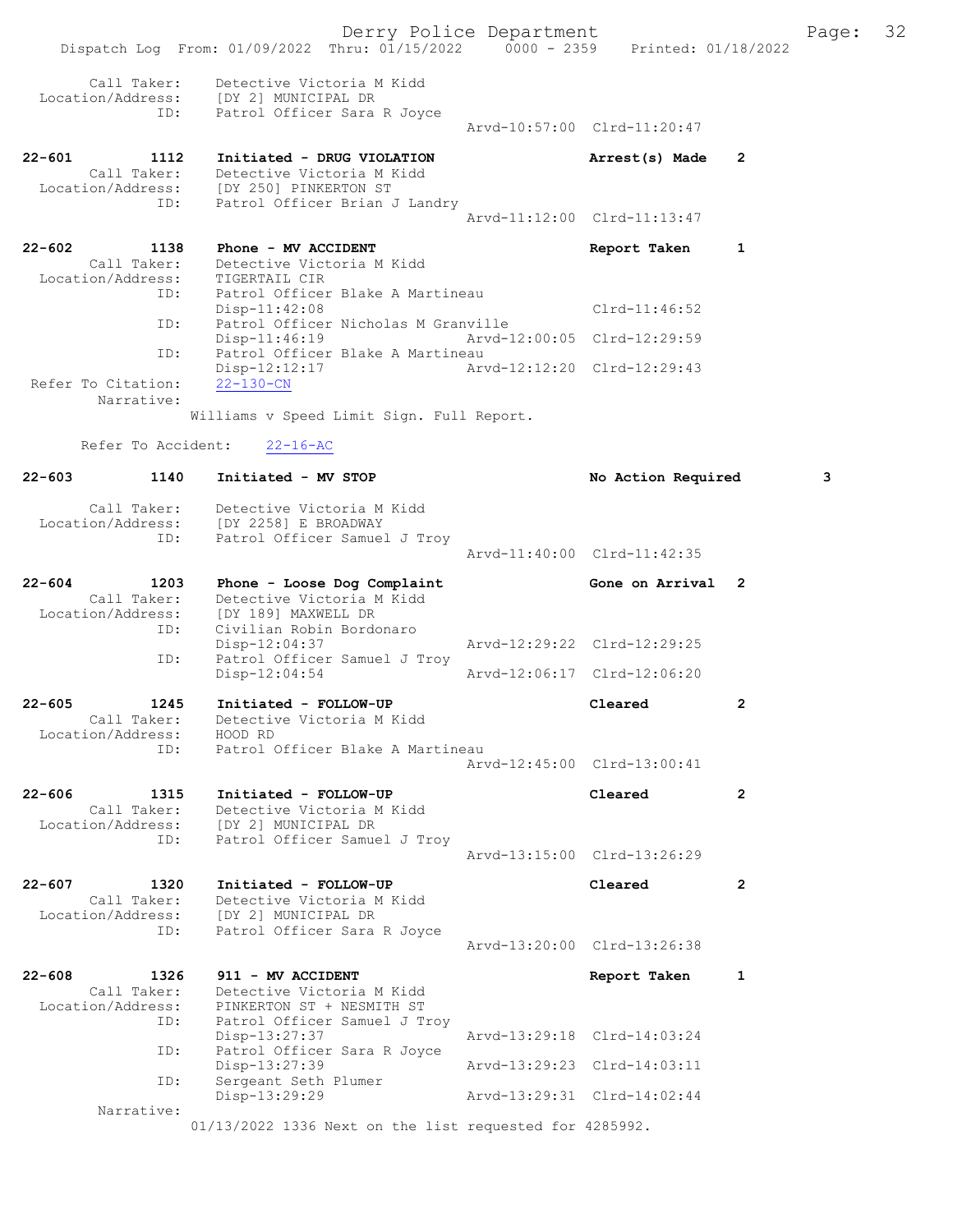Call Taker: Detective Victoria M Kidd
Location/Address: [DY 2] MUNICIPAL DR
ID: Patrol Officer Sara R Joyce
Arvd-10:57:00 Clrd-11:20:47

**22-601 1112 Initiated - DRUG VIOLATION** — **Arrest(s) Made 2**
Call Taker: Detective Victoria M Kidd
Location/Address: [DY 250] PINKERTON ST
ID: Patrol Officer Brian J Landry
Arvd-11:12:00 Clrd-11:13:47

**22-602 1138 Phone - MV ACCIDENT** — **Report Taken 1**
Call Taker: Detective Victoria M Kidd
Location/Address: TIGERTAIL CIR
ID: Patrol Officer Blake A Martineau
Disp-11:42:08 Clrd-11:46:52
ID: Patrol Officer Nicholas M Granville
Disp-11:46:19 Arvd-12:00:05 Clrd-12:29:59
ID: Patrol Officer Blake A Martineau
Disp-12:12:17 Arvd-12:12:20 Clrd-12:29:43
Refer To Citation: 22-130-CN
Narrative:
Williams v Speed Limit Sign. Full Report.

Refer To Accident: 22-16-AC

**22-603 1140 Initiated - MV STOP** — **No Action Required 3**
Call Taker: Detective Victoria M Kidd
Location/Address: [DY 2258] E BROADWAY
ID: Patrol Officer Samuel J Troy
Arvd-11:40:00 Clrd-11:42:35

**22-604 1203 Phone - Loose Dog Complaint** — **Gone on Arrival 2**
Call Taker: Detective Victoria M Kidd
Location/Address: [DY 189] MAXWELL DR
ID: Civilian Robin Bordonaro
Disp-12:04:37 Arvd-12:29:22 Clrd-12:29:25
ID: Patrol Officer Samuel J Troy
Disp-12:04:54 Arvd-12:06:17 Clrd-12:06:20

**22-605 1245 Initiated - FOLLOW-UP** — **Cleared 2**
Call Taker: Detective Victoria M Kidd
Location/Address: HOOD RD
ID: Patrol Officer Blake A Martineau
Arvd-12:45:00 Clrd-13:00:41

**22-606 1315 Initiated - FOLLOW-UP** — **Cleared 2**
Call Taker: Detective Victoria M Kidd
Location/Address: [DY 2] MUNICIPAL DR
ID: Patrol Officer Samuel J Troy
Arvd-13:15:00 Clrd-13:26:29

**22-607 1320 Initiated - FOLLOW-UP** — **Cleared 2**
Call Taker: Detective Victoria M Kidd
Location/Address: [DY 2] MUNICIPAL DR
ID: Patrol Officer Sara R Joyce
Arvd-13:20:00 Clrd-13:26:38

**22-608 1326 911 - MV ACCIDENT** — **Report Taken 1**
Call Taker: Detective Victoria M Kidd
Location/Address: PINKERTON ST + NESMITH ST
ID: Patrol Officer Samuel J Troy
Disp-13:27:37 Arvd-13:29:18 Clrd-14:03:24
ID: Patrol Officer Sara R Joyce
Disp-13:27:39 Arvd-13:29:23 Clrd-14:03:11
ID: Sergeant Seth Plumer
Disp-13:29:29 Arvd-13:29:31 Clrd-14:02:44
Narrative:
01/13/2022 1336 Next on the list requested for 4285992.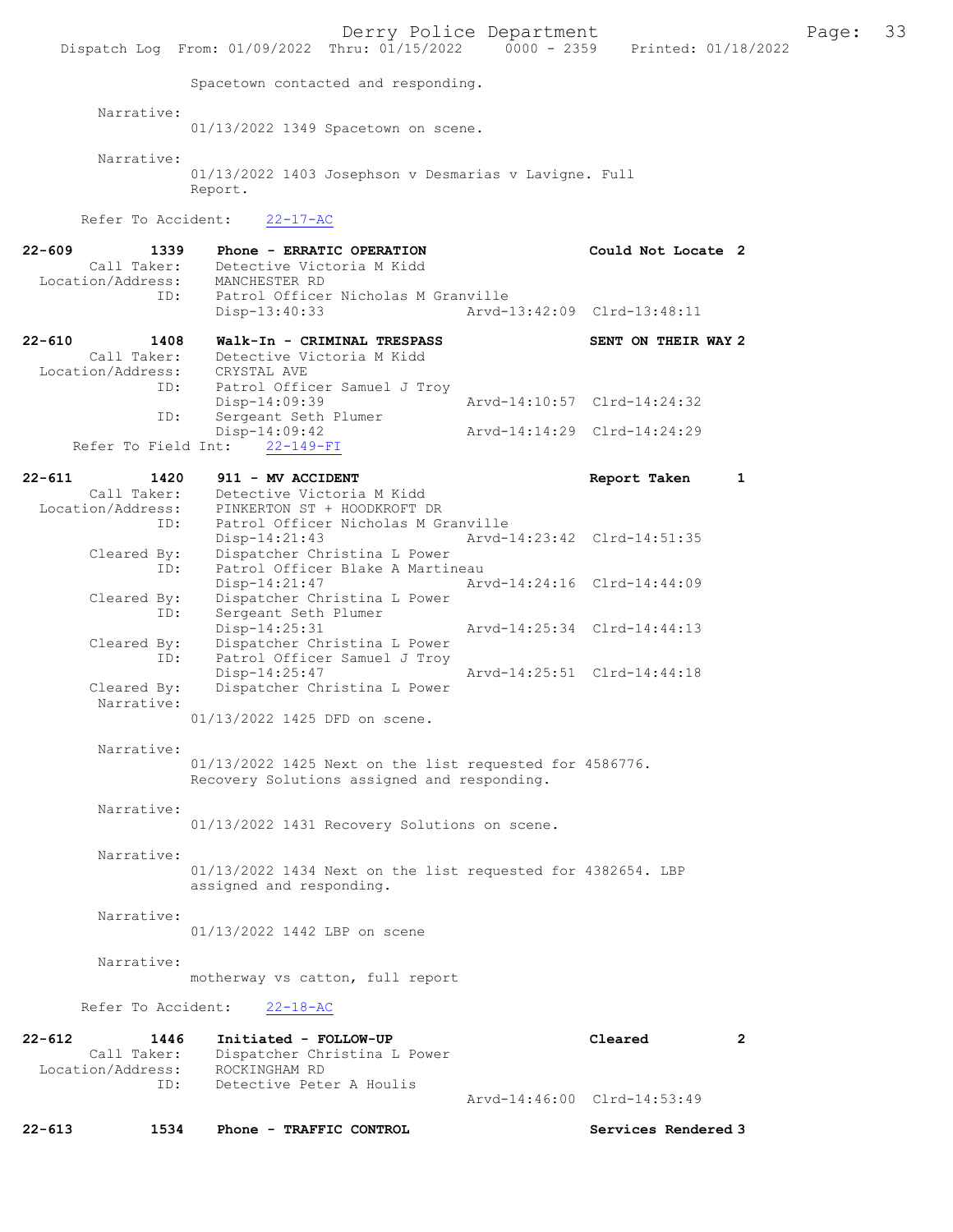Spacetown contacted and responding.

Narrative:
01/13/2022 1349 Spacetown on scene.

Narrative:
01/13/2022 1403 Josephson v Desmarias v Lavigne. Full Report.

Refer To Accident: 22-17-AC

**22-609 1339 Phone - ERRATIC OPERATION — Could Not Locate 2**
Call Taker: Detective Victoria M Kidd
Location/Address: MANCHESTER RD
ID: Patrol Officer Nicholas M Granville
Disp-13:40:33 Arvd-13:42:09 Clrd-13:48:11

**22-610 1408 Walk-In - CRIMINAL TRESPASS — SENT ON THEIR WAY 2**
Call Taker: Detective Victoria M Kidd
Location/Address: CRYSTAL AVE
ID: Patrol Officer Samuel J Troy
Disp-14:09:39 Arvd-14:10:57 Clrd-14:24:32
ID: Sergeant Seth Plumer
Disp-14:09:42 Arvd-14:14:29 Clrd-14:24:29
Refer To Field Int: 22-149-FI

**22-611 1420 911 - MV ACCIDENT — Report Taken 1**
Call Taker: Detective Victoria M Kidd
Location/Address: PINKERTON ST + HOODKROFT DR
ID: Patrol Officer Nicholas M Granville
Disp-14:21:43 Arvd-14:23:42 Clrd-14:51:35
Cleared By: Dispatcher Christina L Power
ID: Patrol Officer Blake A Martineau
Disp-14:21:47 Arvd-14:24:16 Clrd-14:44:09
Cleared By: Dispatcher Christina L Power
ID: Sergeant Seth Plumer
Disp-14:25:31 Arvd-14:25:34 Clrd-14:44:13
Cleared By: Dispatcher Christina L Power
ID: Patrol Officer Samuel J Troy
Disp-14:25:47 Arvd-14:25:51 Clrd-14:44:18
Cleared By: Dispatcher Christina L Power

Narrative:
01/13/2022 1425 DFD on scene.

Narrative:
01/13/2022 1425 Next on the list requested for 4586776. Recovery Solutions assigned and responding.

Narrative:
01/13/2022 1431 Recovery Solutions on scene.

Narrative:
01/13/2022 1434 Next on the list requested for 4382654. LBP assigned and responding.

Narrative:
01/13/2022 1442 LBP on scene

Narrative:
motherway vs catton, full report

Refer To Accident: 22-18-AC

**22-612 1446 Initiated - FOLLOW-UP — Cleared 2**
Call Taker: Dispatcher Christina L Power
Location/Address: ROCKINGHAM RD
ID: Detective Peter A Houlis
Arvd-14:46:00 Clrd-14:53:49

**22-613 1534 Phone - TRAFFIC CONTROL — Services Rendered 3**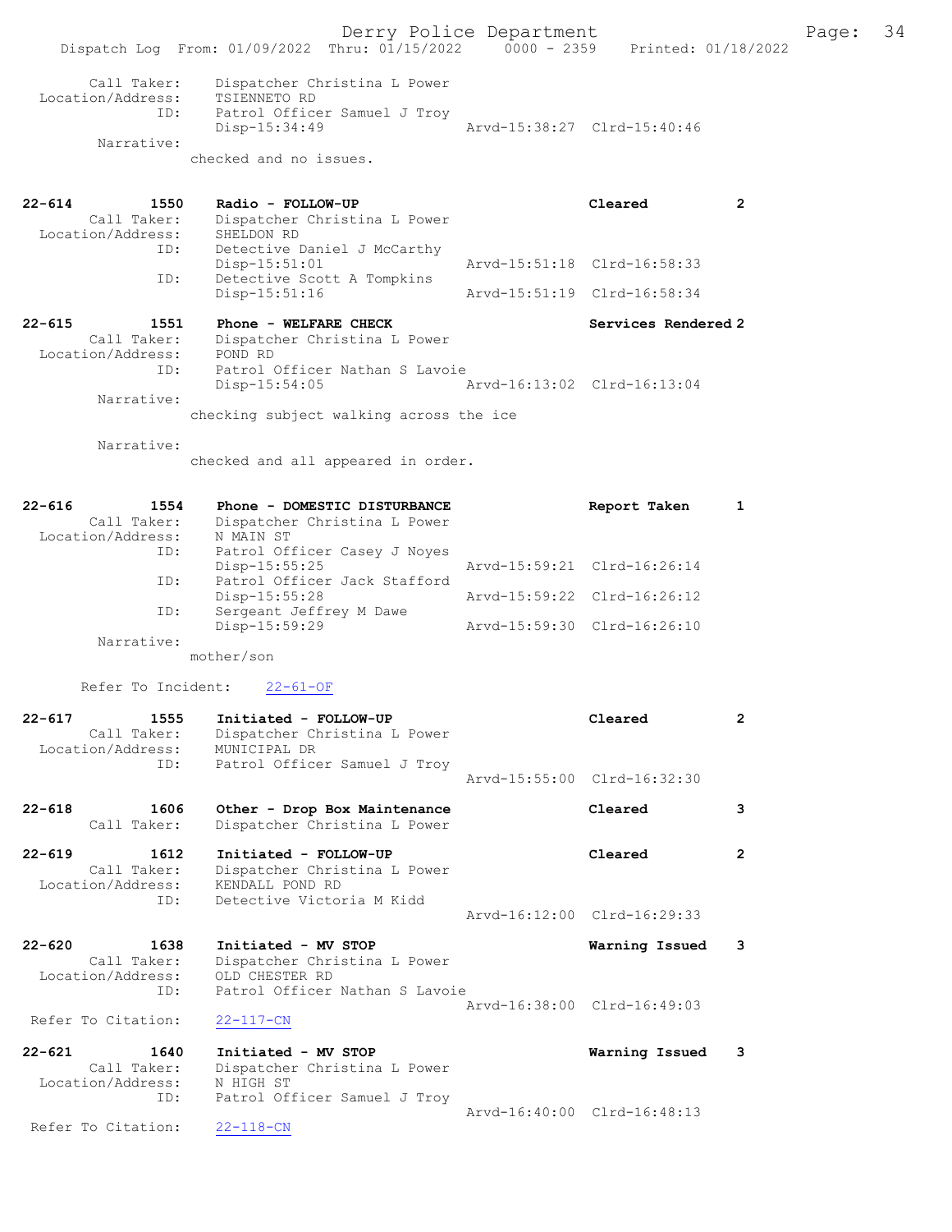```
Call Taker:     Dispatcher Christina L Power
Location/Address:     TSIENNETO RD
ID:     Patrol Officer Samuel J Troy
        Disp-15:34:49                Arvd-15:38:27  Clrd-15:40:46
Narrative:
        checked and no issues.

22-614        1550     Radio - FOLLOW-UP                        Cleared           2
Call Taker:     Dispatcher Christina L Power
Location/Address:     SHELDON RD
ID:     Detective Daniel J McCarthy
        Disp-15:51:01                Arvd-15:51:18  Clrd-16:58:33
ID:     Detective Scott A Tompkins
        Disp-15:51:16                Arvd-15:51:19  Clrd-16:58:34

22-615        1551     Phone - WELFARE CHECK                    Services Rendered 2
Call Taker:     Dispatcher Christina L Power
Location/Address:     POND RD
ID:     Patrol Officer Nathan S Lavoie
        Disp-15:54:05                Arvd-16:13:02  Clrd-16:13:04
Narrative:
        checking subject walking across the ice

Narrative:
        checked and all appeared in order.

22-616        1554     Phone - DOMESTIC DISTURBANCE             Report Taken      1
Call Taker:     Dispatcher Christina L Power
Location/Address:     N MAIN ST
ID:     Patrol Officer Casey J Noyes
        Disp-15:55:25                Arvd-15:59:21  Clrd-16:26:14
ID:     Patrol Officer Jack Stafford
        Disp-15:55:28                Arvd-15:59:22  Clrd-16:26:12
ID:     Sergeant Jeffrey M Dawe
        Disp-15:59:29                Arvd-15:59:30  Clrd-16:26:10
Narrative:
        mother/son

Refer To Incident:    22-61-OF

22-617        1555     Initiated - FOLLOW-UP                    Cleared           2
Call Taker:     Dispatcher Christina L Power
Location/Address:     MUNICIPAL DR
ID:     Patrol Officer Samuel J Troy
                                     Arvd-15:55:00  Clrd-16:32:30

22-618        1606     Other - Drop Box Maintenance             Cleared           3
Call Taker:     Dispatcher Christina L Power

22-619        1612     Initiated - FOLLOW-UP                    Cleared           2
Call Taker:     Dispatcher Christina L Power
Location/Address:     KENDALL POND RD
ID:     Detective Victoria M Kidd
                                     Arvd-16:12:00  Clrd-16:29:33

22-620        1638     Initiated - MV STOP                      Warning Issued    3
Call Taker:     Dispatcher Christina L Power
Location/Address:     OLD CHESTER RD
ID:     Patrol Officer Nathan S Lavoie
                                     Arvd-16:38:00  Clrd-16:49:03
Refer To Citation:    22-117-CN

22-621        1640     Initiated - MV STOP                      Warning Issued    3
Call Taker:     Dispatcher Christina L Power
Location/Address:     N HIGH ST
ID:     Patrol Officer Samuel J Troy
                                     Arvd-16:40:00  Clrd-16:48:13
Refer To Citation:    22-118-CN
```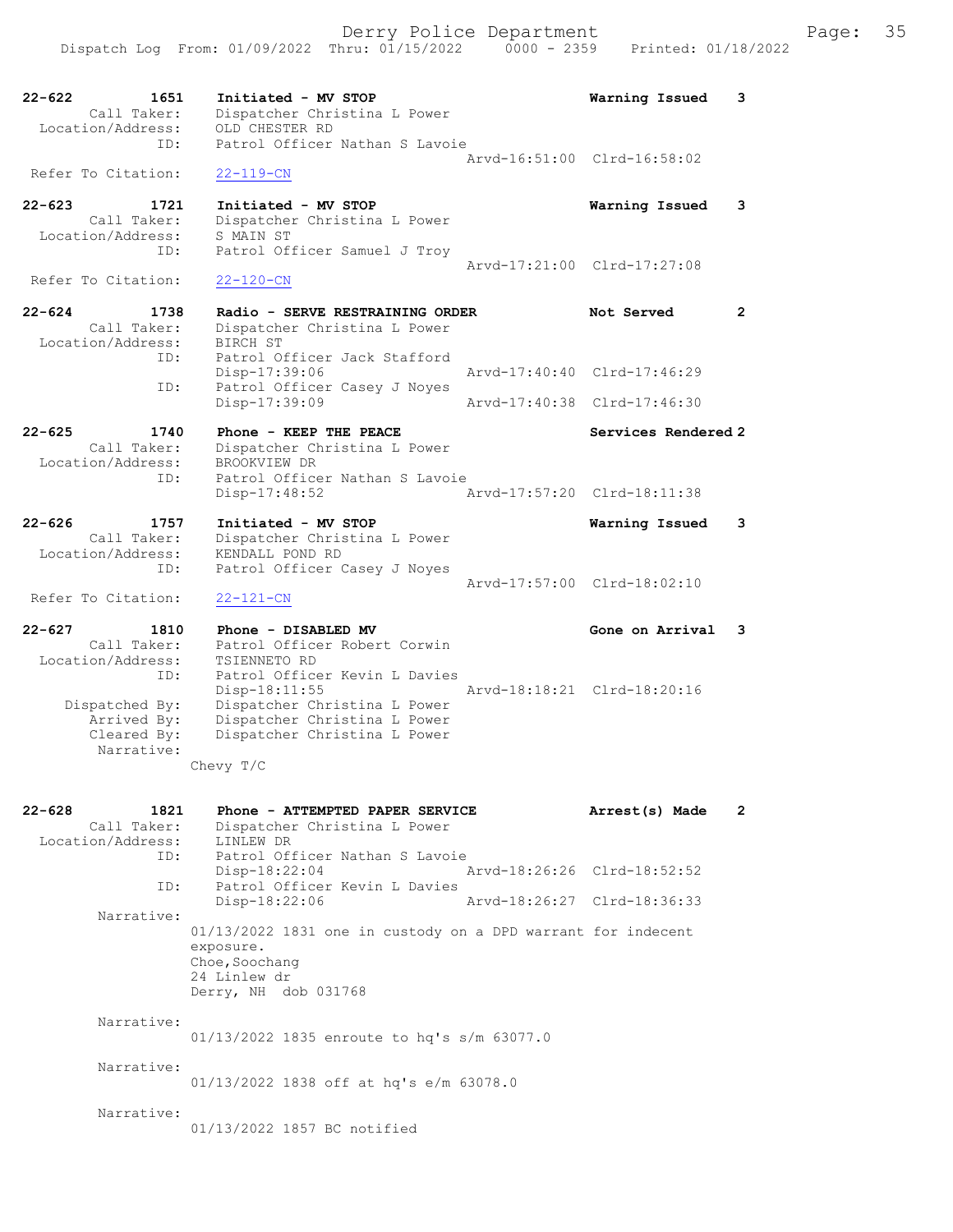22-622 1651 Initiated - MV STOP Warning Issued 3
Call Taker: Dispatcher Christina L Power
Location/Address: OLD CHESTER RD
ID: Patrol Officer Nathan S Lavoie
Arvd-16:51:00 Clrd-16:58:02
Refer To Citation: 22-119-CN

22-623 1721 Initiated - MV STOP Warning Issued 3
Call Taker: Dispatcher Christina L Power
Location/Address: S MAIN ST
ID: Patrol Officer Samuel J Troy
Arvd-17:21:00 Clrd-17:27:08
Refer To Citation: 22-120-CN

22-624 1738 Radio - SERVE RESTRAINING ORDER Not Served 2
Call Taker: Dispatcher Christina L Power
Location/Address: BIRCH ST
ID: Patrol Officer Jack Stafford
Disp-17:39:06 Arvd-17:40:40 Clrd-17:46:29
ID: Patrol Officer Casey J Noyes
Disp-17:39:09 Arvd-17:40:38 Clrd-17:46:30

22-625 1740 Phone - KEEP THE PEACE Services Rendered 2
Call Taker: Dispatcher Christina L Power
Location/Address: BROOKVIEW DR
ID: Patrol Officer Nathan S Lavoie
Disp-17:48:52 Arvd-17:57:20 Clrd-18:11:38

22-626 1757 Initiated - MV STOP Warning Issued 3
Call Taker: Dispatcher Christina L Power
Location/Address: KENDALL POND RD
ID: Patrol Officer Casey J Noyes
Arvd-17:57:00 Clrd-18:02:10
Refer To Citation: 22-121-CN

22-627 1810 Phone - DISABLED MV Gone on Arrival 3
Call Taker: Patrol Officer Robert Corwin
Location/Address: TSIENNETO RD
ID: Patrol Officer Kevin L Davies
Disp-18:11:55 Arvd-18:18:21 Clrd-18:20:16
Dispatched By: Dispatcher Christina L Power
Arrived By: Dispatcher Christina L Power
Cleared By: Dispatcher Christina L Power
Narrative:
Chevy T/C

22-628 1821 Phone - ATTEMPTED PAPER SERVICE Arrest(s) Made 2
Call Taker: Dispatcher Christina L Power
Location/Address: LINLEW DR
ID: Patrol Officer Nathan S Lavoie
Disp-18:22:04 Arvd-18:26:26 Clrd-18:52:52
ID: Patrol Officer Kevin L Davies
Disp-18:22:06 Arvd-18:26:27 Clrd-18:36:33
Narrative:
01/13/2022 1831 one in custody on a DPD warrant for indecent exposure.
Choe,Soochang
24 Linlew dr
Derry, NH dob 031768

Narrative:
01/13/2022 1835 enroute to hq's s/m 63077.0

Narrative:
01/13/2022 1838 off at hq's e/m 63078.0

Narrative:
01/13/2022 1857 BC notified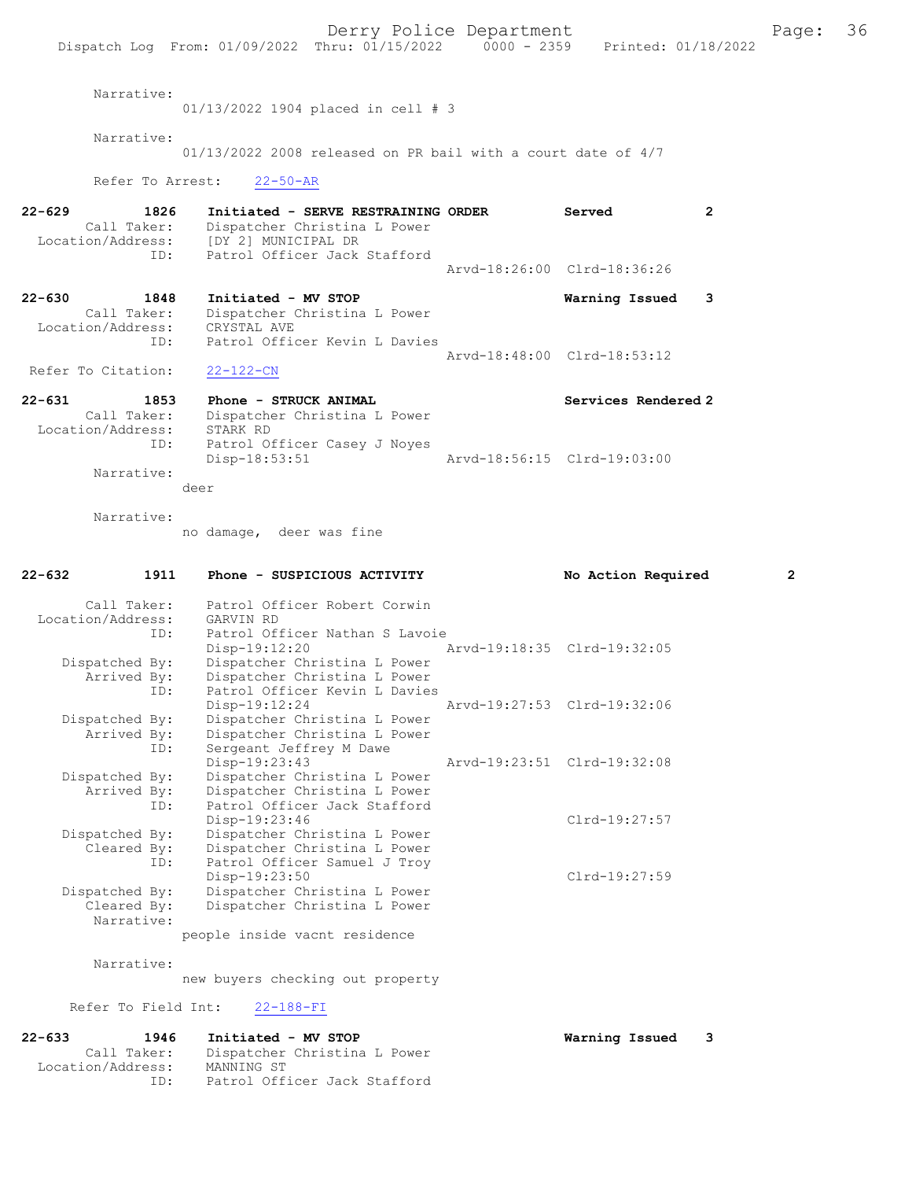Narrative:
01/13/2022 1904 placed in cell # 3

Narrative:
01/13/2022 2008 released on PR bail with a court date of 4/7

Refer To Arrest: 22-50-AR

**22-629 1826 Initiated - SERVE RESTRAINING ORDER Served 2**
Call Taker: Dispatcher Christina L Power
Location/Address: [DY 2] MUNICIPAL DR
ID: Patrol Officer Jack Stafford
Arvd-18:26:00 Clrd-18:36:26

**22-630 1848 Initiated - MV STOP Warning Issued 3**
Call Taker: Dispatcher Christina L Power
Location/Address: CRYSTAL AVE
ID: Patrol Officer Kevin L Davies
Arvd-18:48:00 Clrd-18:53:12
Refer To Citation: 22-122-CN

**22-631 1853 Phone - STRUCK ANIMAL Services Rendered 2**
Call Taker: Dispatcher Christina L Power
Location/Address: STARK RD
ID: Patrol Officer Casey J Noyes
Disp-18:53:51 Arvd-18:56:15 Clrd-19:03:00
Narrative:
deer

Narrative:
no damage, deer was fine

**22-632 1911 Phone - SUSPICIOUS ACTIVITY No Action Required 2**
Call Taker: Patrol Officer Robert Corwin
Location/Address: GARVIN RD
ID: Patrol Officer Nathan S Lavoie
Disp-19:12:20 Arvd-19:18:35 Clrd-19:32:05
Dispatched By: Dispatcher Christina L Power
Arrived By: Dispatcher Christina L Power
ID: Patrol Officer Kevin L Davies
Disp-19:12:24 Arvd-19:27:53 Clrd-19:32:06
Dispatched By: Dispatcher Christina L Power
Arrived By: Dispatcher Christina L Power
ID: Sergeant Jeffrey M Dawe
Disp-19:23:43 Arvd-19:23:51 Clrd-19:32:08
Dispatched By: Dispatcher Christina L Power
Arrived By: Dispatcher Christina L Power
ID: Patrol Officer Jack Stafford
Disp-19:23:46 Clrd-19:27:57
Dispatched By: Dispatcher Christina L Power
Cleared By: Dispatcher Christina L Power
ID: Patrol Officer Samuel J Troy
Disp-19:23:50 Clrd-19:27:59
Dispatched By: Dispatcher Christina L Power
Cleared By: Dispatcher Christina L Power
Narrative:
people inside vacnt residence

Narrative:
new buyers checking out property

Refer To Field Int: 22-188-FI

**22-633 1946 Initiated - MV STOP Warning Issued 3**
Call Taker: Dispatcher Christina L Power
Location/Address: MANNING ST
ID: Patrol Officer Jack Stafford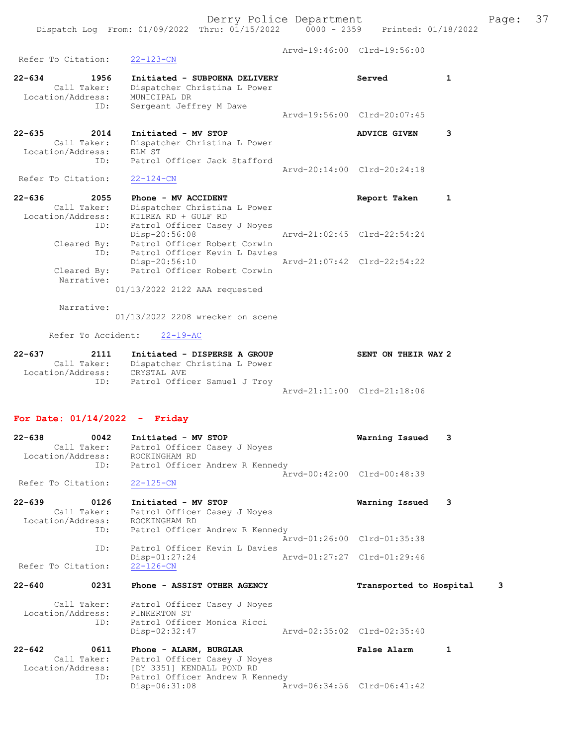Arvd-19:46:00 Clrd-19:56:00

Refer To Citation: 22-123-CN

22-634 1956 Initiated - SUBPOENA DELIVERY Served 1
Call Taker: Dispatcher Christina L Power
Location/Address: MUNICIPAL DR
ID: Sergeant Jeffrey M Dawe
Arvd-19:56:00 Clrd-20:07:45

22-635 2014 Initiated - MV STOP ADVICE GIVEN 3
Call Taker: Dispatcher Christina L Power
Location/Address: ELM ST
ID: Patrol Officer Jack Stafford
Arvd-20:14:00 Clrd-20:24:18
Refer To Citation: 22-124-CN

22-636 2055 Phone - MV ACCIDENT Report Taken 1
Call Taker: Dispatcher Christina L Power
Location/Address: KILREA RD + GULF RD
ID: Patrol Officer Casey J Noyes
Disp-20:56:08 Arvd-21:02:45 Clrd-22:54:24
Cleared By: Patrol Officer Robert Corwin
ID: Patrol Officer Kevin L Davies
Disp-20:56:10 Arvd-21:07:42 Clrd-22:54:22
Cleared By: Patrol Officer Robert Corwin
Narrative:
01/13/2022 2122 AAA requested

Narrative:
01/13/2022 2208 wrecker on scene

Refer To Accident: 22-19-AC

22-637 2111 Initiated - DISPERSE A GROUP SENT ON THEIR WAY 2
Call Taker: Dispatcher Christina L Power
Location/Address: CRYSTAL AVE
ID: Patrol Officer Samuel J Troy
Arvd-21:11:00 Clrd-21:18:06

## For Date: 01/14/2022 - Friday

22-638 0042 Initiated - MV STOP Warning Issued 3
Call Taker: Patrol Officer Casey J Noyes
Location/Address: ROCKINGHAM RD
ID: Patrol Officer Andrew R Kennedy
Arvd-00:42:00 Clrd-00:48:39
Refer To Citation: 22-125-CN

22-639 0126 Initiated - MV STOP Warning Issued 3
Call Taker: Patrol Officer Casey J Noyes
Location/Address: ROCKINGHAM RD
ID: Patrol Officer Andrew R Kennedy
Arvd-01:26:00 Clrd-01:35:38
ID: Patrol Officer Kevin L Davies
Disp-01:27:24 Arvd-01:27:27 Clrd-01:29:46
Refer To Citation: 22-126-CN

22-640 0231 Phone - ASSIST OTHER AGENCY Transported to Hospital 3

Call Taker: Patrol Officer Casey J Noyes
Location/Address: PINKERTON ST
ID: Patrol Officer Monica Ricci
Disp-02:32:47 Arvd-02:35:02 Clrd-02:35:40

22-642 0611 Phone - ALARM, BURGLAR False Alarm 1
Call Taker: Patrol Officer Casey J Noyes
Location/Address: [DY 3351] KENDALL POND RD
ID: Patrol Officer Andrew R Kennedy
Disp-06:31:08 Arvd-06:34:56 Clrd-06:41:42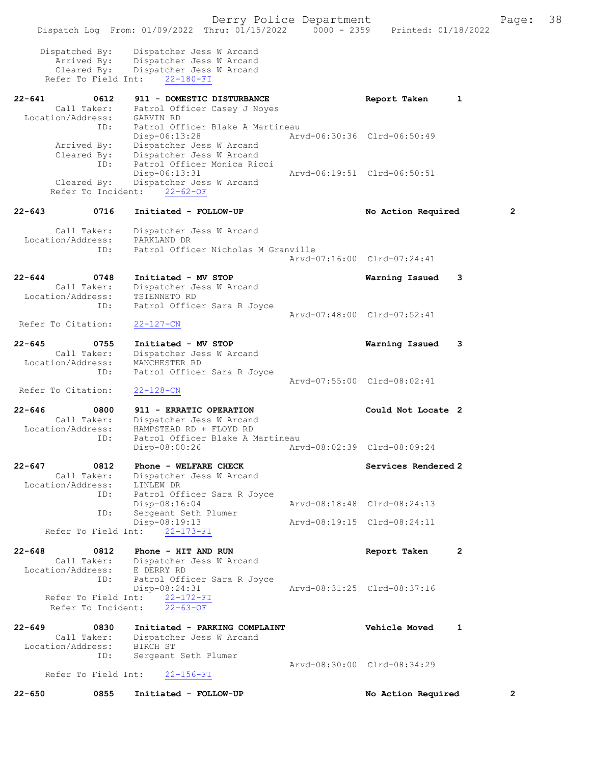```
    Dispatched By:    Dispatcher Jess W Arcand
       Arrived By:    Dispatcher Jess W Arcand
       Cleared By:    Dispatcher Jess W Arcand
     Refer To Field Int:    22-180-FI

22-641        0612    911 - DOMESTIC DISTURBANCE                    Report Taken      1
       Call Taker:    Patrol Officer Casey J Noyes
  Location/Address:   GARVIN RD
               ID:    Patrol Officer Blake A Martineau
                      Disp-06:13:28                 Arvd-06:30:36  Clrd-06:50:49
       Arrived By:    Dispatcher Jess W Arcand
       Cleared By:    Dispatcher Jess W Arcand
               ID:    Patrol Officer Monica Ricci
                      Disp-06:13:31                 Arvd-06:19:51  Clrd-06:50:51
       Cleared By:    Dispatcher Jess W Arcand
      Refer To Incident:    22-62-OF

22-643        0716    Initiated - FOLLOW-UP                         No Action Required          2

       Call Taker:    Dispatcher Jess W Arcand
  Location/Address:   PARKLAND DR
               ID:    Patrol Officer Nicholas M Granville
                                                    Arvd-07:16:00  Clrd-07:24:41

22-644        0748    Initiated - MV STOP                           Warning Issued    3
       Call Taker:    Dispatcher Jess W Arcand
  Location/Address:   TSIENNETO RD
               ID:    Patrol Officer Sara R Joyce
                                                    Arvd-07:48:00  Clrd-07:52:41
  Refer To Citation:    22-127-CN

22-645        0755    Initiated - MV STOP                           Warning Issued    3
       Call Taker:    Dispatcher Jess W Arcand
  Location/Address:   MANCHESTER RD
               ID:    Patrol Officer Sara R Joyce
                                                    Arvd-07:55:00  Clrd-08:02:41
  Refer To Citation:    22-128-CN

22-646        0800    911 - ERRATIC OPERATION                       Could Not Locate 2
       Call Taker:    Dispatcher Jess W Arcand
  Location/Address:   HAMPSTEAD RD + FLOYD RD
               ID:    Patrol Officer Blake A Martineau
                      Disp-08:00:26                 Arvd-08:02:39  Clrd-08:09:24

22-647        0812    Phone - WELFARE CHECK                         Services Rendered 2
       Call Taker:    Dispatcher Jess W Arcand
  Location/Address:   LINLEW DR
               ID:    Patrol Officer Sara R Joyce
                      Disp-08:16:04                 Arvd-08:18:48  Clrd-08:24:13
               ID:    Sergeant Seth Plumer
                      Disp-08:19:13                 Arvd-08:19:15  Clrd-08:24:11
     Refer To Field Int:    22-173-FI

22-648        0812    Phone - HIT AND RUN                           Report Taken      2
       Call Taker:    Dispatcher Jess W Arcand
  Location/Address:   E DERRY RD
               ID:    Patrol Officer Sara R Joyce
                      Disp-08:24:31                 Arvd-08:31:25  Clrd-08:37:16
     Refer To Field Int:    22-172-FI
      Refer To Incident:    22-63-OF

22-649        0830    Initiated - PARKING COMPLAINT                 Vehicle Moved     1
       Call Taker:    Dispatcher Jess W Arcand
  Location/Address:   BIRCH ST
               ID:    Sergeant Seth Plumer
                                                    Arvd-08:30:00  Clrd-08:34:29
     Refer To Field Int:    22-156-FI

22-650        0855    Initiated - FOLLOW-UP                         No Action Required          2
```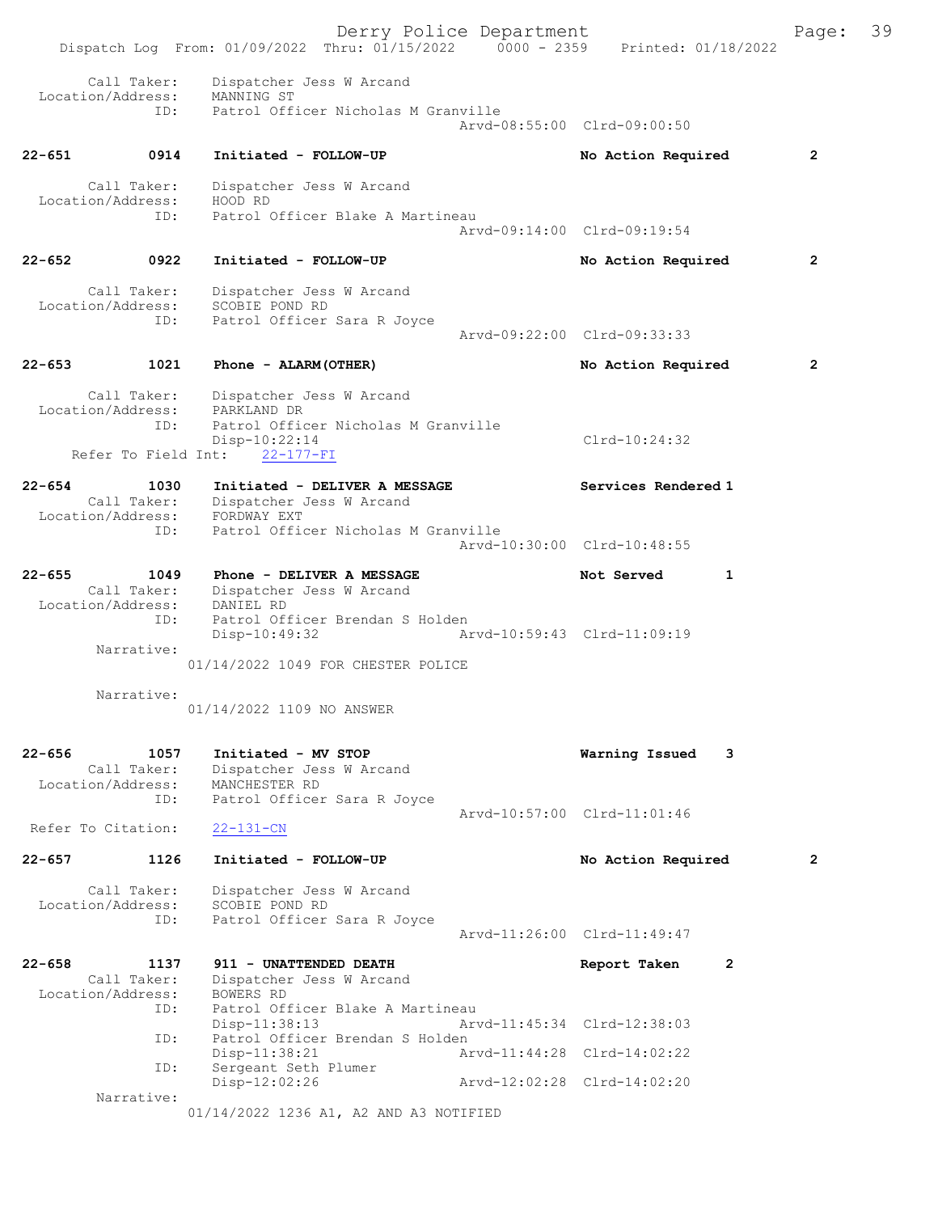Call Taker: Dispatcher Jess W Arcand
Location/Address: MANNING ST
ID: Patrol Officer Nicholas M Granville
Arvd-08:55:00 Clrd-09:00:50

**22-651 0914 Initiated - FOLLOW-UP** No Action Required 2

Call Taker: Dispatcher Jess W Arcand
Location/Address: HOOD RD
ID: Patrol Officer Blake A Martineau
Arvd-09:14:00 Clrd-09:19:54

**22-652 0922 Initiated - FOLLOW-UP** No Action Required 2

Call Taker: Dispatcher Jess W Arcand
Location/Address: SCOBIE POND RD
ID: Patrol Officer Sara R Joyce
Arvd-09:22:00 Clrd-09:33:33

**22-653 1021 Phone - ALARM(OTHER)** No Action Required 2

Call Taker: Dispatcher Jess W Arcand
Location/Address: PARKLAND DR
ID: Patrol Officer Nicholas M Granville
Disp-10:22:14 Clrd-10:24:32
Refer To Field Int: 22-177-FI

**22-654 1030 Initiated - DELIVER A MESSAGE** Services Rendered 1

Call Taker: Dispatcher Jess W Arcand
Location/Address: FORDWAY EXT
ID: Patrol Officer Nicholas M Granville
Arvd-10:30:00 Clrd-10:48:55

**22-655 1049 Phone - DELIVER A MESSAGE** Not Served 1

Call Taker: Dispatcher Jess W Arcand
Location/Address: DANIEL RD
ID: Patrol Officer Brendan S Holden
Disp-10:49:32 Arvd-10:59:43 Clrd-11:09:19
Narrative:
01/14/2022 1049 FOR CHESTER POLICE

Narrative:
01/14/2022 1109 NO ANSWER

**22-656 1057 Initiated - MV STOP** Warning Issued 3

Call Taker: Dispatcher Jess W Arcand
Location/Address: MANCHESTER RD
ID: Patrol Officer Sara R Joyce
Arvd-10:57:00 Clrd-11:01:46
Refer To Citation: 22-131-CN

**22-657 1126 Initiated - FOLLOW-UP** No Action Required 2

Call Taker: Dispatcher Jess W Arcand
Location/Address: SCOBIE POND RD
ID: Patrol Officer Sara R Joyce
Arvd-11:26:00 Clrd-11:49:47

**22-658 1137 911 - UNATTENDED DEATH** Report Taken 2

Call Taker: Dispatcher Jess W Arcand
Location/Address: BOWERS RD
ID: Patrol Officer Blake A Martineau
Disp-11:38:13 Arvd-11:45:34 Clrd-12:38:03
ID: Patrol Officer Brendan S Holden
Disp-11:38:21 Arvd-11:44:28 Clrd-14:02:22
ID: Sergeant Seth Plumer
Disp-12:02:26 Arvd-12:02:28 Clrd-14:02:20
Narrative:
01/14/2022 1236 A1, A2 AND A3 NOTIFIED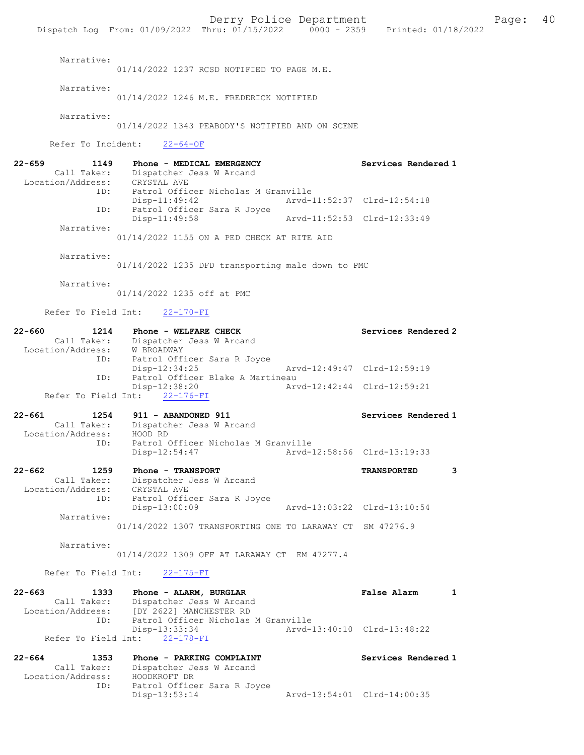Narrative:
01/14/2022 1237 RCSD NOTIFIED TO PAGE M.E.

Narrative:
01/14/2022 1246 M.E. FREDERICK NOTIFIED

Narrative:
01/14/2022 1343 PEABODY'S NOTIFIED AND ON SCENE

Refer To Incident: 22-64-OF

**22-659 1149 Phone - MEDICAL EMERGENCY — Services Rendered 1**
Call Taker: Dispatcher Jess W Arcand
Location/Address: CRYSTAL AVE
ID: Patrol Officer Nicholas M Granville
Disp-11:49:42 Arvd-11:52:37 Clrd-12:54:18
ID: Patrol Officer Sara R Joyce
Disp-11:49:58 Arvd-11:52:53 Clrd-12:33:49
Narrative:
01/14/2022 1155 ON A PED CHECK AT RITE AID

Narrative:
01/14/2022 1235 DFD transporting male down to PMC

Narrative:
01/14/2022 1235 off at PMC

Refer To Field Int: 22-170-FI

**22-660 1214 Phone - WELFARE CHECK — Services Rendered 2**
Call Taker: Dispatcher Jess W Arcand
Location/Address: W BROADWAY
ID: Patrol Officer Sara R Joyce
Disp-12:34:25 Arvd-12:49:47 Clrd-12:59:19
ID: Patrol Officer Blake A Martineau
Disp-12:38:20 Arvd-12:42:44 Clrd-12:59:21
Refer To Field Int: 22-176-FI

**22-661 1254 911 - ABANDONED 911 — Services Rendered 1**
Call Taker: Dispatcher Jess W Arcand
Location/Address: HOOD RD
ID: Patrol Officer Nicholas M Granville
Disp-12:54:47 Arvd-12:58:56 Clrd-13:19:33

**22-662 1259 Phone - TRANSPORT — TRANSPORTED 3**
Call Taker: Dispatcher Jess W Arcand
Location/Address: CRYSTAL AVE
ID: Patrol Officer Sara R Joyce
Disp-13:00:09 Arvd-13:03:22 Clrd-13:10:54
Narrative:
01/14/2022 1307 TRANSPORTING ONE TO LARAWAY CT SM 47276.9

Narrative:
01/14/2022 1309 OFF AT LARAWAY CT EM 47277.4

Refer To Field Int: 22-175-FI

**22-663 1333 Phone - ALARM, BURGLAR — False Alarm 1**
Call Taker: Dispatcher Jess W Arcand
Location/Address: [DY 2622] MANCHESTER RD
ID: Patrol Officer Nicholas M Granville
Disp-13:33:34 Arvd-13:40:10 Clrd-13:48:22
Refer To Field Int: 22-178-FI

**22-664 1353 Phone - PARKING COMPLAINT — Services Rendered 1**
Call Taker: Dispatcher Jess W Arcand
Location/Address: HOODKROFT DR
ID: Patrol Officer Sara R Joyce
Disp-13:53:14 Arvd-13:54:01 Clrd-14:00:35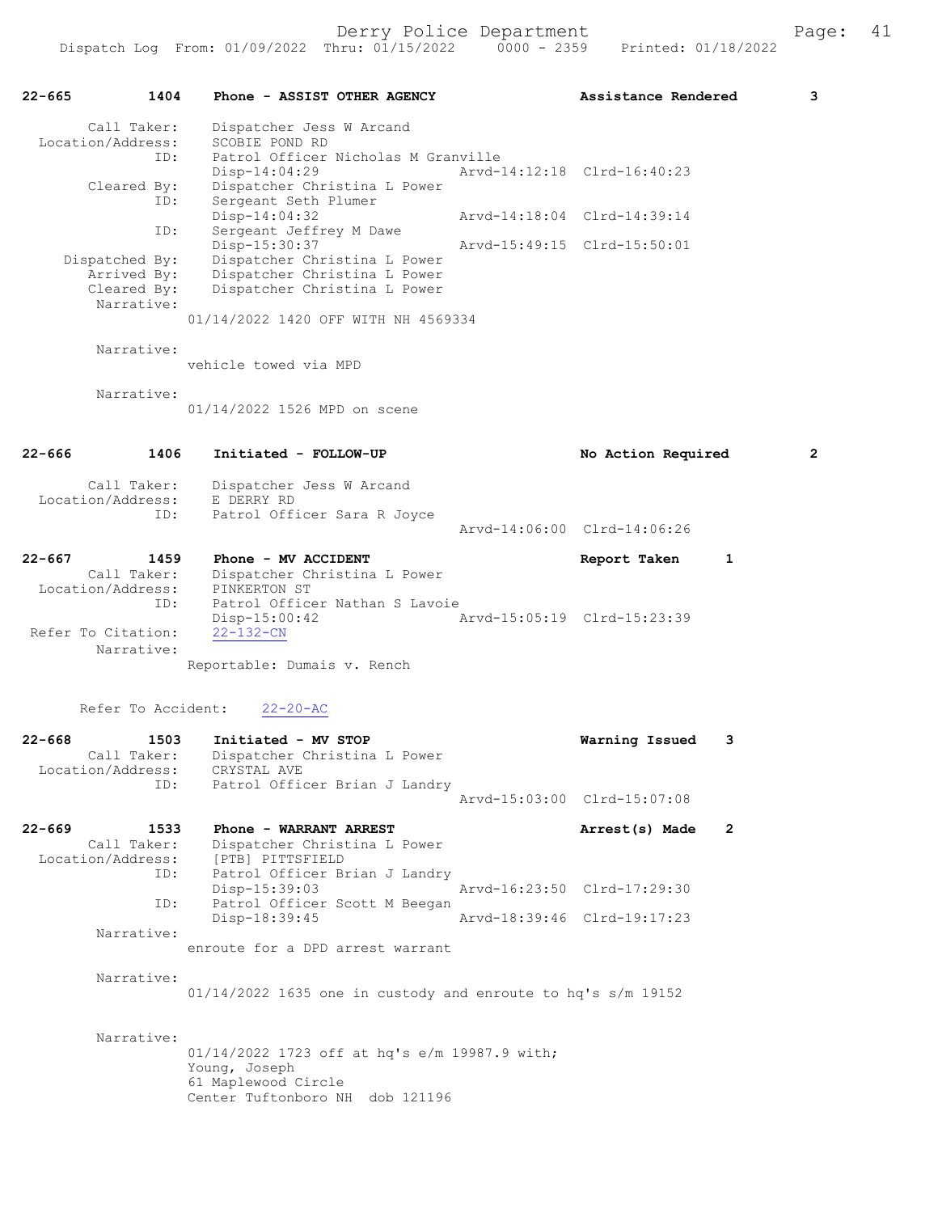**22-665 1404 Phone - ASSIST OTHER AGENCY — Assistance Rendered — 3**

Call Taker: Dispatcher Jess W Arcand
Location/Address: SCOBIE POND RD
ID: Patrol Officer Nicholas M Granville
Disp-14:04:29 Arvd-14:12:18 Clrd-16:40:23
Cleared By: Dispatcher Christina L Power
ID: Sergeant Seth Plumer
Disp-14:04:32 Arvd-14:18:04 Clrd-14:39:14
ID: Sergeant Jeffrey M Dawe
Disp-15:30:37 Arvd-15:49:15 Clrd-15:50:01
Dispatched By: Dispatcher Christina L Power
Arrived By: Dispatcher Christina L Power
Cleared By: Dispatcher Christina L Power
Narrative:
01/14/2022 1420 OFF WITH NH 4569334

Narrative:
vehicle towed via MPD

Narrative:
01/14/2022 1526 MPD on scene

**22-666 1406 Initiated - FOLLOW-UP — No Action Required — 2**

Call Taker: Dispatcher Jess W Arcand
Location/Address: E DERRY RD
ID: Patrol Officer Sara R Joyce
Arvd-14:06:00 Clrd-14:06:26

**22-667 1459 Phone - MV ACCIDENT — Report Taken — 1**

Call Taker: Dispatcher Christina L Power
Location/Address: PINKERTON ST
ID: Patrol Officer Nathan S Lavoie
Disp-15:00:42 Arvd-15:05:19 Clrd-15:23:39
Refer To Citation: 22-132-CN
Narrative:
Reportable: Dumais v. Rench

Refer To Accident: 22-20-AC

**22-668 1503 Initiated - MV STOP — Warning Issued — 3**

Call Taker: Dispatcher Christina L Power
Location/Address: CRYSTAL AVE
ID: Patrol Officer Brian J Landry
Arvd-15:03:00 Clrd-15:07:08

**22-669 1533 Phone - WARRANT ARREST — Arrest(s) Made — 2**

Call Taker: Dispatcher Christina L Power
Location/Address: [PTB] PITTSFIELD
ID: Patrol Officer Brian J Landry
Disp-15:39:03 Arvd-16:23:50 Clrd-17:29:30
ID: Patrol Officer Scott M Beegan
Disp-18:39:45 Arvd-18:39:46 Clrd-19:17:23
Narrative:
enroute for a DPD arrest warrant

Narrative:
01/14/2022 1635 one in custody and enroute to hq's s/m 19152

Narrative:
01/14/2022 1723 off at hq's e/m 19987.9 with;
Young, Joseph
61 Maplewood Circle
Center Tuftonboro NH dob 121196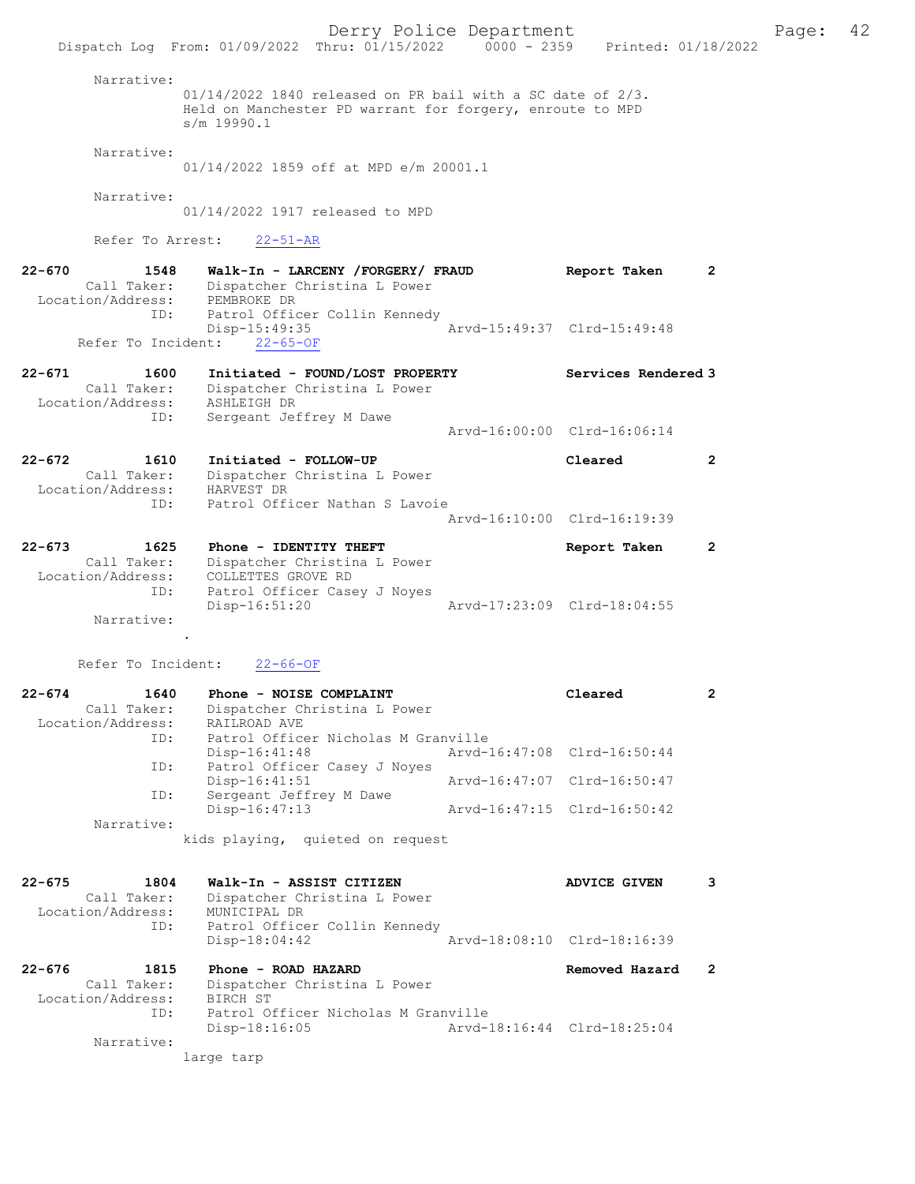Narrative:
01/14/2022 1840 released on PR bail with a SC date of 2/3. Held on Manchester PD warrant for forgery, enroute to MPD s/m 19990.1

Narrative:
01/14/2022 1859 off at MPD e/m 20001.1

Narrative:
01/14/2022 1917 released to MPD

Refer To Arrest: 22-51-AR

**22-670 1548 Walk-In - LARCENY /FORGERY/ FRAUD — Report Taken 2**
Call Taker: Dispatcher Christina L Power
Location/Address: PEMBROKE DR
ID: Patrol Officer Collin Kennedy
Disp-15:49:35 Arvd-15:49:37 Clrd-15:49:48
Refer To Incident: 22-65-OF

**22-671 1600 Initiated - FOUND/LOST PROPERTY — Services Rendered 3**
Call Taker: Dispatcher Christina L Power
Location/Address: ASHLEIGH DR
ID: Sergeant Jeffrey M Dawe
Arvd-16:00:00 Clrd-16:06:14

**22-672 1610 Initiated - FOLLOW-UP — Cleared 2**
Call Taker: Dispatcher Christina L Power
Location/Address: HARVEST DR
ID: Patrol Officer Nathan S Lavoie
Arvd-16:10:00 Clrd-16:19:39

**22-673 1625 Phone - IDENTITY THEFT — Report Taken 2**
Call Taker: Dispatcher Christina L Power
Location/Address: COLLETTES GROVE RD
ID: Patrol Officer Casey J Noyes
Disp-16:51:20 Arvd-17:23:09 Clrd-18:04:55
Narrative:
.

Refer To Incident: 22-66-OF

**22-674 1640 Phone - NOISE COMPLAINT — Cleared 2**
Call Taker: Dispatcher Christina L Power
Location/Address: RAILROAD AVE
ID: Patrol Officer Nicholas M Granville
Disp-16:41:48 Arvd-16:47:08 Clrd-16:50:44
ID: Patrol Officer Casey J Noyes
Disp-16:41:51 Arvd-16:47:07 Clrd-16:50:47
ID: Sergeant Jeffrey M Dawe
Disp-16:47:13 Arvd-16:47:15 Clrd-16:50:42
Narrative:
kids playing, quieted on request

**22-675 1804 Walk-In - ASSIST CITIZEN — ADVICE GIVEN 3**
Call Taker: Dispatcher Christina L Power
Location/Address: MUNICIPAL DR
ID: Patrol Officer Collin Kennedy
Disp-18:04:42 Arvd-18:08:10 Clrd-18:16:39

**22-676 1815 Phone - ROAD HAZARD — Removed Hazard 2**
Call Taker: Dispatcher Christina L Power
Location/Address: BIRCH ST
ID: Patrol Officer Nicholas M Granville
Disp-18:16:05 Arvd-18:16:44 Clrd-18:25:04
Narrative:
large tarp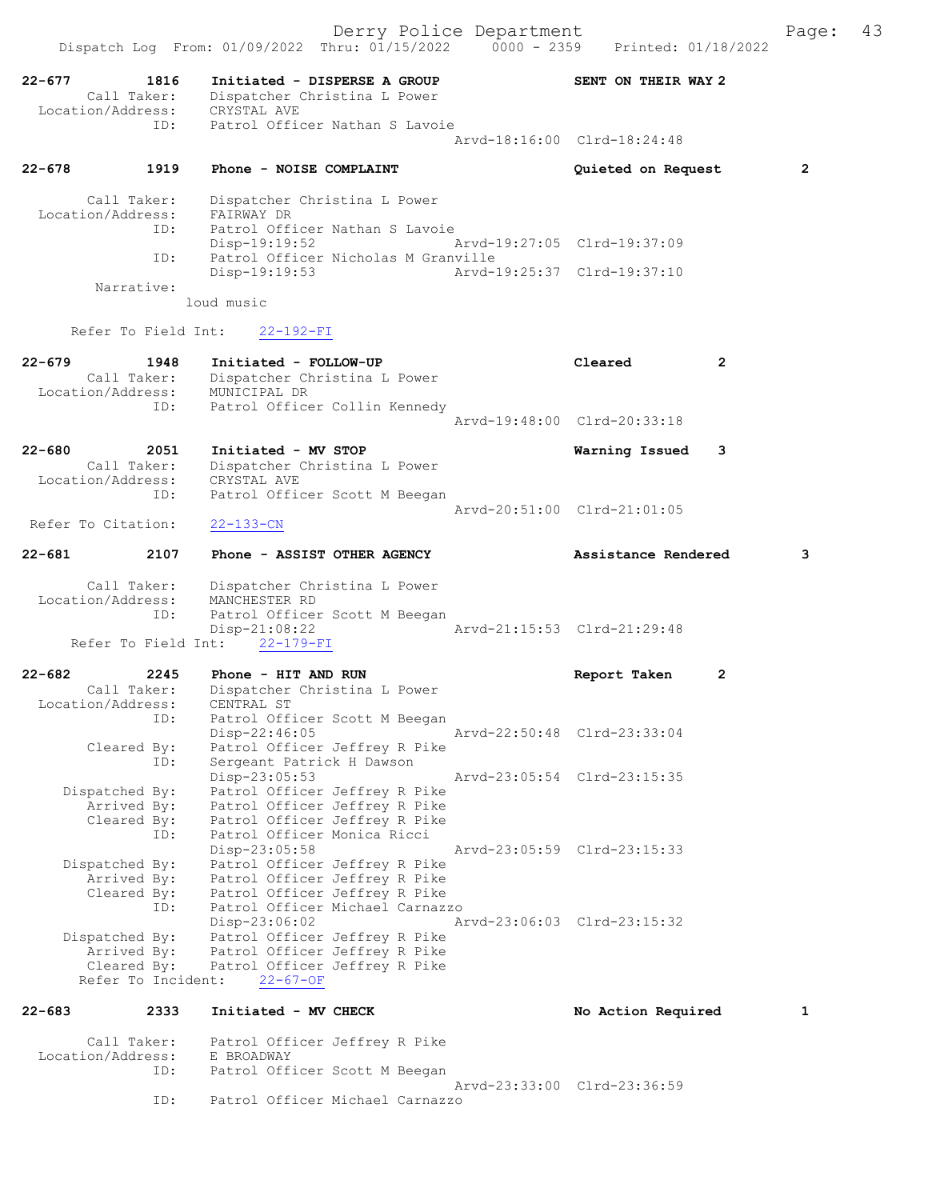Derry Police Department

Dispatch Log From: 01/09/2022 Thru: 01/15/2022 0000 - 2359 Printed: 01/18/2022

```
22-677        1816    Initiated - DISPERSE A GROUP              SENT ON THEIR WAY 2
        Call Taker:    Dispatcher Christina L Power
  Location/Address:    CRYSTAL AVE
               ID:     Patrol Officer Nathan S Lavoie
                                                 Arvd-18:16:00  Clrd-18:24:48

22-678        1919    Phone - NOISE COMPLAINT                   Quieted on Request        2

        Call Taker:    Dispatcher Christina L Power
  Location/Address:    FAIRWAY DR
               ID:     Patrol Officer Nathan S Lavoie
                       Disp-19:19:52             Arvd-19:27:05  Clrd-19:37:09
               ID:     Patrol Officer Nicholas M Granville
                       Disp-19:19:53             Arvd-19:25:37  Clrd-19:37:10
         Narrative:
                    loud music

      Refer To Field Int:    22-192-FI

22-679        1948    Initiated - FOLLOW-UP                     Cleared              2
        Call Taker:    Dispatcher Christina L Power
  Location/Address:    MUNICIPAL DR
               ID:     Patrol Officer Collin Kennedy
                                                 Arvd-19:48:00  Clrd-20:33:18

22-680        2051    Initiated - MV STOP                       Warning Issued       3
        Call Taker:    Dispatcher Christina L Power
  Location/Address:    CRYSTAL AVE
               ID:     Patrol Officer Scott M Beegan
                                                 Arvd-20:51:00  Clrd-21:01:05
  Refer To Citation:   22-133-CN

22-681        2107    Phone - ASSIST OTHER AGENCY               Assistance Rendered       3

        Call Taker:    Dispatcher Christina L Power
  Location/Address:    MANCHESTER RD
               ID:     Patrol Officer Scott M Beegan
                       Disp-21:08:22             Arvd-21:15:53  Clrd-21:29:48
      Refer To Field Int:    22-179-FI

22-682        2245    Phone - HIT AND RUN                       Report Taken         2
        Call Taker:    Dispatcher Christina L Power
  Location/Address:    CENTRAL ST
               ID:     Patrol Officer Scott M Beegan
                       Disp-22:46:05             Arvd-22:50:48  Clrd-23:33:04
        Cleared By:    Patrol Officer Jeffrey R Pike
               ID:     Sergeant Patrick H Dawson
                       Disp-23:05:53             Arvd-23:05:54  Clrd-23:15:35
     Dispatched By:    Patrol Officer Jeffrey R Pike
        Arrived By:    Patrol Officer Jeffrey R Pike
        Cleared By:    Patrol Officer Jeffrey R Pike
               ID:     Patrol Officer Monica Ricci
                       Disp-23:05:58             Arvd-23:05:59  Clrd-23:15:33
     Dispatched By:    Patrol Officer Jeffrey R Pike
        Arrived By:    Patrol Officer Jeffrey R Pike
        Cleared By:    Patrol Officer Jeffrey R Pike
               ID:     Patrol Officer Michael Carnazzo
                       Disp-23:06:02             Arvd-23:06:03  Clrd-23:15:32
     Dispatched By:    Patrol Officer Jeffrey R Pike
        Arrived By:    Patrol Officer Jeffrey R Pike
        Cleared By:    Patrol Officer Jeffrey R Pike
      Refer To Incident:    22-67-OF

22-683        2333    Initiated - MV CHECK                      No Action Required        1

        Call Taker:    Patrol Officer Jeffrey R Pike
  Location/Address:    E BROADWAY
               ID:     Patrol Officer Scott M Beegan
                                                 Arvd-23:33:00  Clrd-23:36:59
               ID:     Patrol Officer Michael Carnazzo
```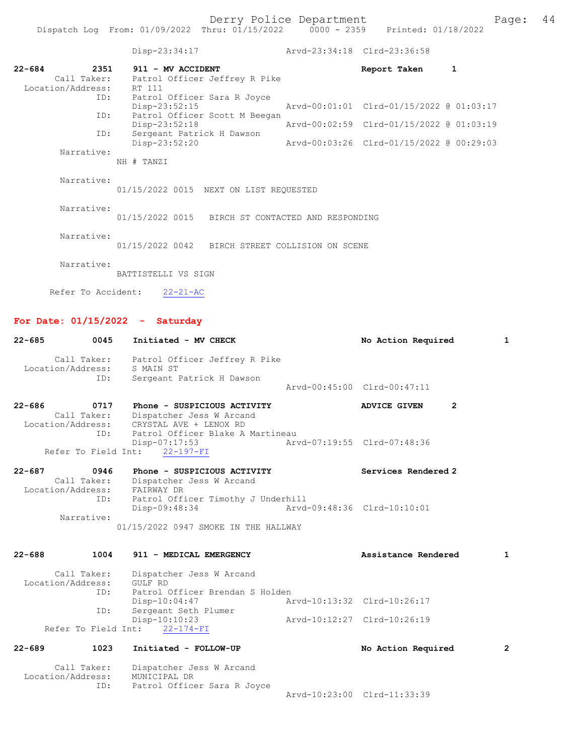Disp-23:34:17 Arvd-23:34:18 Clrd-23:36:58

**22-684** 2351 **911 - MV ACCIDENT** **Report Taken** 1
Call Taker: Patrol Officer Jeffrey R Pike
Location/Address: RT 111
ID: Patrol Officer Sara R Joyce
Disp-23:52:15 Arvd-00:01:01 Clrd-01/15/2022 @ 01:03:17
ID: Patrol Officer Scott M Beegan
Disp-23:52:18 Arvd-00:02:59 Clrd-01/15/2022 @ 01:03:19
ID: Sergeant Patrick H Dawson
Disp-23:52:20 Arvd-00:03:26 Clrd-01/15/2022 @ 00:29:03
Narrative:
NH # TANZI

Narrative:
01/15/2022 0015 NEXT ON LIST REQUESTED

Narrative:
01/15/2022 0015 BIRCH ST CONTACTED AND RESPONDING

Narrative:
01/15/2022 0042 BIRCH STREET COLLISION ON SCENE

Narrative:
BATTISTELLI VS SIGN

Refer To Accident: 22-21-AC

## For Date: 01/15/2022 - Saturday

**22-685** 0045 **Initiated - MV CHECK** **No Action Required** 1
Call Taker: Patrol Officer Jeffrey R Pike
Location/Address: S MAIN ST
ID: Sergeant Patrick H Dawson
Arvd-00:45:00 Clrd-00:47:11

**22-686** 0717 **Phone - SUSPICIOUS ACTIVITY** **ADVICE GIVEN** 2
Call Taker: Dispatcher Jess W Arcand
Location/Address: CRYSTAL AVE + LENOX RD
ID: Patrol Officer Blake A Martineau
Disp-07:17:53 Arvd-07:19:55 Clrd-07:48:36
Refer To Field Int: 22-197-FI

**22-687** 0946 **Phone - SUSPICIOUS ACTIVITY** **Services Rendered** 2
Call Taker: Dispatcher Jess W Arcand
Location/Address: FAIRWAY DR
ID: Patrol Officer Timothy J Underhill
Disp-09:48:34 Arvd-09:48:36 Clrd-10:10:01
Narrative:
01/15/2022 0947 SMOKE IN THE HALLWAY

**22-688** 1004 **911 - MEDICAL EMERGENCY** **Assistance Rendered** 1
Call Taker: Dispatcher Jess W Arcand
Location/Address: GULF RD
ID: Patrol Officer Brendan S Holden
Disp-10:04:47 Arvd-10:13:32 Clrd-10:26:17
ID: Sergeant Seth Plumer
Disp-10:10:23 Arvd-10:12:27 Clrd-10:26:19
Refer To Field Int: 22-174-FI

**22-689** 1023 **Initiated - FOLLOW-UP** **No Action Required** 2
Call Taker: Dispatcher Jess W Arcand
Location/Address: MUNICIPAL DR
ID: Patrol Officer Sara R Joyce
Arvd-10:23:00 Clrd-11:33:39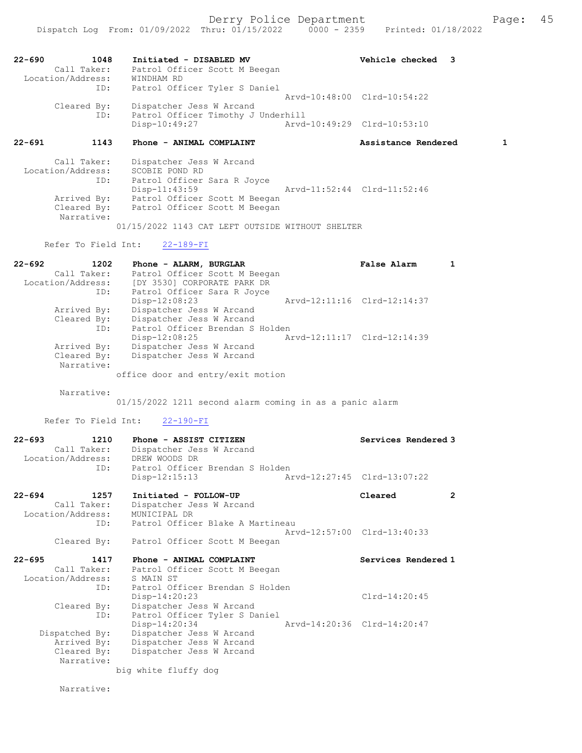22-690 1048 Initiated - DISABLED MV Vehicle checked 3
Call Taker: Patrol Officer Scott M Beegan
Location/Address: WINDHAM RD
ID: Patrol Officer Tyler S Daniel
Arvd-10:48:00 Clrd-10:54:22
Cleared By: Dispatcher Jess W Arcand
ID: Patrol Officer Timothy J Underhill
Disp-10:49:27 Arvd-10:49:29 Clrd-10:53:10

22-691 1143 Phone - ANIMAL COMPLAINT Assistance Rendered 1
Call Taker: Dispatcher Jess W Arcand
Location/Address: SCOBIE POND RD
ID: Patrol Officer Sara R Joyce
Disp-11:43:59 Arvd-11:52:44 Clrd-11:52:46
Arrived By: Patrol Officer Scott M Beegan
Cleared By: Patrol Officer Scott M Beegan
Narrative:
01/15/2022 1143 CAT LEFT OUTSIDE WITHOUT SHELTER

Refer To Field Int: 22-189-FI

22-692 1202 Phone - ALARM, BURGLAR False Alarm 1
Call Taker: Patrol Officer Scott M Beegan
Location/Address: [DY 3530] CORPORATE PARK DR
ID: Patrol Officer Sara R Joyce
Disp-12:08:23 Arvd-12:11:16 Clrd-12:14:37
Arrived By: Dispatcher Jess W Arcand
Cleared By: Dispatcher Jess W Arcand
ID: Patrol Officer Brendan S Holden
Disp-12:08:25 Arvd-12:11:17 Clrd-12:14:39
Arrived By: Dispatcher Jess W Arcand
Cleared By: Dispatcher Jess W Arcand
Narrative:
office door and entry/exit motion

Narrative:
01/15/2022 1211 second alarm coming in as a panic alarm

Refer To Field Int: 22-190-FI

22-693 1210 Phone - ASSIST CITIZEN Services Rendered 3
Call Taker: Dispatcher Jess W Arcand
Location/Address: DREW WOODS DR
ID: Patrol Officer Brendan S Holden
Disp-12:15:13 Arvd-12:27:45 Clrd-13:07:22

22-694 1257 Initiated - FOLLOW-UP Cleared 2
Call Taker: Dispatcher Jess W Arcand
Location/Address: MUNICIPAL DR
ID: Patrol Officer Blake A Martineau
Arvd-12:57:00 Clrd-13:40:33
Cleared By: Patrol Officer Scott M Beegan

22-695 1417 Phone - ANIMAL COMPLAINT Services Rendered 1
Call Taker: Patrol Officer Scott M Beegan
Location/Address: S MAIN ST
ID: Patrol Officer Brendan S Holden
Disp-14:20:23 Clrd-14:20:45
Cleared By: Dispatcher Jess W Arcand
ID: Patrol Officer Tyler S Daniel
Disp-14:20:34 Arvd-14:20:36 Clrd-14:20:47
Dispatched By: Dispatcher Jess W Arcand
Arrived By: Dispatcher Jess W Arcand
Cleared By: Dispatcher Jess W Arcand
Narrative:
big white fluffy dog

Narrative: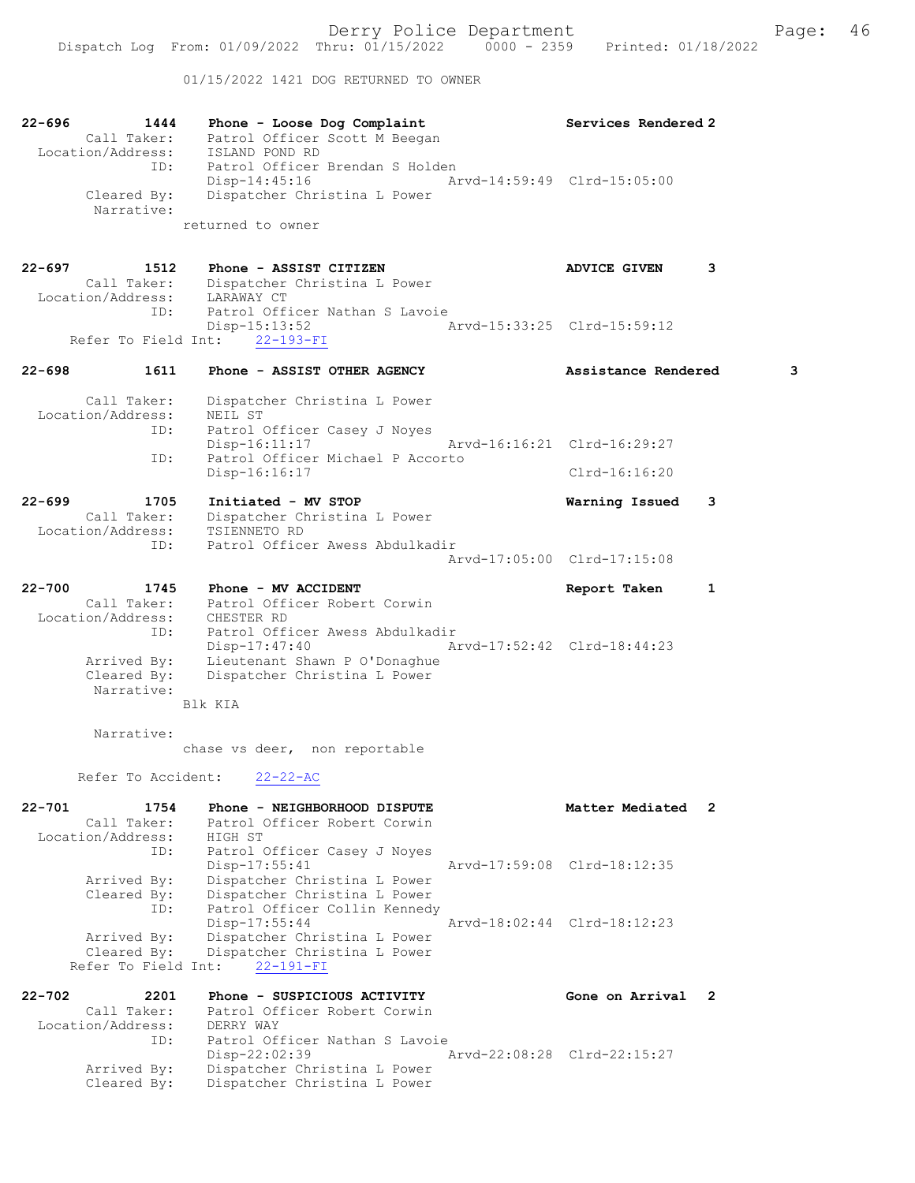01/15/2022 1421 DOG RETURNED TO OWNER

```
22-696          1444    Phone - Loose Dog Complaint                   Services Rendered 2
        Call Taker:     Patrol Officer Scott M Beegan
  Location/Address:     ISLAND POND RD
                ID:     Patrol Officer Brendan S Holden
                        Disp-14:45:16                 Arvd-14:59:49  Clrd-15:05:00
        Cleared By:     Dispatcher Christina L Power
         Narrative:
                    returned to owner

22-697          1512    Phone - ASSIST CITIZEN                        ADVICE GIVEN      3
        Call Taker:     Dispatcher Christina L Power
  Location/Address:     LARAWAY CT
                ID:     Patrol Officer Nathan S Lavoie
                        Disp-15:13:52                 Arvd-15:33:25  Clrd-15:59:12
     Refer To Field Int:    22-193-FI

22-698          1611    Phone - ASSIST OTHER AGENCY                   Assistance Rendered        3

        Call Taker:     Dispatcher Christina L Power
  Location/Address:     NEIL ST
                ID:     Patrol Officer Casey J Noyes
                        Disp-16:11:17                 Arvd-16:16:21  Clrd-16:29:27
                ID:     Patrol Officer Michael P Accorto
                        Disp-16:16:17                                Clrd-16:16:20

22-699          1705    Initiated - MV STOP                           Warning Issued    3
        Call Taker:     Dispatcher Christina L Power
  Location/Address:     TSIENNETO RD
                ID:     Patrol Officer Awess Abdulkadir
                                                      Arvd-17:05:00  Clrd-17:15:08

22-700          1745    Phone - MV ACCIDENT                           Report Taken      1
        Call Taker:     Patrol Officer Robert Corwin
  Location/Address:     CHESTER RD
                ID:     Patrol Officer Awess Abdulkadir
                        Disp-17:47:40                 Arvd-17:52:42  Clrd-18:44:23
        Arrived By:     Lieutenant Shawn P O'Donaghue
        Cleared By:     Dispatcher Christina L Power
         Narrative:
                    Blk KIA

         Narrative:
                    chase vs deer,  non reportable

      Refer To Accident:    22-22-AC

22-701          1754    Phone - NEIGHBORHOOD DISPUTE                  Matter Mediated   2
        Call Taker:     Patrol Officer Robert Corwin
  Location/Address:     HIGH ST
                ID:     Patrol Officer Casey J Noyes
                        Disp-17:55:41                 Arvd-17:59:08  Clrd-18:12:35
        Arrived By:     Dispatcher Christina L Power
        Cleared By:     Dispatcher Christina L Power
                ID:     Patrol Officer Collin Kennedy
                        Disp-17:55:44                 Arvd-18:02:44  Clrd-18:12:23
        Arrived By:     Dispatcher Christina L Power
        Cleared By:     Dispatcher Christina L Power
     Refer To Field Int:    22-191-FI

22-702          2201    Phone - SUSPICIOUS ACTIVITY                   Gone on Arrival   2
        Call Taker:     Patrol Officer Robert Corwin
  Location/Address:     DERRY WAY
                ID:     Patrol Officer Nathan S Lavoie
                        Disp-22:02:39                 Arvd-22:08:28  Clrd-22:15:27
        Arrived By:     Dispatcher Christina L Power
        Cleared By:     Dispatcher Christina L Power
```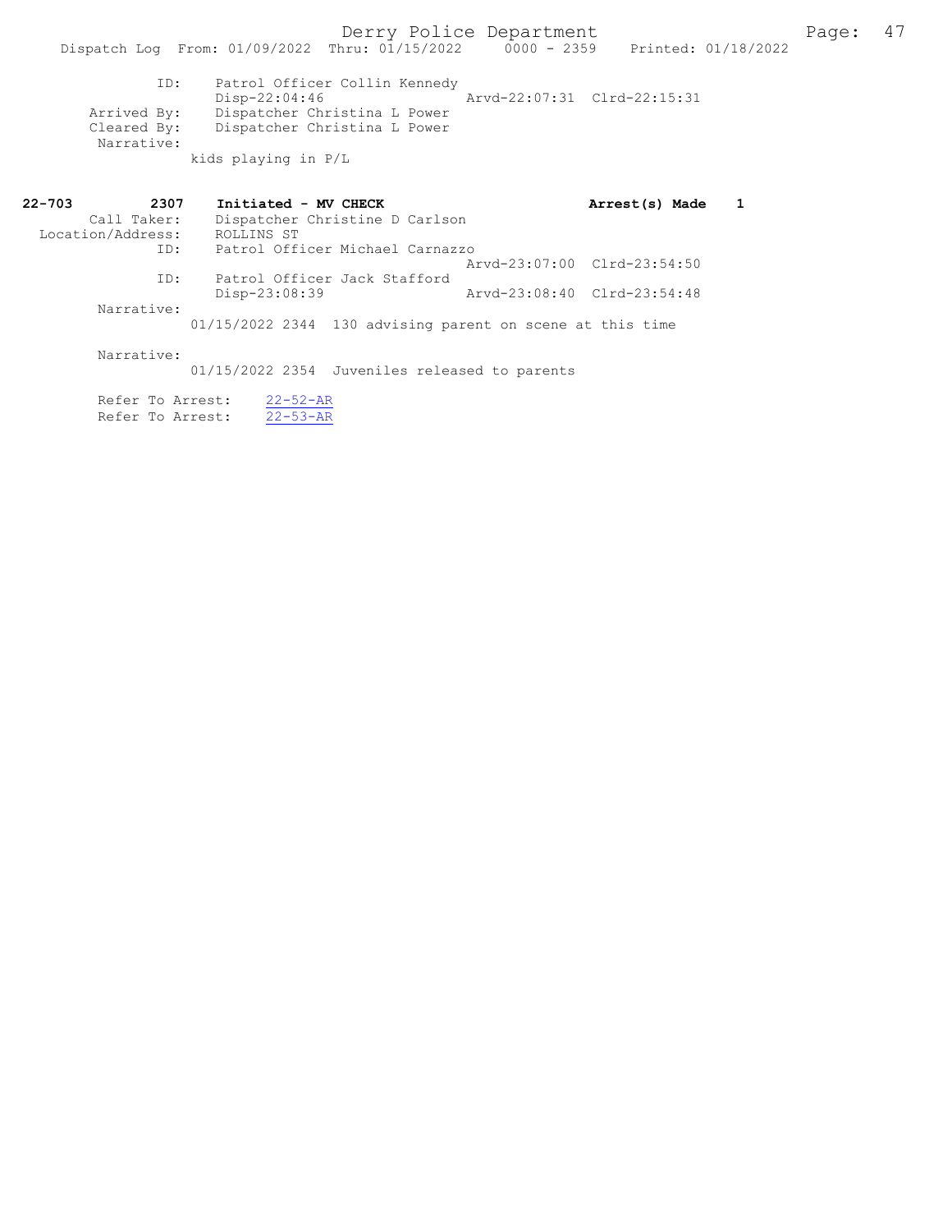ID: Patrol Officer Collin Kennedy
Disp-22:04:46 Arvd-22:07:31 Clrd-22:15:31
Arrived By: Dispatcher Christina L Power
Cleared By: Dispatcher Christina L Power
Narrative:
kids playing in P/L

**22-703 2307 Initiated - MV CHECK Arrest(s) Made 1**

Call Taker: Dispatcher Christine D Carlson
Location/Address: ROLLINS ST
ID: Patrol Officer Michael Carnazzo
Arvd-23:07:00 Clrd-23:54:50
ID: Patrol Officer Jack Stafford
Disp-23:08:39 Arvd-23:08:40 Clrd-23:54:48
Narrative:
01/15/2022 2344 130 advising parent on scene at this time

Narrative:
01/15/2022 2354 Juveniles released to parents

Refer To Arrest: 22-52-AR
Refer To Arrest: 22-53-AR